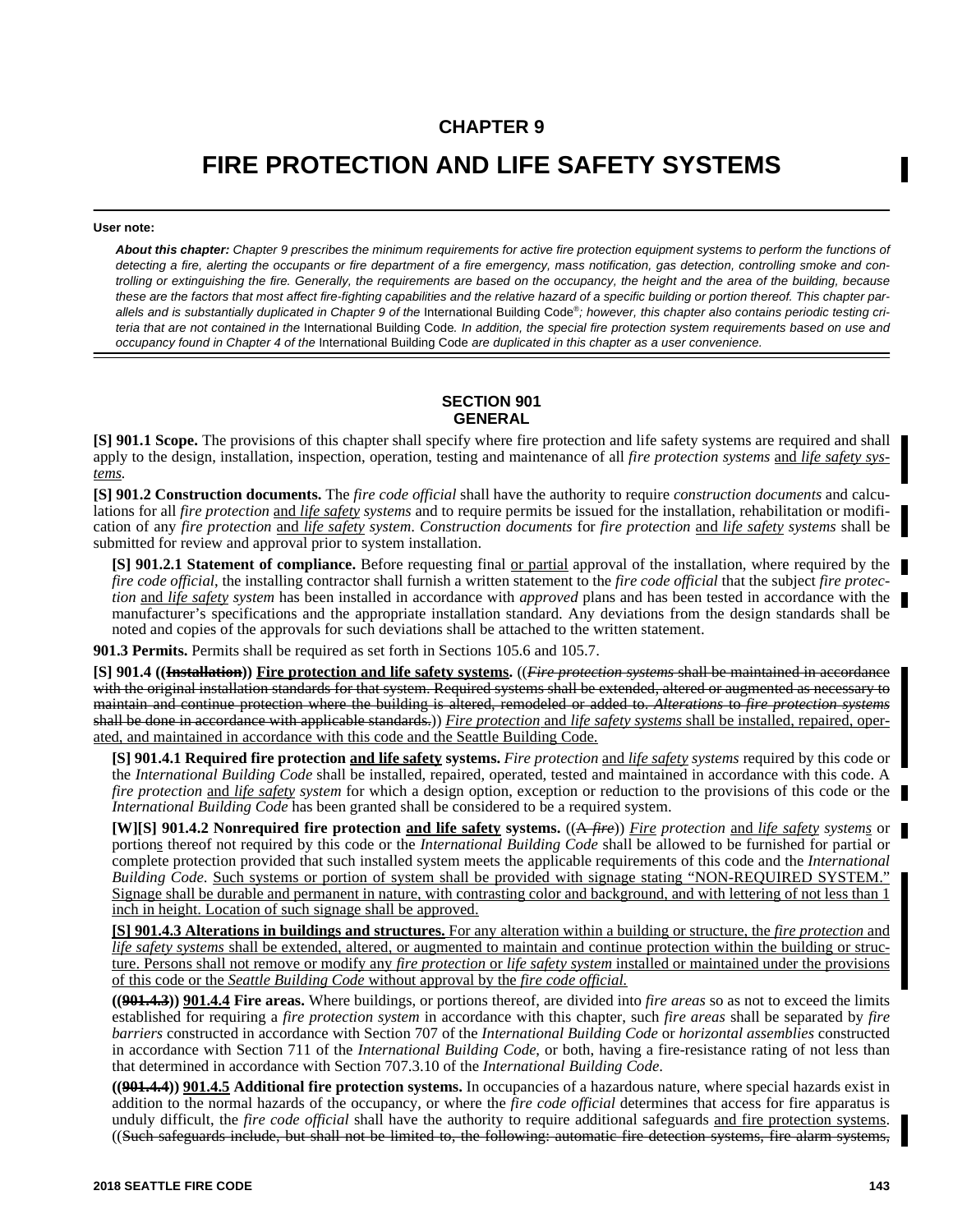# CHAPTER 9

# FIRE PROTECTION AND LIFE SAFETY SYSTEMS

**User note:**

***About this chapter:*** *Chapter 9 prescribes the minimum requirements for active fire protection equipment systems to perform the functions of detecting a fire, alerting the occupants or fire department of a fire emergency, mass notification, gas detection, controlling smoke and controlling or extinguishing the fire. Generally, the requirements are based on the occupancy, the height and the area of the building, because these are the factors that most affect fire-fighting capabilities and the relative hazard of a specific building or portion thereof. This chapter parallels and is substantially duplicated in Chapter 9 of the* International Building Code®*; however, this chapter also contains periodic testing criteria that are not contained in the* International Building Code*. In addition, the special fire protection system requirements based on use and occupancy found in Chapter 4 of the* International Building Code *are duplicated in this chapter as a user convenience.*

## SECTION 901 GENERAL

**[S] 901.1 Scope.** The provisions of this chapter shall specify where fire protection and life safety systems are required and shall apply to the design, installation, inspection, operation, testing and maintenance of all *fire protection systems* <u>and *life safety systems*</u>.

**[S] 901.2 Construction documents.** The *fire code official* shall have the authority to require *construction documents* and calculations for all *fire protection* <u>and *life safety*</u> *systems* and to require permits be issued for the installation, rehabilitation or modification of any *fire protection* <u>and *life safety*</u> *system*. *Construction documents* for *fire protection* <u>and *life safety*</u> *systems* shall be submitted for review and approval prior to system installation.

**[S] 901.2.1 Statement of compliance.** Before requesting final <u>or partial</u> approval of the installation, where required by the *fire code official*, the installing contractor shall furnish a written statement to the *fire code official* that the subject *fire protection* <u>and *life safety*</u> *system* has been installed in accordance with *approved* plans and has been tested in accordance with the manufacturer's specifications and the appropriate installation standard. Any deviations from the design standards shall be noted and copies of the approvals for such deviations shall be attached to the written statement.

**901.3 Permits.** Permits shall be required as set forth in Sections 105.6 and 105.7.

**[S] 901.4 ((~~Installation~~)) <u>Fire protection and life safety systems</u>.** ((~~*Fire protection systems* shall be maintained in accordance with the original installation standards for that system. Required systems shall be extended, altered or augmented as necessary to maintain and continue protection where the building is altered, remodeled or added to. *Alterations* to *fire protection systems* shall be done in accordance with applicable standards.~~)) <u>*Fire protection* and *life safety systems* shall be installed, repaired, operated, and maintained in accordance with this code and the Seattle Building Code.</u>

**[S] 901.4.1 Required fire protection <u>and life safety</u> systems.** *Fire protection* <u>and *life safety*</u> *systems* required by this code or the *International Building Code* shall be installed, repaired, operated, tested and maintained in accordance with this code. A *fire protection* <u>and *life safety*</u> *system* for which a design option, exception or reduction to the provisions of this code or the *International Building Code* has been granted shall be considered to be a required system.

**[W][S] 901.4.2 Nonrequired fire protection <u>and life safety</u> systems.** ((~~A *fire*~~)) <u>*Fire*</u> *protection* <u>and *life safety*</u> *system<u>s</u>* or portion<u>s</u> thereof not required by this code or the *International Building Code* shall be allowed to be furnished for partial or complete protection provided that such installed system meets the applicable requirements of this code and the *International Building Code*. <u>Such systems or portion of system shall be provided with signage stating "NON-REQUIRED SYSTEM." Signage shall be durable and permanent in nature, with contrasting color and background, and with lettering of not less than 1 inch in height. Location of such signage shall be approved.</u>

<u>**[S] 901.4.3 Alterations in buildings and structures.** For any alteration within a building or structure, the *fire protection* and *life safety systems* shall be extended, altered, or augmented to maintain and continue protection within the building or structure. Persons shall not remove or modify any *fire protection* or *life safety system* installed or maintained under the provisions of this code or the *Seattle Building Code* without approval by the *fire code official.*</u>

**((~~901.4.3~~)) <u>901.4.4</u> Fire areas.** Where buildings, or portions thereof, are divided into *fire areas* so as not to exceed the limits established for requiring a *fire protection system* in accordance with this chapter, such *fire areas* shall be separated by *fire barriers* constructed in accordance with Section 707 of the *International Building Code* or *horizontal assemblies* constructed in accordance with Section 711 of the *International Building Code*, or both, having a fire-resistance rating of not less than that determined in accordance with Section 707.3.10 of the *International Building Code*.

**((~~901.4.4~~)) <u>901.4.5</u> Additional fire protection systems.** In occupancies of a hazardous nature, where special hazards exist in addition to the normal hazards of the occupancy, or where the *fire code official* determines that access for fire apparatus is unduly difficult, the *fire code official* shall have the authority to require additional safeguards <u>and fire protection systems</u>. ((~~Such safeguards include, but shall not be limited to, the following: automatic fire detection systems, fire alarm systems,~~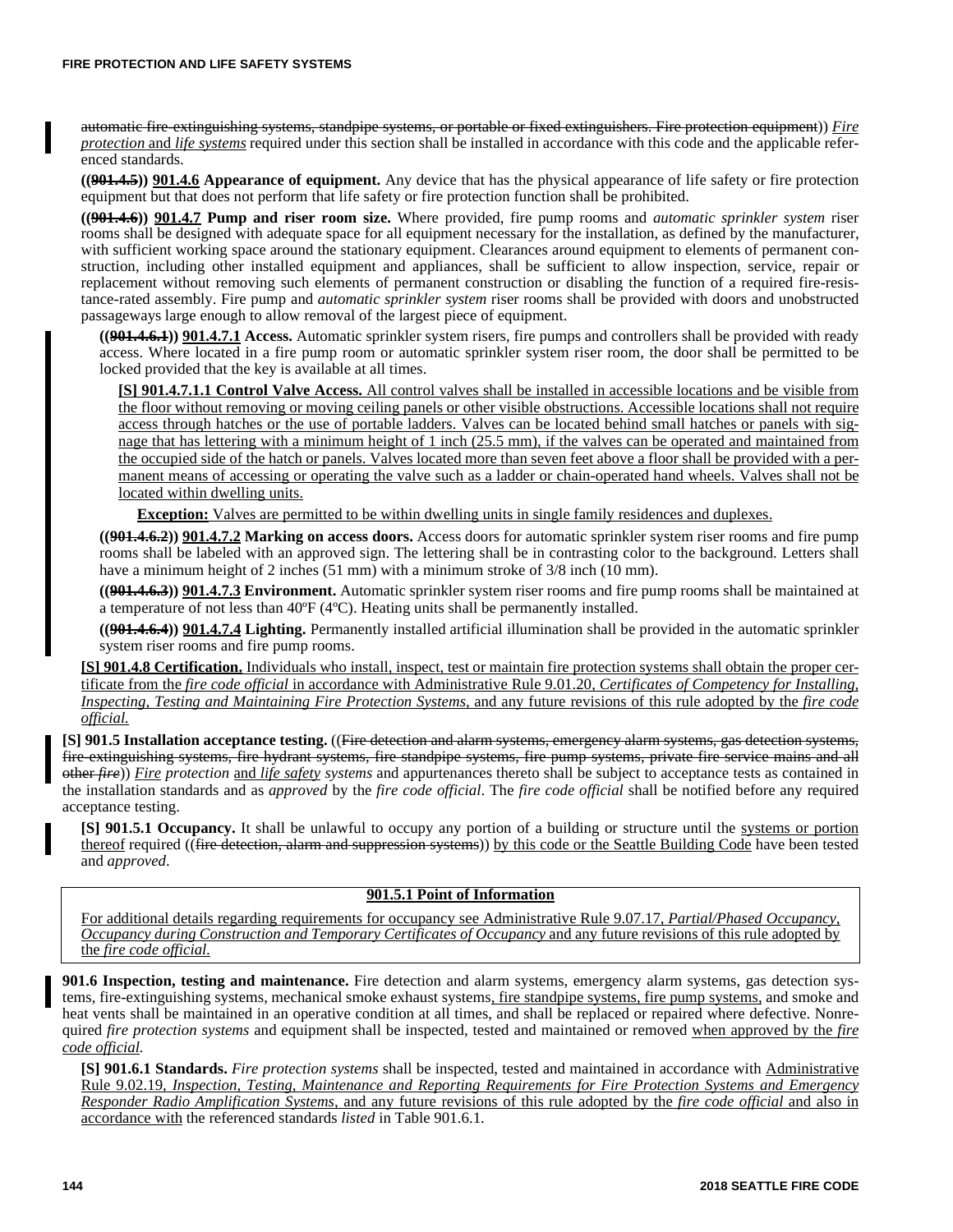automatic fire-extinguishing systems, standpipe systems, or portable or fixed extinguishers. Fire protection equipment)) *Fire protection* and *life systems* required under this section shall be installed in accordance with this code and the applicable referenced standards.

**((901.4.5)) 901.4.6 Appearance of equipment.** Any device that has the physical appearance of life safety or fire protection equipment but that does not perform that life safety or fire protection function shall be prohibited.

**((901.4.6)) 901.4.7 Pump and riser room size.** Where provided, fire pump rooms and *automatic sprinkler system* riser rooms shall be designed with adequate space for all equipment necessary for the installation, as defined by the manufacturer, with sufficient working space around the stationary equipment. Clearances around equipment to elements of permanent construction, including other installed equipment and appliances, shall be sufficient to allow inspection, service, repair or replacement without removing such elements of permanent construction or disabling the function of a required fire-resistance-rated assembly. Fire pump and *automatic sprinkler system* riser rooms shall be provided with doors and unobstructed passageways large enough to allow removal of the largest piece of equipment.

**((901.4.6.1)) 901.4.7.1 Access.** Automatic sprinkler system risers, fire pumps and controllers shall be provided with ready access. Where located in a fire pump room or automatic sprinkler system riser room, the door shall be permitted to be locked provided that the key is available at all times.

**[S] 901.4.7.1.1 Control Valve Access.** All control valves shall be installed in accessible locations and be visible from the floor without removing or moving ceiling panels or other visible obstructions. Accessible locations shall not require access through hatches or the use of portable ladders. Valves can be located behind small hatches or panels with signage that has lettering with a minimum height of 1 inch (25.5 mm), if the valves can be operated and maintained from the occupied side of the hatch or panels. Valves located more than seven feet above a floor shall be provided with a permanent means of accessing or operating the valve such as a ladder or chain-operated hand wheels. Valves shall not be located within dwelling units.

**Exception:** Valves are permitted to be within dwelling units in single family residences and duplexes.

**((901.4.6.2)) 901.4.7.2 Marking on access doors.** Access doors for automatic sprinkler system riser rooms and fire pump rooms shall be labeled with an approved sign. The lettering shall be in contrasting color to the background. Letters shall have a minimum height of 2 inches (51 mm) with a minimum stroke of 3/8 inch (10 mm).

**((901.4.6.3)) 901.4.7.3 Environment.** Automatic sprinkler system riser rooms and fire pump rooms shall be maintained at a temperature of not less than 40ºF (4ºC). Heating units shall be permanently installed.

**((901.4.6.4)) 901.4.7.4 Lighting.** Permanently installed artificial illumination shall be provided in the automatic sprinkler system riser rooms and fire pump rooms.

**[S] 901.4.8 Certification.** Individuals who install, inspect, test or maintain fire protection systems shall obtain the proper certificate from the *fire code official* in accordance with Administrative Rule 9.01.20, *Certificates of Competency for Installing, Inspecting, Testing and Maintaining Fire Protection Systems*, and any future revisions of this rule adopted by the *fire code official.*

**[S] 901.5 Installation acceptance testing.** ((Fire detection and alarm systems, emergency alarm systems, gas detection systems, fire-extinguishing systems, fire hydrant systems, fire standpipe systems, fire pump systems, private fire service mains and all other *fire*)) *Fire protection* and *life safety systems* and appurtenances thereto shall be subject to acceptance tests as contained in the installation standards and as *approved* by the *fire code official*. The *fire code official* shall be notified before any required acceptance testing.

**[S] 901.5.1 Occupancy.** It shall be unlawful to occupy any portion of a building or structure until the systems or portion thereof required ((fire detection, alarm and suppression systems)) by this code or the Seattle Building Code have been tested and *approved*.

| **901.5.1 Point of Information** |
|---|
| For additional details regarding requirements for occupancy see Administrative Rule 9.07.17, *Partial/Phased Occupancy, Occupancy during Construction and Temporary Certificates of Occupancy* and any future revisions of this rule adopted by the *fire code official.* |

**901.6 Inspection, testing and maintenance.** Fire detection and alarm systems, emergency alarm systems, gas detection systems, fire-extinguishing systems, mechanical smoke exhaust systems, fire standpipe systems, fire pump systems, and smoke and heat vents shall be maintained in an operative condition at all times, and shall be replaced or repaired where defective. Nonrequired *fire protection systems* and equipment shall be inspected, tested and maintained or removed when approved by the *fire code official.*

**[S] 901.6.1 Standards.** *Fire protection systems* shall be inspected, tested and maintained in accordance with Administrative Rule 9.02.19, *Inspection, Testing, Maintenance and Reporting Requirements for Fire Protection Systems and Emergency Responder Radio Amplification Systems*, and any future revisions of this rule adopted by the *fire code official* and also in accordance with the referenced standards *listed* in Table 901.6.1.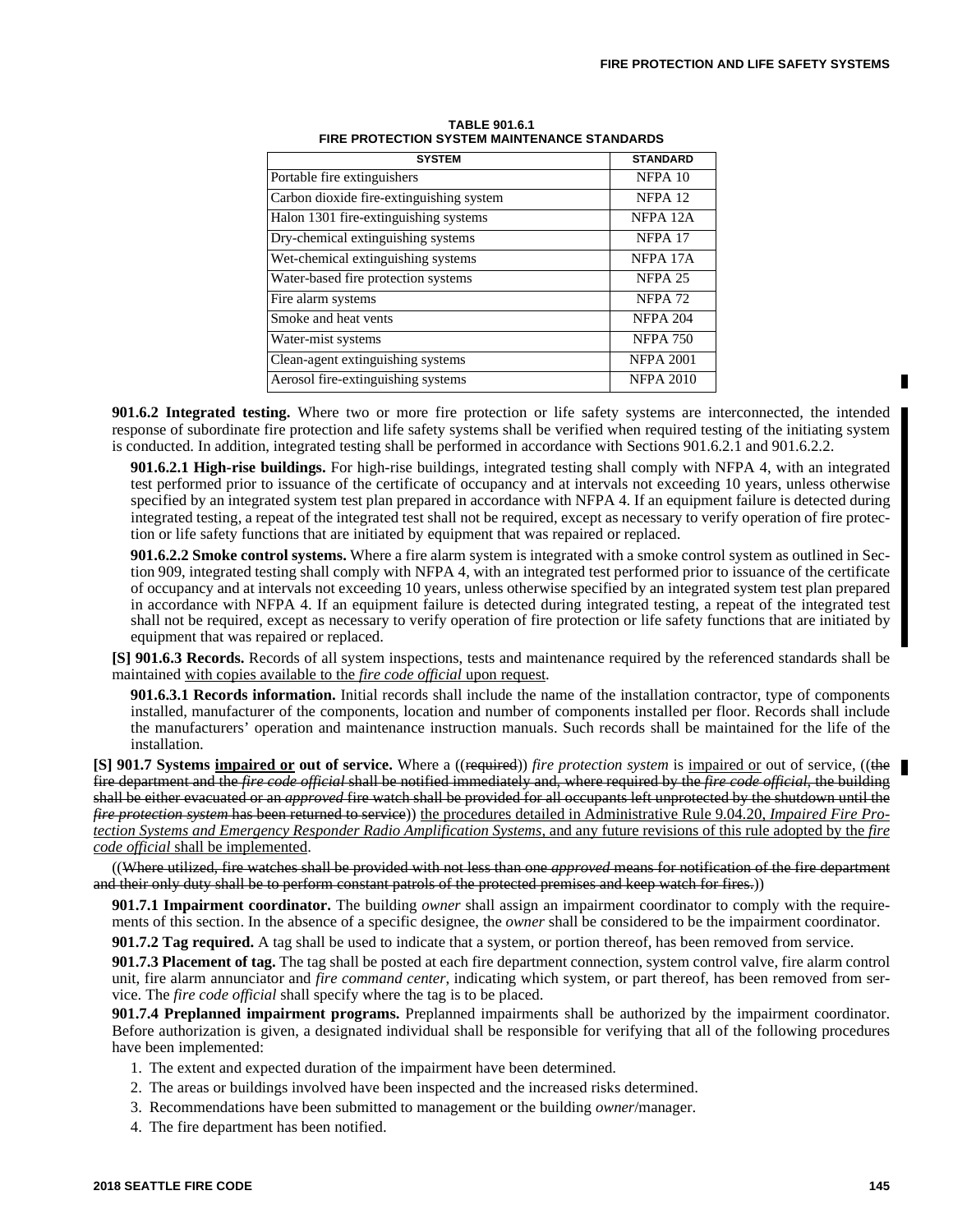**TABLE 901.6.1**
**FIRE PROTECTION SYSTEM MAINTENANCE STANDARDS**

| SYSTEM | STANDARD |
|---|---|
| Portable fire extinguishers | NFPA 10 |
| Carbon dioxide fire-extinguishing system | NFPA 12 |
| Halon 1301 fire-extinguishing systems | NFPA 12A |
| Dry-chemical extinguishing systems | NFPA 17 |
| Wet-chemical extinguishing systems | NFPA 17A |
| Water-based fire protection systems | NFPA 25 |
| Fire alarm systems | NFPA 72 |
| Smoke and heat vents | NFPA 204 |
| Water-mist systems | NFPA 750 |
| Clean-agent extinguishing systems | NFPA 2001 |
| Aerosol fire-extinguishing systems | NFPA 2010 |

**901.6.2 Integrated testing.** Where two or more fire protection or life safety systems are interconnected, the intended response of subordinate fire protection and life safety systems shall be verified when required testing of the initiating system is conducted. In addition, integrated testing shall be performed in accordance with Sections 901.6.2.1 and 901.6.2.2.

**901.6.2.1 High-rise buildings.** For high-rise buildings, integrated testing shall comply with NFPA 4, with an integrated test performed prior to issuance of the certificate of occupancy and at intervals not exceeding 10 years, unless otherwise specified by an integrated system test plan prepared in accordance with NFPA 4. If an equipment failure is detected during integrated testing, a repeat of the integrated test shall not be required, except as necessary to verify operation of fire protection or life safety functions that are initiated by equipment that was repaired or replaced.

**901.6.2.2 Smoke control systems.** Where a fire alarm system is integrated with a smoke control system as outlined in Section 909, integrated testing shall comply with NFPA 4, with an integrated test performed prior to issuance of the certificate of occupancy and at intervals not exceeding 10 years, unless otherwise specified by an integrated system test plan prepared in accordance with NFPA 4. If an equipment failure is detected during integrated testing, a repeat of the integrated test shall not be required, except as necessary to verify operation of fire protection or life safety functions that are initiated by equipment that was repaired or replaced.

**[S] 901.6.3 Records.** Records of all system inspections, tests and maintenance required by the referenced standards shall be maintained with copies available to the *fire code official* upon request.

**901.6.3.1 Records information.** Initial records shall include the name of the installation contractor, type of components installed, manufacturer of the components, location and number of components installed per floor. Records shall include the manufacturers' operation and maintenance instruction manuals. Such records shall be maintained for the life of the installation.

**[S] 901.7 Systems impaired or out of service.** Where a ((~~required~~)) *fire protection system* is impaired or out of service, ((~~the fire department and the *fire code official* shall be notified immediately and, where required by the *fire code official*, the building shall be either evacuated or an *approved* fire watch shall be provided for all occupants left unprotected by the shutdown until the *fire protection system* has been returned to service~~)) the procedures detailed in Administrative Rule 9.04.20, *Impaired Fire Protection Systems and Emergency Responder Radio Amplification Systems*, and any future revisions of this rule adopted by the *fire code official* shall be implemented.

((~~Where utilized, fire watches shall be provided with not less than one *approved* means for notification of the fire department and their only duty shall be to perform constant patrols of the protected premises and keep watch for fires.~~))

**901.7.1 Impairment coordinator.** The building *owner* shall assign an impairment coordinator to comply with the requirements of this section. In the absence of a specific designee, the *owner* shall be considered to be the impairment coordinator.

**901.7.2 Tag required.** A tag shall be used to indicate that a system, or portion thereof, has been removed from service.

**901.7.3 Placement of tag.** The tag shall be posted at each fire department connection, system control valve, fire alarm control unit, fire alarm annunciator and *fire command center*, indicating which system, or part thereof, has been removed from service. The *fire code official* shall specify where the tag is to be placed.

**901.7.4 Preplanned impairment programs.** Preplanned impairments shall be authorized by the impairment coordinator. Before authorization is given, a designated individual shall be responsible for verifying that all of the following procedures have been implemented:

1. The extent and expected duration of the impairment have been determined.
2. The areas or buildings involved have been inspected and the increased risks determined.
3. Recommendations have been submitted to management or the building *owner*/manager.
4. The fire department has been notified.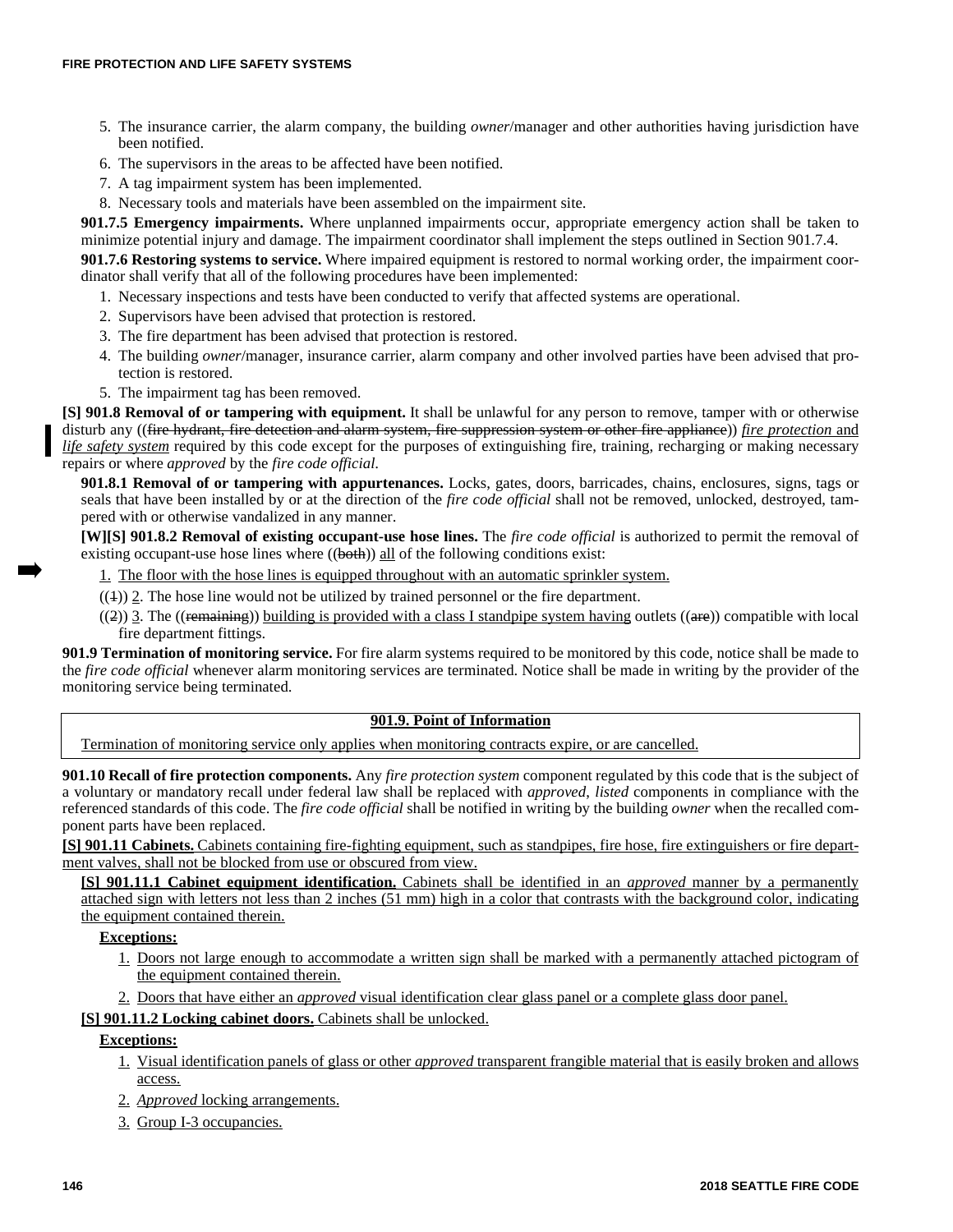5. The insurance carrier, the alarm company, the building *owner*/manager and other authorities having jurisdiction have been notified.
6. The supervisors in the areas to be affected have been notified.
7. A tag impairment system has been implemented.
8. Necessary tools and materials have been assembled on the impairment site.

**901.7.5 Emergency impairments.** Where unplanned impairments occur, appropriate emergency action shall be taken to minimize potential injury and damage. The impairment coordinator shall implement the steps outlined in Section 901.7.4.

**901.7.6 Restoring systems to service.** Where impaired equipment is restored to normal working order, the impairment coordinator shall verify that all of the following procedures have been implemented:

1. Necessary inspections and tests have been conducted to verify that affected systems are operational.
2. Supervisors have been advised that protection is restored.
3. The fire department has been advised that protection is restored.
4. The building *owner*/manager, insurance carrier, alarm company and other involved parties have been advised that protection is restored.
5. The impairment tag has been removed.

**[S] 901.8 Removal of or tampering with equipment.** It shall be unlawful for any person to remove, tamper with or otherwise disturb any ((~~fire hydrant, fire detection and alarm system, fire suppression system or other fire appliance~~)) *fire protection* and *life safety system* required by this code except for the purposes of extinguishing fire, training, recharging or making necessary repairs or where *approved* by the *fire code official*.

**901.8.1 Removal of or tampering with appurtenances.** Locks, gates, doors, barricades, chains, enclosures, signs, tags or seals that have been installed by or at the direction of the *fire code official* shall not be removed, unlocked, destroyed, tampered with or otherwise vandalized in any manner.

**[W][S] 901.8.2 Removal of existing occupant-use hose lines.** The *fire code official* is authorized to permit the removal of existing occupant-use hose lines where ((~~both~~)) all of the following conditions exist:

1. The floor with the hose lines is equipped throughout with an automatic sprinkler system.

((~~1~~)) 2. The hose line would not be utilized by trained personnel or the fire department.

((~~2~~)) 3. The ((~~remaining~~)) building is provided with a class I standpipe system having outlets ((~~are~~)) compatible with local fire department fittings.

**901.9 Termination of monitoring service.** For fire alarm systems required to be monitored by this code, notice shall be made to the *fire code official* whenever alarm monitoring services are terminated. Notice shall be made in writing by the provider of the monitoring service being terminated.

**901.9. Point of Information**

Termination of monitoring service only applies when monitoring contracts expire, or are cancelled.

**901.10 Recall of fire protection components.** Any *fire protection system* component regulated by this code that is the subject of a voluntary or mandatory recall under federal law shall be replaced with *approved, listed* components in compliance with the referenced standards of this code. The *fire code official* shall be notified in writing by the building *owner* when the recalled component parts have been replaced.

**[S] 901.11 Cabinets.** Cabinets containing fire-fighting equipment, such as standpipes, fire hose, fire extinguishers or fire department valves, shall not be blocked from use or obscured from view.

**[S] 901.11.1 Cabinet equipment identification.** Cabinets shall be identified in an *approved* manner by a permanently attached sign with letters not less than 2 inches (51 mm) high in a color that contrasts with the background color, indicating the equipment contained therein.

**Exceptions:**

1. Doors not large enough to accommodate a written sign shall be marked with a permanently attached pictogram of the equipment contained therein.
2. Doors that have either an *approved* visual identification clear glass panel or a complete glass door panel.

**[S] 901.11.2 Locking cabinet doors.** Cabinets shall be unlocked.

**Exceptions:**

1. Visual identification panels of glass or other *approved* transparent frangible material that is easily broken and allows access.
2. *Approved* locking arrangements.
3. Group I-3 occupancies.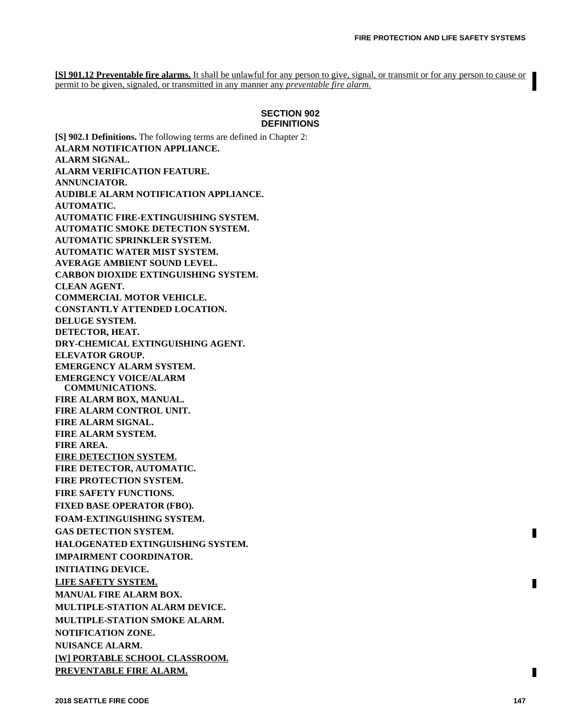**[S] 901.12 Preventable fire alarms.** It shall be unlawful for any person to give, signal, or transmit or for any person to cause or permit to be given, signaled, or transmitted in any manner any *preventable fire alarm.*

## SECTION 902 DEFINITIONS

**[S] 902.1 Definitions.** The following terms are defined in Chapter 2:

**ALARM NOTIFICATION APPLIANCE.**

**ALARM SIGNAL.**

**ALARM VERIFICATION FEATURE.**

**ANNUNCIATOR.**

**AUDIBLE ALARM NOTIFICATION APPLIANCE.**

**AUTOMATIC.**

**AUTOMATIC FIRE-EXTINGUISHING SYSTEM.**

**AUTOMATIC SMOKE DETECTION SYSTEM.**

**AUTOMATIC SPRINKLER SYSTEM.**

**AUTOMATIC WATER MIST SYSTEM.**

**AVERAGE AMBIENT SOUND LEVEL.**

**CARBON DIOXIDE EXTINGUISHING SYSTEM.**

**CLEAN AGENT.**

**COMMERCIAL MOTOR VEHICLE.**

**CONSTANTLY ATTENDED LOCATION.**

**DELUGE SYSTEM.**

**DETECTOR, HEAT.**

**DRY-CHEMICAL EXTINGUISHING AGENT.**

**ELEVATOR GROUP.**

**EMERGENCY ALARM SYSTEM.**

**EMERGENCY VOICE/ALARM COMMUNICATIONS.**

**FIRE ALARM BOX, MANUAL.**

**FIRE ALARM CONTROL UNIT.**

**FIRE ALARM SIGNAL.**

**FIRE ALARM SYSTEM.**

**FIRE AREA.**

**FIRE DETECTION SYSTEM.**

**FIRE DETECTOR, AUTOMATIC.**

**FIRE PROTECTION SYSTEM.**

**FIRE SAFETY FUNCTIONS.**

**FIXED BASE OPERATOR (FBO).**

**FOAM-EXTINGUISHING SYSTEM.**

**GAS DETECTION SYSTEM.**

**HALOGENATED EXTINGUISHING SYSTEM.**

**IMPAIRMENT COORDINATOR.**

**INITIATING DEVICE.**

**LIFE SAFETY SYSTEM.**

**MANUAL FIRE ALARM BOX.**

**MULTIPLE-STATION ALARM DEVICE.**

**MULTIPLE-STATION SMOKE ALARM.**

**NOTIFICATION ZONE.**

**NUISANCE ALARM.**

**[W] PORTABLE SCHOOL CLASSROOM.**

**PREVENTABLE FIRE ALARM.**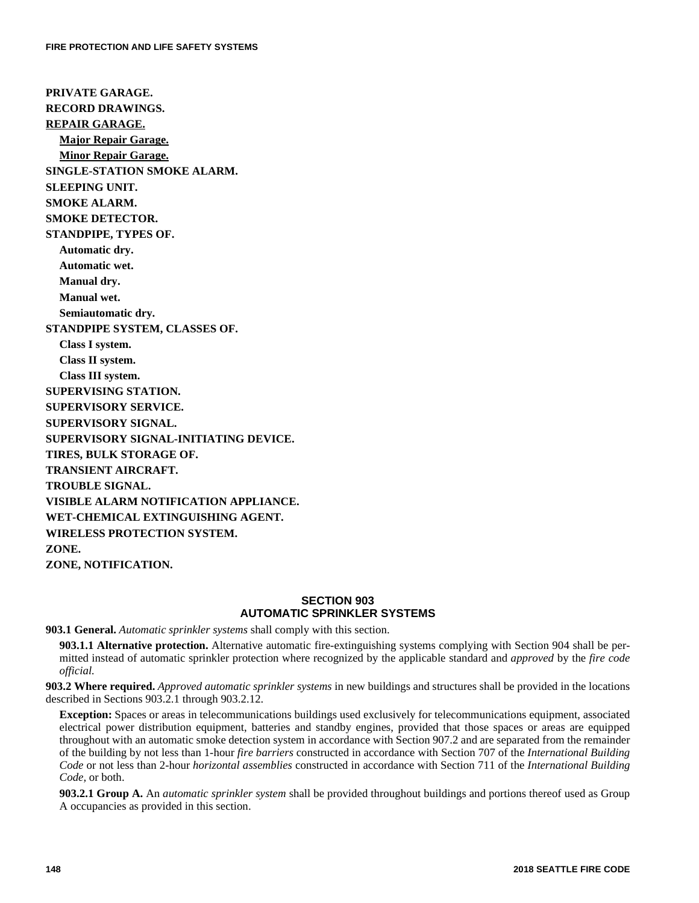**PRIVATE GARAGE.**
**RECORD DRAWINGS.**
**REPAIR GARAGE.**
  **Major Repair Garage.**
  **Minor Repair Garage.**
**SINGLE-STATION SMOKE ALARM.**
**SLEEPING UNIT.**
**SMOKE ALARM.**
**SMOKE DETECTOR.**
**STANDPIPE, TYPES OF.**
  **Automatic dry.**
  **Automatic wet.**
  **Manual dry.**
  **Manual wet.**
  **Semiautomatic dry.**
**STANDPIPE SYSTEM, CLASSES OF.**
  **Class I system.**
  **Class II system.**
  **Class III system.**
**SUPERVISING STATION.**
**SUPERVISORY SERVICE.**
**SUPERVISORY SIGNAL.**
**SUPERVISORY SIGNAL-INITIATING DEVICE.**
**TIRES, BULK STORAGE OF.**
**TRANSIENT AIRCRAFT.**
**TROUBLE SIGNAL.**
**VISIBLE ALARM NOTIFICATION APPLIANCE.**
**WET-CHEMICAL EXTINGUISHING AGENT.**
**WIRELESS PROTECTION SYSTEM.**
**ZONE.**
**ZONE, NOTIFICATION.**

## SECTION 903 AUTOMATIC SPRINKLER SYSTEMS

**903.1 General.** *Automatic sprinkler systems* shall comply with this section.

**903.1.1 Alternative protection.** Alternative automatic fire-extinguishing systems complying with Section 904 shall be permitted instead of automatic sprinkler protection where recognized by the applicable standard and *approved* by the *fire code official.*

**903.2 Where required.** *Approved automatic sprinkler systems* in new buildings and structures shall be provided in the locations described in Sections 903.2.1 through 903.2.12.

**Exception:** Spaces or areas in telecommunications buildings used exclusively for telecommunications equipment, associated electrical power distribution equipment, batteries and standby engines, provided that those spaces or areas are equipped throughout with an automatic smoke detection system in accordance with Section 907.2 and are separated from the remainder of the building by not less than 1-hour *fire barriers* constructed in accordance with Section 707 of the *International Building Code* or not less than 2-hour *horizontal assemblies* constructed in accordance with Section 711 of the *International Building Code,* or both.

**903.2.1 Group A.** An *automatic sprinkler system* shall be provided throughout buildings and portions thereof used as Group A occupancies as provided in this section.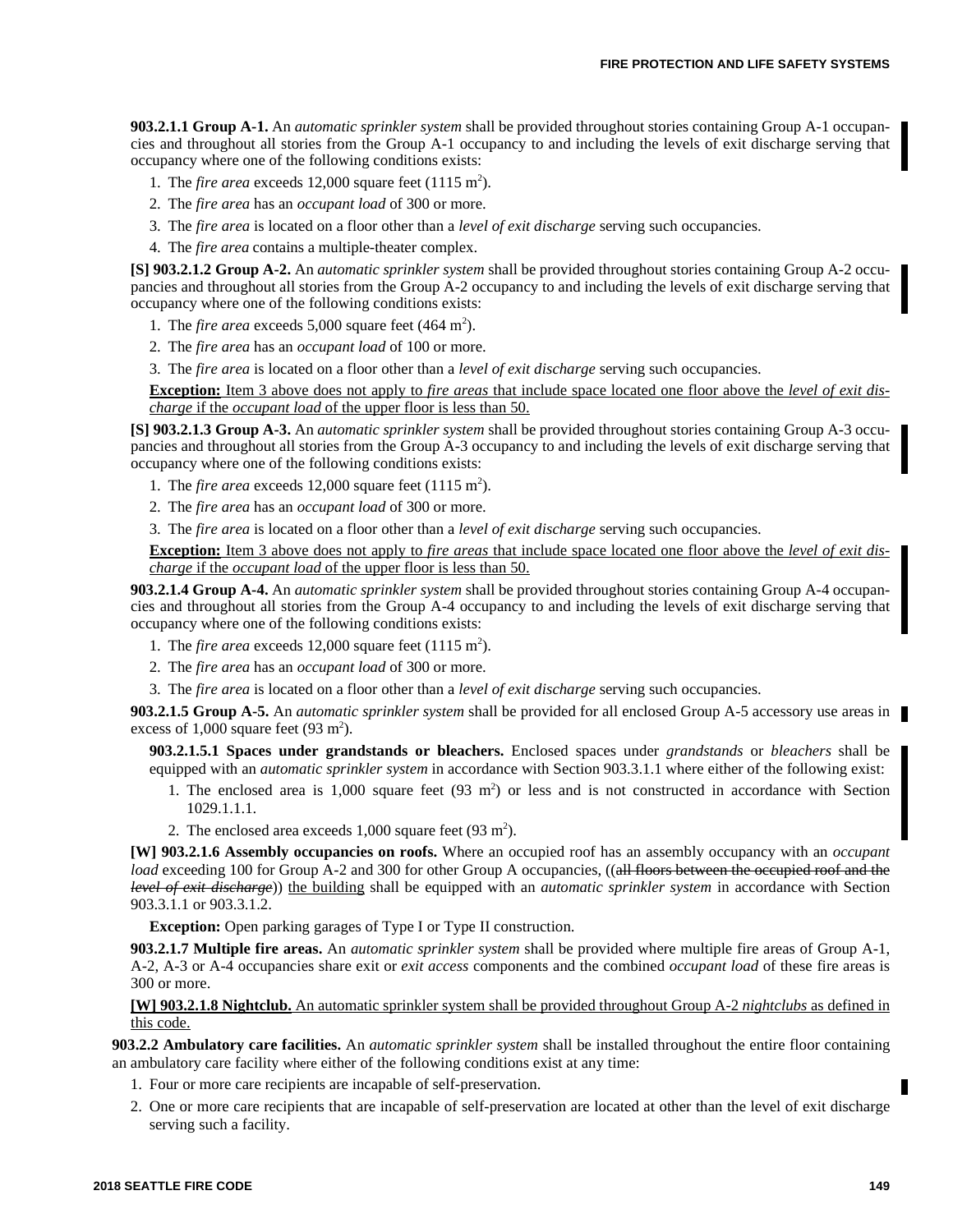**903.2.1.1 Group A-1.** An *automatic sprinkler system* shall be provided throughout stories containing Group A-1 occupancies and throughout all stories from the Group A-1 occupancy to and including the levels of exit discharge serving that occupancy where one of the following conditions exists:

1. The *fire area* exceeds 12,000 square feet (1115 $m^2$).
2. The *fire area* has an *occupant load* of 300 or more.
3. The *fire area* is located on a floor other than a *level of exit discharge* serving such occupancies.
4. The *fire area* contains a multiple-theater complex.

**[S] 903.2.1.2 Group A-2.** An *automatic sprinkler system* shall be provided throughout stories containing Group A-2 occupancies and throughout all stories from the Group A-2 occupancy to and including the levels of exit discharge serving that occupancy where one of the following conditions exists:

1. The *fire area* exceeds 5,000 square feet (464 $m^2$).
2. The *fire area* has an *occupant load* of 100 or more.
3. The *fire area* is located on a floor other than a *level of exit discharge* serving such occupancies.

**Exception:** Item 3 above does not apply to *fire areas* that include space located one floor above the *level of exit discharge* if the *occupant load* of the upper floor is less than 50.

**[S] 903.2.1.3 Group A-3.** An *automatic sprinkler system* shall be provided throughout stories containing Group A-3 occupancies and throughout all stories from the Group A-3 occupancy to and including the levels of exit discharge serving that occupancy where one of the following conditions exists:

1. The *fire area* exceeds 12,000 square feet (1115 $m^2$).
2. The *fire area* has an *occupant load* of 300 or more.
3. The *fire area* is located on a floor other than a *level of exit discharge* serving such occupancies.

**Exception:** Item 3 above does not apply to *fire areas* that include space located one floor above the *level of exit discharge* if the *occupant load* of the upper floor is less than 50.

**903.2.1.4 Group A-4.** An *automatic sprinkler system* shall be provided throughout stories containing Group A-4 occupancies and throughout all stories from the Group A-4 occupancy to and including the levels of exit discharge serving that occupancy where one of the following conditions exists:

1. The *fire area* exceeds 12,000 square feet (1115 $m^2$).
2. The *fire area* has an *occupant load* of 300 or more.
3. The *fire area* is located on a floor other than a *level of exit discharge* serving such occupancies.

**903.2.1.5 Group A-5.** An *automatic sprinkler system* shall be provided for all enclosed Group A-5 accessory use areas in excess of 1,000 square feet (93 $m^2$).

**903.2.1.5.1 Spaces under grandstands or bleachers.** Enclosed spaces under *grandstands* or *bleachers* shall be equipped with an *automatic sprinkler system* in accordance with Section 903.3.1.1 where either of the following exist:

1. The enclosed area is 1,000 square feet (93 $m^2$) or less and is not constructed in accordance with Section 1029.1.1.1.
2. The enclosed area exceeds 1,000 square feet (93 $m^2$).

**[W] 903.2.1.6 Assembly occupancies on roofs.** Where an occupied roof has an assembly occupancy with an *occupant load* exceeding 100 for Group A-2 and 300 for other Group A occupancies, ((~~all floors between the occupied roof and the *level of exit discharge*~~)) the building shall be equipped with an *automatic sprinkler system* in accordance with Section 903.3.1.1 or 903.3.1.2.

**Exception:** Open parking garages of Type I or Type II construction.

**903.2.1.7 Multiple fire areas.** An *automatic sprinkler system* shall be provided where multiple fire areas of Group A-1, A-2, A-3 or A-4 occupancies share exit or *exit access* components and the combined *occupant load* of these fire areas is 300 or more.

**[W] 903.2.1.8 Nightclub.** An automatic sprinkler system shall be provided throughout Group A-2 *nightclubs* as defined in this code.

**903.2.2 Ambulatory care facilities.** An *automatic sprinkler system* shall be installed throughout the entire floor containing an ambulatory care facility where either of the following conditions exist at any time:

1. Four or more care recipients are incapable of self-preservation.
2. One or more care recipients that are incapable of self-preservation are located at other than the level of exit discharge serving such a facility.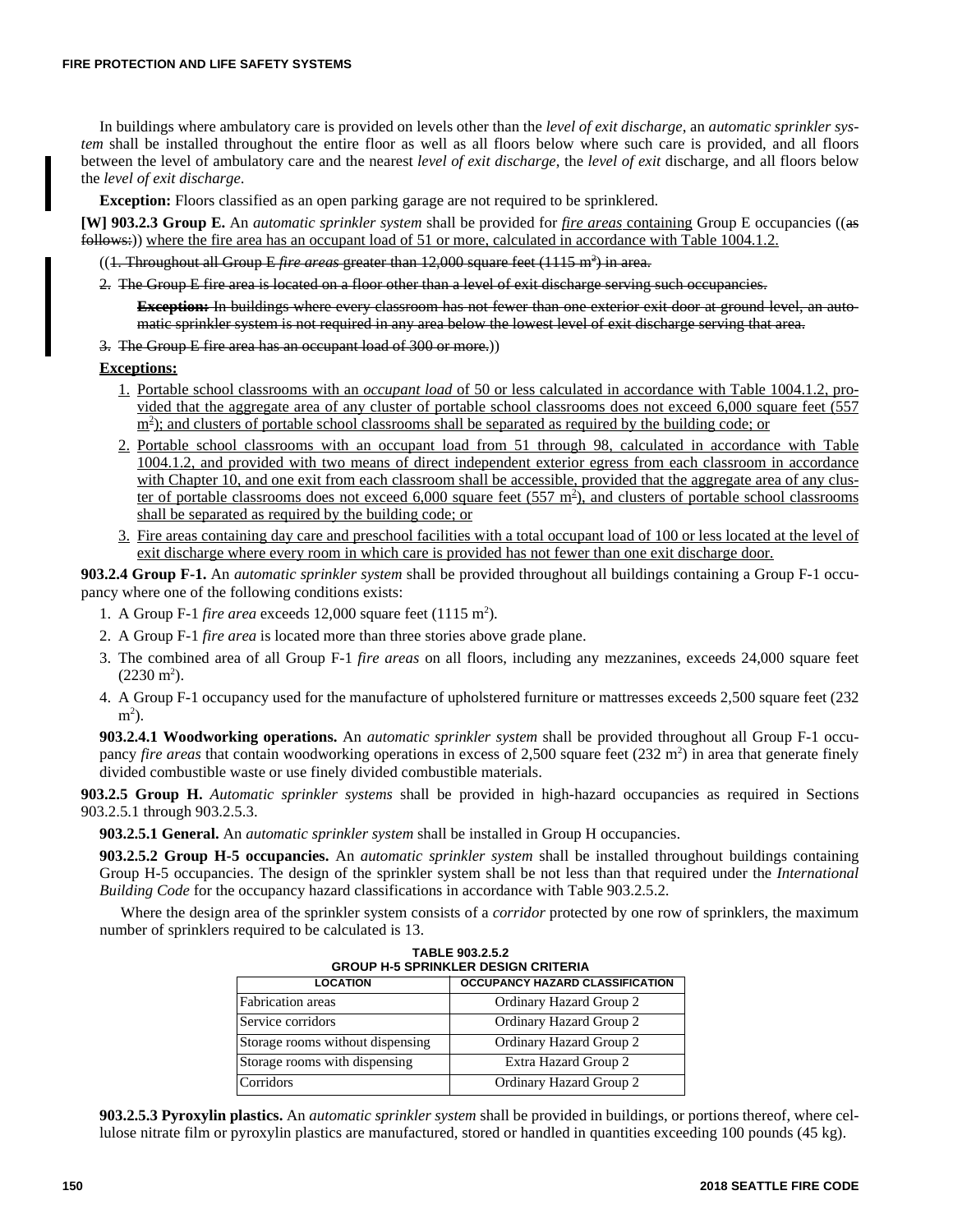In buildings where ambulatory care is provided on levels other than the *level of exit discharge*, an *automatic sprinkler system* shall be installed throughout the entire floor as well as all floors below where such care is provided, and all floors between the level of ambulatory care and the nearest *level of exit discharge*, the *level of exit* discharge, and all floors below the *level of exit discharge*.

**Exception:** Floors classified as an open parking garage are not required to be sprinklered.

**[W] 903.2.3 Group E.** An *automatic sprinkler system* shall be provided for *fire areas* containing Group E occupancies ((~~as follows:~~)) where the fire area has an occupant load of 51 or more, calculated in accordance with Table 1004.1.2.

((~~1. Throughout all Group E *fire areas* greater than 12,000 square feet (1115 m²) in area.~~

~~2. The Group E fire area is located on a floor other than a level of exit discharge serving such occupancies.~~

~~**Exception:** In buildings where every classroom has not fewer than one exterior exit door at ground level, an automatic sprinkler system is not required in any area below the lowest level of exit discharge serving that area.~~

~~3. The Group E fire area has an occupant load of 300 or more.~~))

**Exceptions:**

1. Portable school classrooms with an *occupant load* of 50 or less calculated in accordance with Table 1004.1.2, provided that the aggregate area of any cluster of portable school classrooms does not exceed 6,000 square feet (557 m²); and clusters of portable school classrooms shall be separated as required by the building code; or
2. Portable school classrooms with an occupant load from 51 through 98, calculated in accordance with Table 1004.1.2, and provided with two means of direct independent exterior egress from each classroom in accordance with Chapter 10, and one exit from each classroom shall be accessible, provided that the aggregate area of any cluster of portable classrooms does not exceed 6,000 square feet (557 m²), and clusters of portable school classrooms shall be separated as required by the building code; or
3. Fire areas containing day care and preschool facilities with a total occupant load of 100 or less located at the level of exit discharge where every room in which care is provided has not fewer than one exit discharge door.

**903.2.4 Group F-1.** An *automatic sprinkler system* shall be provided throughout all buildings containing a Group F-1 occupancy where one of the following conditions exists:

1. A Group F-1 *fire area* exceeds 12,000 square feet (1115 m²).
2. A Group F-1 *fire area* is located more than three stories above grade plane.
3. The combined area of all Group F-1 *fire areas* on all floors, including any mezzanines, exceeds 24,000 square feet (2230 m²).
4. A Group F-1 occupancy used for the manufacture of upholstered furniture or mattresses exceeds 2,500 square feet (232 m²).

**903.2.4.1 Woodworking operations.** An *automatic sprinkler system* shall be provided throughout all Group F-1 occupancy *fire areas* that contain woodworking operations in excess of 2,500 square feet (232 m²) in area that generate finely divided combustible waste or use finely divided combustible materials.

**903.2.5 Group H.** *Automatic sprinkler systems* shall be provided in high-hazard occupancies as required in Sections 903.2.5.1 through 903.2.5.3.

**903.2.5.1 General.** An *automatic sprinkler system* shall be installed in Group H occupancies.

**903.2.5.2 Group H-5 occupancies.** An *automatic sprinkler system* shall be installed throughout buildings containing Group H-5 occupancies. The design of the sprinkler system shall be not less than that required under the *International Building Code* for the occupancy hazard classifications in accordance with Table 903.2.5.2.

Where the design area of the sprinkler system consists of a *corridor* protected by one row of sprinklers, the maximum number of sprinklers required to be calculated is 13.

**TABLE 903.2.5.2
GROUP H-5 SPRINKLER DESIGN CRITERIA**

| LOCATION | OCCUPANCY HAZARD CLASSIFICATION |
|---|---|
| Fabrication areas | Ordinary Hazard Group 2 |
| Service corridors | Ordinary Hazard Group 2 |
| Storage rooms without dispensing | Ordinary Hazard Group 2 |
| Storage rooms with dispensing | Extra Hazard Group 2 |
| Corridors | Ordinary Hazard Group 2 |

**903.2.5.3 Pyroxylin plastics.** An *automatic sprinkler system* shall be provided in buildings, or portions thereof, where cellulose nitrate film or pyroxylin plastics are manufactured, stored or handled in quantities exceeding 100 pounds (45 kg).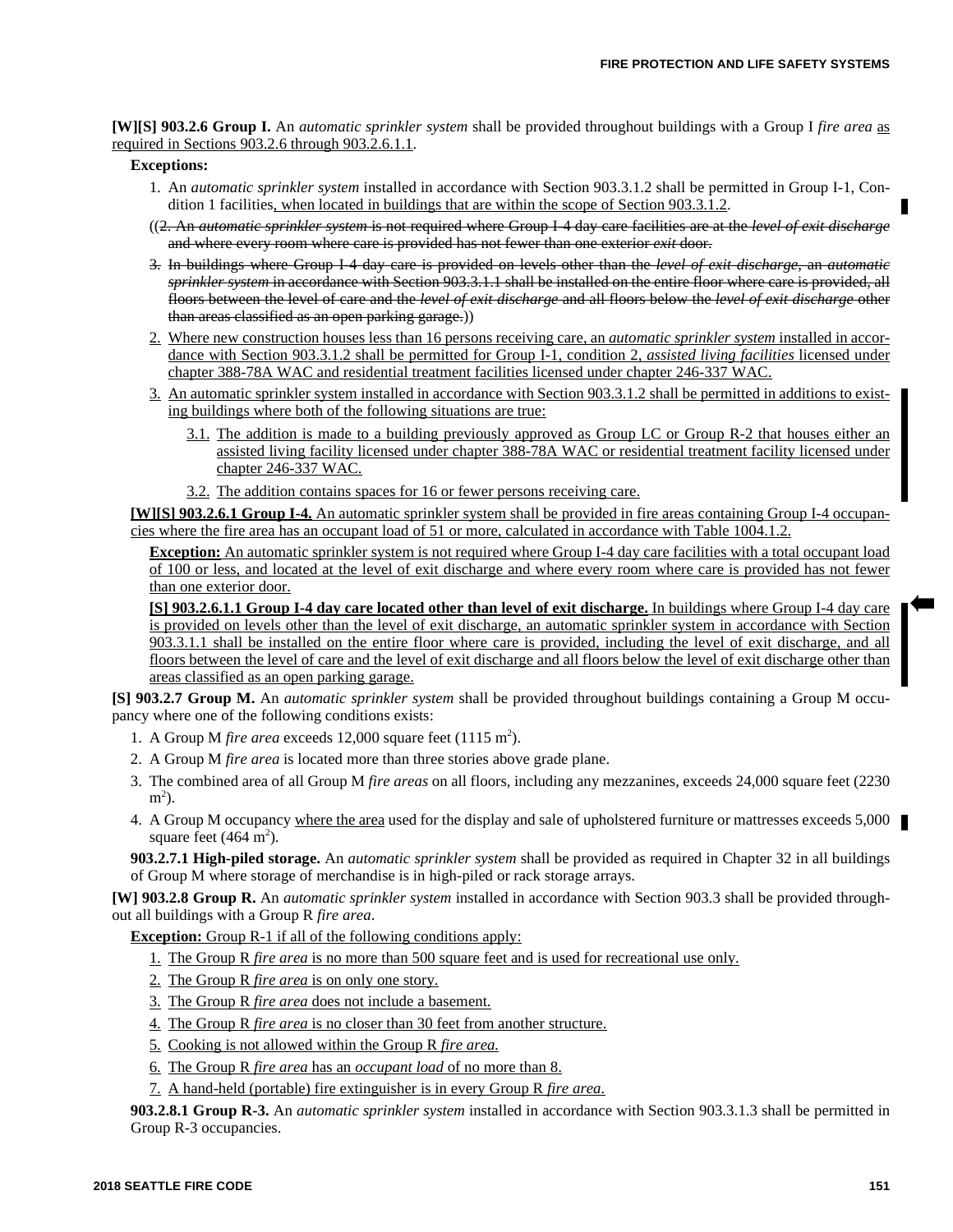**[W][S] 903.2.6 Group I.** An *automatic sprinkler system* shall be provided throughout buildings with a Group I *fire area* as required in Sections 903.2.6 through 903.2.6.1.1.

**Exceptions:**

1. An *automatic sprinkler system* installed in accordance with Section 903.3.1.2 shall be permitted in Group I-1, Condition 1 facilities, when located in buildings that are within the scope of Section 903.3.1.2.

((~~2. An *automatic sprinkler system* is not required where Group I-4 day care facilities are at the *level of exit discharge* and where every room where care is provided has not fewer than one exterior *exit* door.~~

~~3. In buildings where Group I-4 day care is provided on levels other than the *level of exit discharge*, an *automatic sprinkler system* in accordance with Section 903.3.1.1 shall be installed on the entire floor where care is provided, all floors between the level of care and the *level of exit discharge* and all floors below the *level of exit discharge* other than areas classified as an open parking garage.~~))

2. Where new construction houses less than 16 persons receiving care, an *automatic sprinkler system* installed in accordance with Section 903.3.1.2 shall be permitted for Group I-1, condition 2, *assisted living facilities* licensed under chapter 388-78A WAC and residential treatment facilities licensed under chapter 246-337 WAC.
3. An automatic sprinkler system installed in accordance with Section 903.3.1.2 shall be permitted in additions to existing buildings where both of the following situations are true:
   - 3.1. The addition is made to a building previously approved as Group LC or Group R-2 that houses either an assisted living facility licensed under chapter 388-78A WAC or residential treatment facility licensed under chapter 246-337 WAC.
   - 3.2. The addition contains spaces for 16 or fewer persons receiving care.

**[W][S] 903.2.6.1 Group I-4.** An automatic sprinkler system shall be provided in fire areas containing Group I-4 occupancies where the fire area has an occupant load of 51 or more, calculated in accordance with Table 1004.1.2.

**Exception:** An automatic sprinkler system is not required where Group I-4 day care facilities with a total occupant load of 100 or less, and located at the level of exit discharge and where every room where care is provided has not fewer than one exterior door.

**[S] 903.2.6.1.1 Group I-4 day care located other than level of exit discharge.** In buildings where Group I-4 day care is provided on levels other than the level of exit discharge, an automatic sprinkler system in accordance with Section 903.3.1.1 shall be installed on the entire floor where care is provided, including the level of exit discharge, and all floors between the level of care and the level of exit discharge and all floors below the level of exit discharge other than areas classified as an open parking garage.

**[S] 903.2.7 Group M.** An *automatic sprinkler system* shall be provided throughout buildings containing a Group M occupancy where one of the following conditions exists:

1. A Group M *fire area* exceeds 12,000 square feet (1115 $m^2$).
2. A Group M *fire area* is located more than three stories above grade plane.
3. The combined area of all Group M *fire areas* on all floors, including any mezzanines, exceeds 24,000 square feet (2230 $m^2$).
4. A Group M occupancy where the area used for the display and sale of upholstered furniture or mattresses exceeds 5,000 square feet (464 $m^2$).

**903.2.7.1 High-piled storage.** An *automatic sprinkler system* shall be provided as required in Chapter 32 in all buildings of Group M where storage of merchandise is in high-piled or rack storage arrays.

**[W] 903.2.8 Group R.** An *automatic sprinkler system* installed in accordance with Section 903.3 shall be provided throughout all buildings with a Group R *fire area*.

**Exception:** Group R-1 if all of the following conditions apply:

1. The Group R *fire area* is no more than 500 square feet and is used for recreational use only.
2. The Group R *fire area* is on only one story.
3. The Group R *fire area* does not include a basement.
4. The Group R *fire area* is no closer than 30 feet from another structure.
5. Cooking is not allowed within the Group R *fire area.*
6. The Group R *fire area* has an *occupant load* of no more than 8.
7. A hand-held (portable) fire extinguisher is in every Group R *fire area.*

**903.2.8.1 Group R-3.** An *automatic sprinkler system* installed in accordance with Section 903.3.1.3 shall be permitted in Group R-3 occupancies.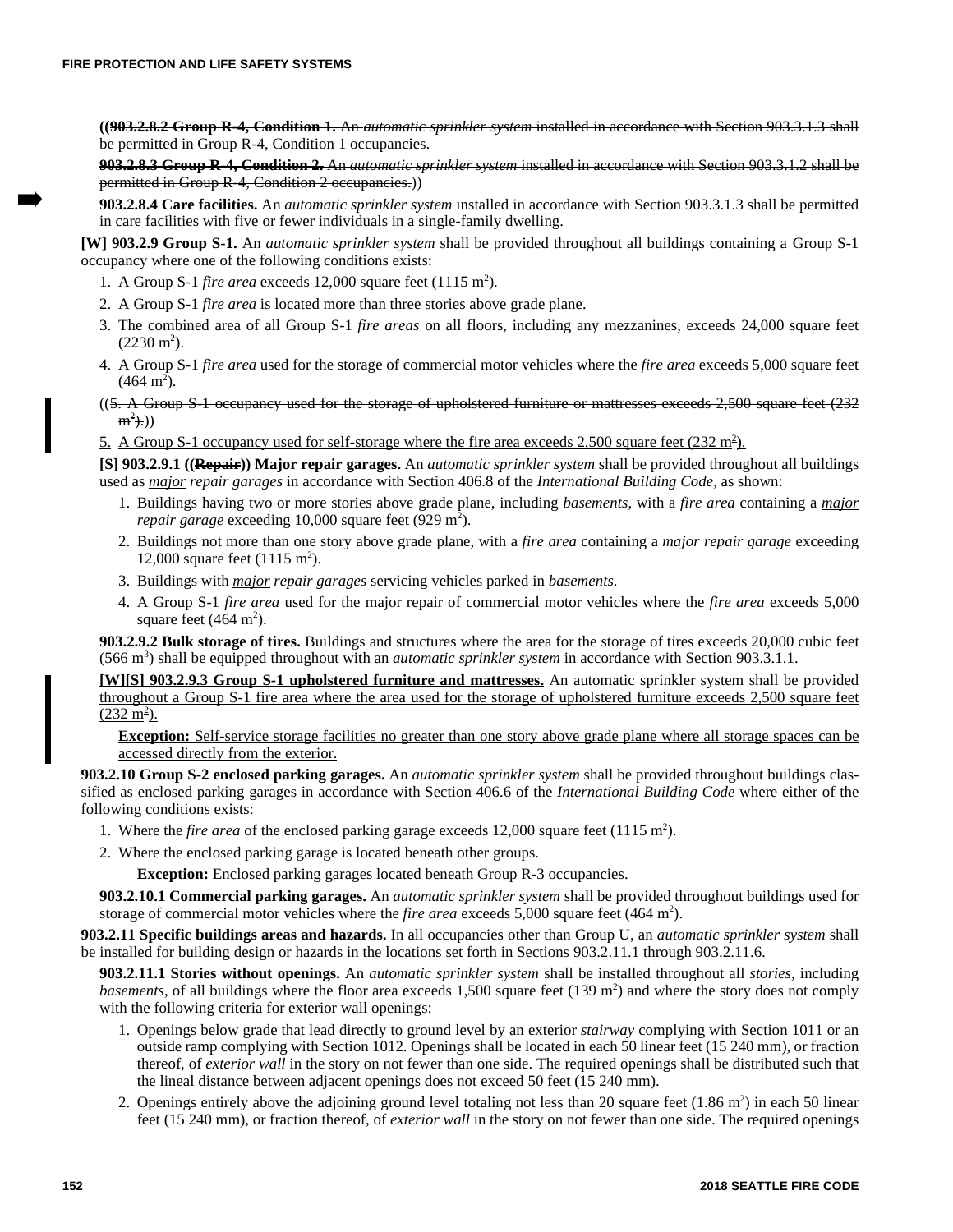((~~**903.2.8.2 Group R-4, Condition 1.** An *automatic sprinkler system* installed in accordance with Section 903.3.1.3 shall be permitted in Group R-4, Condition 1 occupancies.~~

~~**903.2.8.3 Group R-4, Condition 2.** An *automatic sprinkler system* installed in accordance with Section 903.3.1.2 shall be permitted in Group R-4, Condition 2 occupancies.~~))

**903.2.8.4 Care facilities.** An *automatic sprinkler system* installed in accordance with Section 903.3.1.3 shall be permitted in care facilities with five or fewer individuals in a single-family dwelling.

**[W] 903.2.9 Group S-1.** An *automatic sprinkler system* shall be provided throughout all buildings containing a Group S-1 occupancy where one of the following conditions exists:

1. A Group S-1 *fire area* exceeds 12,000 square feet (1115 $m^2$).
2. A Group S-1 *fire area* is located more than three stories above grade plane.
3. The combined area of all Group S-1 *fire areas* on all floors, including any mezzanines, exceeds 24,000 square feet (2230 $m^2$).
4. A Group S-1 *fire area* used for the storage of commercial motor vehicles where the *fire area* exceeds 5,000 square feet (464 $m^2$).

((~~5. A Group S-1 occupancy used for the storage of upholstered furniture or mattresses exceeds 2,500 square feet (232 $m^2$).~~))

<u>5. A Group S-1 occupancy used for self-storage where the fire area exceeds 2,500 square feet (232 $m^2$).</u>

**[S] 903.2.9.1 ((~~Repair~~)) <u>Major repair</u> garages.** An *automatic sprinkler system* shall be provided throughout all buildings used as <u>*major*</u> *repair garages* in accordance with Section 406.8 of the *International Building Code*, as shown:

1. Buildings having two or more stories above grade plane, including *basements*, with a *fire area* containing a <u>*major*</u> *repair garage* exceeding 10,000 square feet (929 $m^2$).
2. Buildings not more than one story above grade plane, with a *fire area* containing a <u>*major*</u> *repair garage* exceeding 12,000 square feet (1115 $m^2$).
3. Buildings with <u>*major*</u> *repair garages* servicing vehicles parked in *basements*.
4. A Group S-1 *fire area* used for the <u>major</u> repair of commercial motor vehicles where the *fire area* exceeds 5,000 square feet (464 $m^2$).

**903.2.9.2 Bulk storage of tires.** Buildings and structures where the area for the storage of tires exceeds 20,000 cubic feet (566 $m^3$) shall be equipped throughout with an *automatic sprinkler system* in accordance with Section 903.3.1.1.

<u>**[W][S] 903.2.9.3 Group S-1 upholstered furniture and mattresses.** An automatic sprinkler system shall be provided throughout a Group S-1 fire area where the area used for the storage of upholstered furniture exceeds 2,500 square feet (232 $m^2$).</u>

<u>**Exception:** Self-service storage facilities no greater than one story above grade plane where all storage spaces can be accessed directly from the exterior.</u>

**903.2.10 Group S-2 enclosed parking garages.** An *automatic sprinkler system* shall be provided throughout buildings classified as enclosed parking garages in accordance with Section 406.6 of the *International Building Code* where either of the following conditions exists:

1. Where the *fire area* of the enclosed parking garage exceeds 12,000 square feet (1115 $m^2$).
2. Where the enclosed parking garage is located beneath other groups.

   **Exception:** Enclosed parking garages located beneath Group R-3 occupancies.

**903.2.10.1 Commercial parking garages.** An *automatic sprinkler system* shall be provided throughout buildings used for storage of commercial motor vehicles where the *fire area* exceeds 5,000 square feet (464 $m^2$).

**903.2.11 Specific buildings areas and hazards.** In all occupancies other than Group U, an *automatic sprinkler system* shall be installed for building design or hazards in the locations set forth in Sections 903.2.11.1 through 903.2.11.6.

**903.2.11.1 Stories without openings.** An *automatic sprinkler system* shall be installed throughout all *stories*, including *basements*, of all buildings where the floor area exceeds 1,500 square feet (139 $m^2$) and where the story does not comply with the following criteria for exterior wall openings:

1. Openings below grade that lead directly to ground level by an exterior *stairway* complying with Section 1011 or an outside ramp complying with Section 1012. Openings shall be located in each 50 linear feet (15 240 mm), or fraction thereof, of *exterior wall* in the story on not fewer than one side. The required openings shall be distributed such that the lineal distance between adjacent openings does not exceed 50 feet (15 240 mm).
2. Openings entirely above the adjoining ground level totaling not less than 20 square feet (1.86 $m^2$) in each 50 linear feet (15 240 mm), or fraction thereof, of *exterior wall* in the story on not fewer than one side. The required openings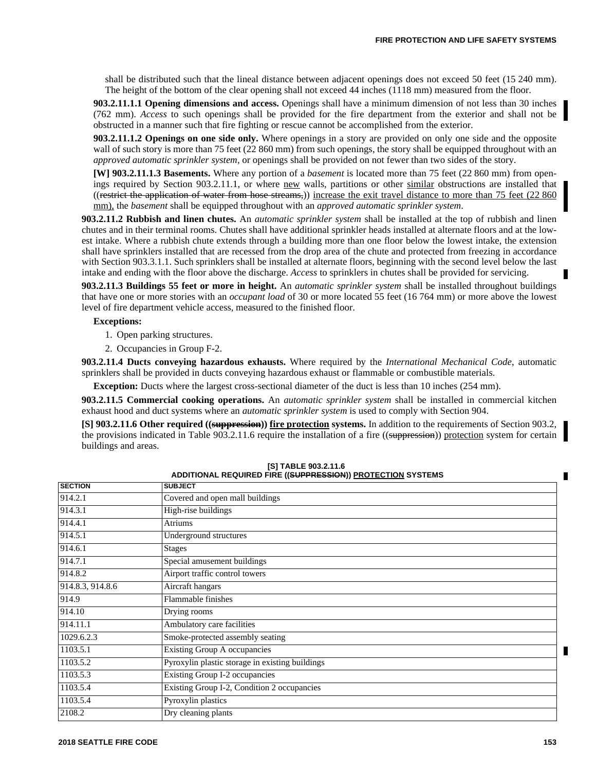shall be distributed such that the lineal distance between adjacent openings does not exceed 50 feet (15 240 mm). The height of the bottom of the clear opening shall not exceed 44 inches (1118 mm) measured from the floor.

**903.2.11.1.1 Opening dimensions and access.** Openings shall have a minimum dimension of not less than 30 inches (762 mm). *Access* to such openings shall be provided for the fire department from the exterior and shall not be obstructed in a manner such that fire fighting or rescue cannot be accomplished from the exterior.

**903.2.11.1.2 Openings on one side only.** Where openings in a story are provided on only one side and the opposite wall of such story is more than 75 feet (22 860 mm) from such openings, the story shall be equipped throughout with an *approved automatic sprinkler system*, or openings shall be provided on not fewer than two sides of the story.

**[W] 903.2.11.1.3 Basements.** Where any portion of a *basement* is located more than 75 feet (22 860 mm) from openings required by Section 903.2.11.1, or where <u>new</u> walls, partitions or other <u>similar</u> obstructions are installed that ((~~restrict the application of water from hose streams,~~)) <u>increase the exit travel distance to more than 75 feet (22 860 mm),</u> the *basement* shall be equipped throughout with an *approved automatic sprinkler system*.

**903.2.11.2 Rubbish and linen chutes.** An *automatic sprinkler system* shall be installed at the top of rubbish and linen chutes and in their terminal rooms. Chutes shall have additional sprinkler heads installed at alternate floors and at the lowest intake. Where a rubbish chute extends through a building more than one floor below the lowest intake, the extension shall have sprinklers installed that are recessed from the drop area of the chute and protected from freezing in accordance with Section 903.3.1.1. Such sprinklers shall be installed at alternate floors, beginning with the second level below the last intake and ending with the floor above the discharge. *Access* to sprinklers in chutes shall be provided for servicing.

**903.2.11.3 Buildings 55 feet or more in height.** An *automatic sprinkler system* shall be installed throughout buildings that have one or more stories with an *occupant load* of 30 or more located 55 feet (16 764 mm) or more above the lowest level of fire department vehicle access, measured to the finished floor.

**Exceptions:**

1. Open parking structures.
2. Occupancies in Group F-2.

**903.2.11.4 Ducts conveying hazardous exhausts.** Where required by the *International Mechanical Code*, automatic sprinklers shall be provided in ducts conveying hazardous exhaust or flammable or combustible materials.

**Exception:** Ducts where the largest cross-sectional diameter of the duct is less than 10 inches (254 mm).

**903.2.11.5 Commercial cooking operations.** An *automatic sprinkler system* shall be installed in commercial kitchen exhaust hood and duct systems where an *automatic sprinkler system* is used to comply with Section 904.

**[S] 903.2.11.6 Other required ((~~suppression~~)) <u>fire protection</u> systems.** In addition to the requirements of Section 903.2, the provisions indicated in Table 903.2.11.6 require the installation of a fire ((~~suppression~~)) <u>protection</u> system for certain buildings and areas.

**[S] TABLE 903.2.11.6**
**ADDITIONAL REQUIRED FIRE ((~~SUPPRESSION~~)) <u>PROTECTION</u> SYSTEMS**

| SECTION | SUBJECT |
|---|---|
| 914.2.1 | Covered and open mall buildings |
| 914.3.1 | High-rise buildings |
| 914.4.1 | Atriums |
| 914.5.1 | Underground structures |
| 914.6.1 | Stages |
| 914.7.1 | Special amusement buildings |
| 914.8.2 | Airport traffic control towers |
| 914.8.3, 914.8.6 | Aircraft hangars |
| 914.9 | Flammable finishes |
| 914.10 | Drying rooms |
| 914.11.1 | Ambulatory care facilities |
| 1029.6.2.3 | Smoke-protected assembly seating |
| 1103.5.1 | Existing Group A occupancies |
| 1103.5.2 | Pyroxylin plastic storage in existing buildings |
| 1103.5.3 | Existing Group I-2 occupancies |
| 1103.5.4 | Existing Group I-2, Condition 2 occupancies |
| 1103.5.4 | Pyroxylin plastics |
| 2108.2 | Dry cleaning plants |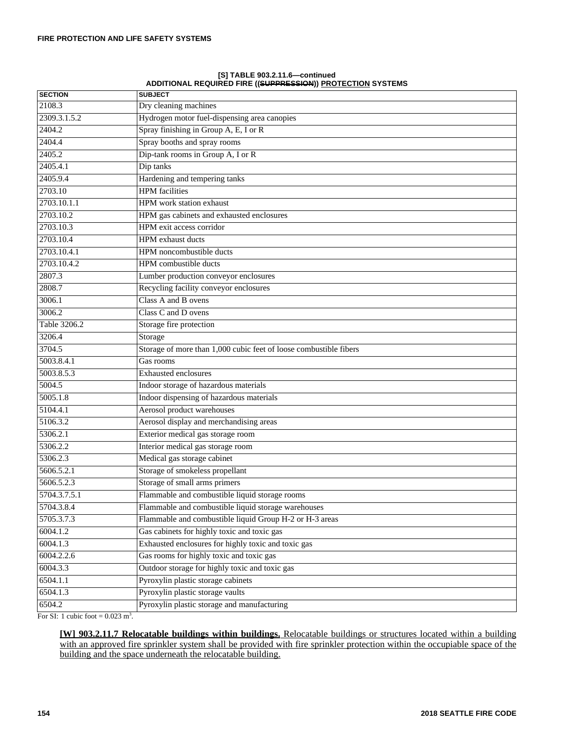**[S] TABLE 903.2.11.6—continued**
**ADDITIONAL REQUIRED FIRE ((~~SUPPRESSION~~)) PROTECTION SYSTEMS**

| SECTION | SUBJECT |
|---|---|
| 2108.3 | Dry cleaning machines |
| 2309.3.1.5.2 | Hydrogen motor fuel-dispensing area canopies |
| 2404.2 | Spray finishing in Group A, E, I or R |
| 2404.4 | Spray booths and spray rooms |
| 2405.2 | Dip-tank rooms in Group A, I or R |
| 2405.4.1 | Dip tanks |
| 2405.9.4 | Hardening and tempering tanks |
| 2703.10 | HPM facilities |
| 2703.10.1.1 | HPM work station exhaust |
| 2703.10.2 | HPM gas cabinets and exhausted enclosures |
| 2703.10.3 | HPM exit access corridor |
| 2703.10.4 | HPM exhaust ducts |
| 2703.10.4.1 | HPM noncombustible ducts |
| 2703.10.4.2 | HPM combustible ducts |
| 2807.3 | Lumber production conveyor enclosures |
| 2808.7 | Recycling facility conveyor enclosures |
| 3006.1 | Class A and B ovens |
| 3006.2 | Class C and D ovens |
| Table 3206.2 | Storage fire protection |
| 3206.4 | Storage |
| 3704.5 | Storage of more than 1,000 cubic feet of loose combustible fibers |
| 5003.8.4.1 | Gas rooms |
| 5003.8.5.3 | Exhausted enclosures |
| 5004.5 | Indoor storage of hazardous materials |
| 5005.1.8 | Indoor dispensing of hazardous materials |
| 5104.4.1 | Aerosol product warehouses |
| 5106.3.2 | Aerosol display and merchandising areas |
| 5306.2.1 | Exterior medical gas storage room |
| 5306.2.2 | Interior medical gas storage room |
| 5306.2.3 | Medical gas storage cabinet |
| 5606.5.2.1 | Storage of smokeless propellant |
| 5606.5.2.3 | Storage of small arms primers |
| 5704.3.7.5.1 | Flammable and combustible liquid storage rooms |
| 5704.3.8.4 | Flammable and combustible liquid storage warehouses |
| 5705.3.7.3 | Flammable and combustible liquid Group H-2 or H-3 areas |
| 6004.1.2 | Gas cabinets for highly toxic and toxic gas |
| 6004.1.3 | Exhausted enclosures for highly toxic and toxic gas |
| 6004.2.2.6 | Gas rooms for highly toxic and toxic gas |
| 6004.3.3 | Outdoor storage for highly toxic and toxic gas |
| 6504.1.1 | Pyroxylin plastic storage cabinets |
| 6504.1.3 | Pyroxylin plastic storage vaults |
| 6504.2 | Pyroxylin plastic storage and manufacturing |

For SI: 1 cubic foot = 0.023 $m^3$.

<u>**[W] 903.2.11.7 Relocatable buildings within buildings.** Relocatable buildings or structures located within a building with an approved fire sprinkler system shall be provided with fire sprinkler protection within the occupiable space of the building and the space underneath the relocatable building.</u>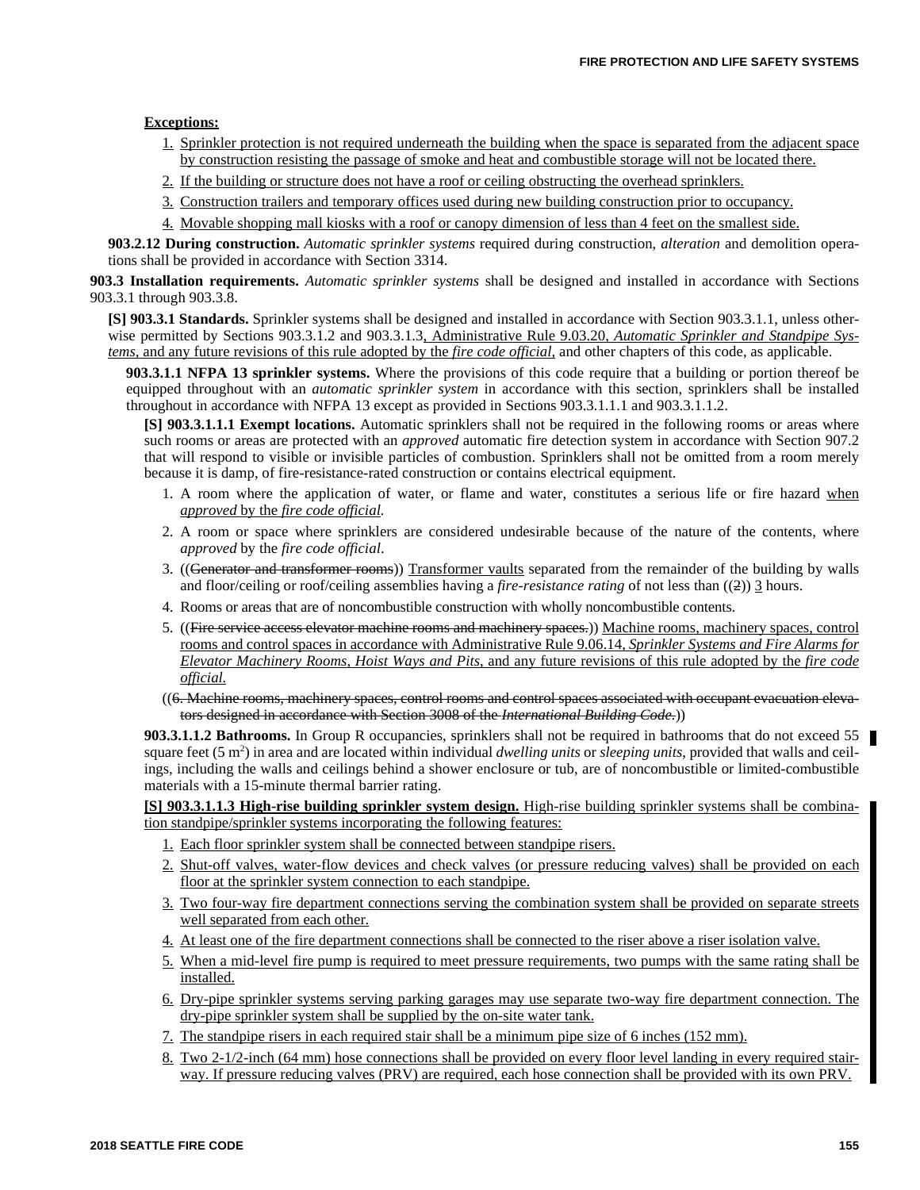**Exceptions:**

1. Sprinkler protection is not required underneath the building when the space is separated from the adjacent space by construction resisting the passage of smoke and heat and combustible storage will not be located there.
2. If the building or structure does not have a roof or ceiling obstructing the overhead sprinklers.
3. Construction trailers and temporary offices used during new building construction prior to occupancy.
4. Movable shopping mall kiosks with a roof or canopy dimension of less than 4 feet on the smallest side.

**903.2.12 During construction.** *Automatic sprinkler systems* required during construction, *alteration* and demolition operations shall be provided in accordance with Section 3314.

**903.3 Installation requirements.** *Automatic sprinkler systems* shall be designed and installed in accordance with Sections 903.3.1 through 903.3.8.

**[S] 903.3.1 Standards.** Sprinkler systems shall be designed and installed in accordance with Section 903.3.1.1, unless otherwise permitted by Sections 903.3.1.2 and 903.3.1.3, Administrative Rule 9.03.20, *Automatic Sprinkler and Standpipe Systems*, and any future revisions of this rule adopted by the *fire code official*, and other chapters of this code, as applicable.

**903.3.1.1 NFPA 13 sprinkler systems.** Where the provisions of this code require that a building or portion thereof be equipped throughout with an *automatic sprinkler system* in accordance with this section, sprinklers shall be installed throughout in accordance with NFPA 13 except as provided in Sections 903.3.1.1.1 and 903.3.1.1.2.

**[S] 903.3.1.1.1 Exempt locations.** Automatic sprinklers shall not be required in the following rooms or areas where such rooms or areas are protected with an *approved* automatic fire detection system in accordance with Section 907.2 that will respond to visible or invisible particles of combustion. Sprinklers shall not be omitted from a room merely because it is damp, of fire-resistance-rated construction or contains electrical equipment.

1. A room where the application of water, or flame and water, constitutes a serious life or fire hazard when *approved* by the *fire code official*.
2. A room or space where sprinklers are considered undesirable because of the nature of the contents, where *approved* by the *fire code official*.
3. ((~~Generator and transformer rooms~~)) Transformer vaults separated from the remainder of the building by walls and floor/ceiling or roof/ceiling assemblies having a *fire-resistance rating* of not less than ((~~2~~)) 3 hours.
4. Rooms or areas that are of noncombustible construction with wholly noncombustible contents.
5. ((~~Fire service access elevator machine rooms and machinery spaces.~~)) Machine rooms, machinery spaces, control rooms and control spaces in accordance with Administrative Rule 9.06.14, *Sprinkler Systems and Fire Alarms for Elevator Machinery Rooms, Hoist Ways and Pits*, and any future revisions of this rule adopted by the *fire code official*.

((~~6. Machine rooms, machinery spaces, control rooms and control spaces associated with occupant evacuation elevators designed in accordance with Section 3008 of the *International Building Code*.~~))

**903.3.1.1.2 Bathrooms.** In Group R occupancies, sprinklers shall not be required in bathrooms that do not exceed 55 square feet (5 $m^2$) in area and are located within individual *dwelling units* or *sleeping units*, provided that walls and ceilings, including the walls and ceilings behind a shower enclosure or tub, are of noncombustible or limited-combustible materials with a 15-minute thermal barrier rating.

**[S] 903.3.1.1.3 High-rise building sprinkler system design.** High-rise building sprinkler systems shall be combination standpipe/sprinkler systems incorporating the following features:

1. Each floor sprinkler system shall be connected between standpipe risers.
2. Shut-off valves, water-flow devices and check valves (or pressure reducing valves) shall be provided on each floor at the sprinkler system connection to each standpipe.
3. Two four-way fire department connections serving the combination system shall be provided on separate streets well separated from each other.
4. At least one of the fire department connections shall be connected to the riser above a riser isolation valve.
5. When a mid-level fire pump is required to meet pressure requirements, two pumps with the same rating shall be installed.
6. Dry-pipe sprinkler systems serving parking garages may use separate two-way fire department connection. The dry-pipe sprinkler system shall be supplied by the on-site water tank.
7. The standpipe risers in each required stair shall be a minimum pipe size of 6 inches (152 mm).
8. Two 2-1/2-inch (64 mm) hose connections shall be provided on every floor level landing in every required stairway. If pressure reducing valves (PRV) are required, each hose connection shall be provided with its own PRV.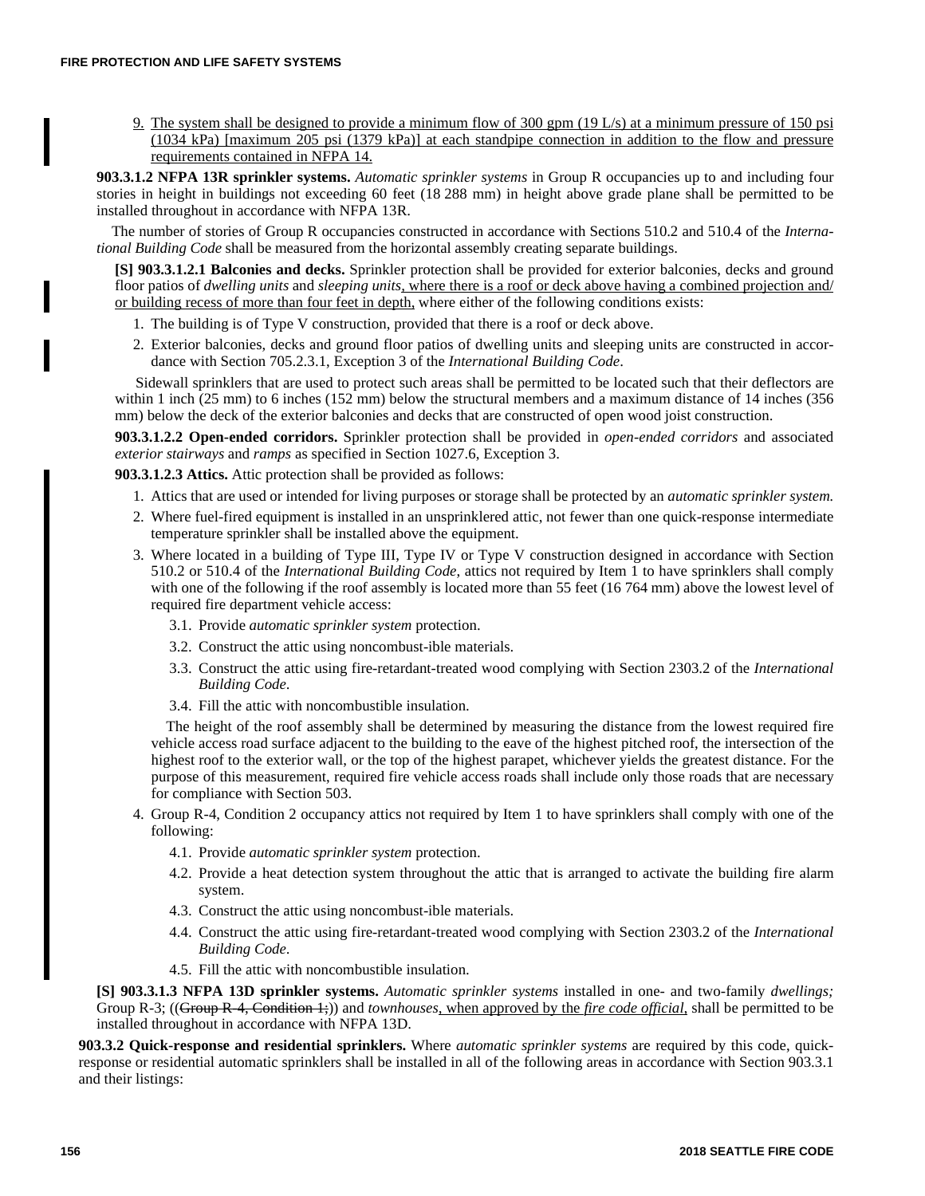9. The system shall be designed to provide a minimum flow of 300 gpm (19 L/s) at a minimum pressure of 150 psi (1034 kPa) [maximum 205 psi (1379 kPa)] at each standpipe connection in addition to the flow and pressure requirements contained in NFPA 14.

**903.3.1.2 NFPA 13R sprinkler systems.** *Automatic sprinkler systems* in Group R occupancies up to and including four stories in height in buildings not exceeding 60 feet (18 288 mm) in height above grade plane shall be permitted to be installed throughout in accordance with NFPA 13R.

The number of stories of Group R occupancies constructed in accordance with Sections 510.2 and 510.4 of the *International Building Code* shall be measured from the horizontal assembly creating separate buildings.

**[S] 903.3.1.2.1 Balconies and decks.** Sprinkler protection shall be provided for exterior balconies, decks and ground floor patios of *dwelling units* and *sleeping units*, where there is a roof or deck above having a combined projection and/or building recess of more than four feet in depth, where either of the following conditions exists:

1. The building is of Type V construction, provided that there is a roof or deck above.
2. Exterior balconies, decks and ground floor patios of dwelling units and sleeping units are constructed in accordance with Section 705.2.3.1, Exception 3 of the *International Building Code*.

Sidewall sprinklers that are used to protect such areas shall be permitted to be located such that their deflectors are within 1 inch (25 mm) to 6 inches (152 mm) below the structural members and a maximum distance of 14 inches (356 mm) below the deck of the exterior balconies and decks that are constructed of open wood joist construction.

**903.3.1.2.2 Open-ended corridors.** Sprinkler protection shall be provided in *open-ended corridors* and associated *exterior stairways* and *ramps* as specified in Section 1027.6, Exception 3.

**903.3.1.2.3 Attics.** Attic protection shall be provided as follows:

1. Attics that are used or intended for living purposes or storage shall be protected by an *automatic sprinkler system.*
2. Where fuel-fired equipment is installed in an unsprinklered attic, not fewer than one quick-response intermediate temperature sprinkler shall be installed above the equipment.
3. Where located in a building of Type III, Type IV or Type V construction designed in accordance with Section 510.2 or 510.4 of the *International Building Code*, attics not required by Item 1 to have sprinklers shall comply with one of the following if the roof assembly is located more than 55 feet (16 764 mm) above the lowest level of required fire department vehicle access:
   - 3.1. Provide *automatic sprinkler system* protection.
   - 3.2. Construct the attic using noncombust-ible materials.
   - 3.3. Construct the attic using fire-retardant-treated wood complying with Section 2303.2 of the *International Building Code*.
   - 3.4. Fill the attic with noncombustible insulation.

   The height of the roof assembly shall be determined by measuring the distance from the lowest required fire vehicle access road surface adjacent to the building to the eave of the highest pitched roof, the intersection of the highest roof to the exterior wall, or the top of the highest parapet, whichever yields the greatest distance. For the purpose of this measurement, required fire vehicle access roads shall include only those roads that are necessary for compliance with Section 503.
4. Group R-4, Condition 2 occupancy attics not required by Item 1 to have sprinklers shall comply with one of the following:
   - 4.1. Provide *automatic sprinkler system* protection.
   - 4.2. Provide a heat detection system throughout the attic that is arranged to activate the building fire alarm system.
   - 4.3. Construct the attic using noncombust-ible materials.
   - 4.4. Construct the attic using fire-retardant-treated wood complying with Section 2303.2 of the *International Building Code*.
   - 4.5. Fill the attic with noncombustible insulation.

**[S] 903.3.1.3 NFPA 13D sprinkler systems.** *Automatic sprinkler systems* installed in one- and two-family *dwellings;* Group R-3; ((~~Group R-4, Condition 1;~~)) and *townhouses*, when approved by the *fire code official*, shall be permitted to be installed throughout in accordance with NFPA 13D.

**903.3.2 Quick-response and residential sprinklers.** Where *automatic sprinkler systems* are required by this code, quick-response or residential automatic sprinklers shall be installed in all of the following areas in accordance with Section 903.3.1 and their listings: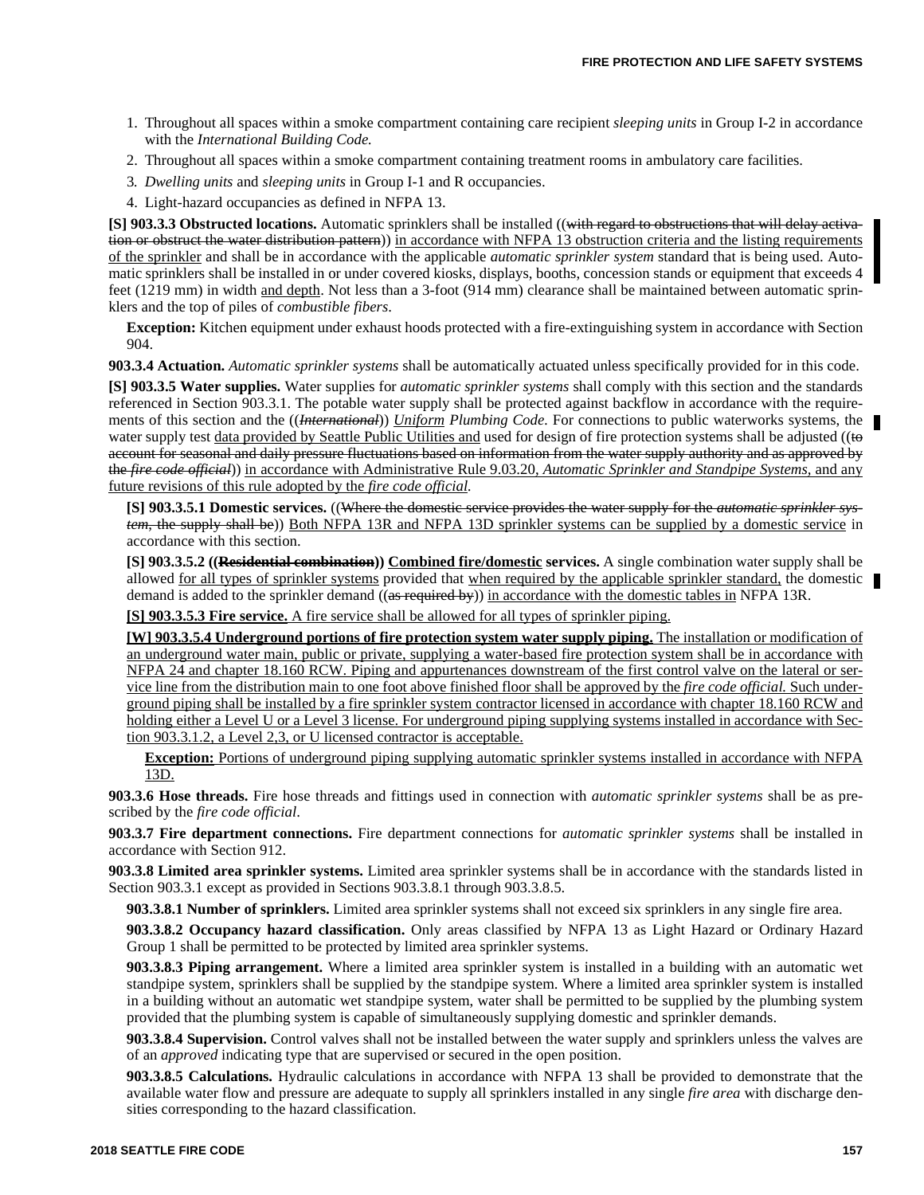1. Throughout all spaces within a smoke compartment containing care recipient *sleeping units* in Group I-2 in accordance with the *International Building Code.*
2. Throughout all spaces within a smoke compartment containing treatment rooms in ambulatory care facilities.
3. *Dwelling units* and *sleeping units* in Group I-1 and R occupancies.
4. Light-hazard occupancies as defined in NFPA 13.

**[S] 903.3.3 Obstructed locations.** Automatic sprinklers shall be installed ((~~with regard to obstructions that will delay activation or obstruct the water distribution pattern~~)) <u>in accordance with NFPA 13 obstruction criteria and the listing requirements of the sprinkler</u> and shall be in accordance with the applicable *automatic sprinkler system* standard that is being used. Automatic sprinklers shall be installed in or under covered kiosks, displays, booths, concession stands or equipment that exceeds 4 feet (1219 mm) in width <u>and depth</u>. Not less than a 3-foot (914 mm) clearance shall be maintained between automatic sprinklers and the top of piles of *combustible fibers*.

**Exception:** Kitchen equipment under exhaust hoods protected with a fire-extinguishing system in accordance with Section 904.

**903.3.4 Actuation.** *Automatic sprinkler systems* shall be automatically actuated unless specifically provided for in this code.

**[S] 903.3.5 Water supplies.** Water supplies for *automatic sprinkler systems* shall comply with this section and the standards referenced in Section 903.3.1. The potable water supply shall be protected against backflow in accordance with the requirements of this section and the ((~~*International*~~)) <u>*Uniform*</u> *Plumbing Code*. For connections to public waterworks systems, the water supply test <u>data provided by Seattle Public Utilities and</u> used for design of fire protection systems shall be adjusted ((~~to account for seasonal and daily pressure fluctuations based on information from the water supply authority and as approved by the *fire code official*~~)) <u>in accordance with Administrative Rule 9.03.20, *Automatic Sprinkler and Standpipe Systems,* and any future revisions of this rule adopted by the *fire code official.*</u>

**[S] 903.3.5.1 Domestic services.** ((~~Where the domestic service provides the water supply for the *automatic sprinkler system*, the supply shall be~~)) <u>Both NFPA 13R and NFPA 13D sprinkler systems can be supplied by a domestic service</u> in accordance with this section.

**[S] 903.3.5.2 ((~~Residential combination~~)) <u>Combined fire/domestic</u> services.** A single combination water supply shall be allowed <u>for all types of sprinkler systems</u> provided that <u>when required by the applicable sprinkler standard,</u> the domestic demand is added to the sprinkler demand ((~~as required by~~)) <u>in accordance with the domestic tables in</u> NFPA 13R.

<u>**[S] 903.3.5.3 Fire service.** A fire service shall be allowed for all types of sprinkler piping.</u>

<u>**[W] 903.3.5.4 Underground portions of fire protection system water supply piping.** The installation or modification of an underground water main, public or private, supplying a water-based fire protection system shall be in accordance with NFPA 24 and chapter 18.160 RCW. Piping and appurtenances downstream of the first control valve on the lateral or service line from the distribution main to one foot above finished floor shall be approved by the *fire code official.* Such underground piping shall be installed by a fire sprinkler system contractor licensed in accordance with chapter 18.160 RCW and holding either a Level U or a Level 3 license. For underground piping supplying systems installed in accordance with Section 903.3.1.2, a Level 2,3, or U licensed contractor is acceptable.</u>

<u>**Exception:** Portions of underground piping supplying automatic sprinkler systems installed in accordance with NFPA 13D.</u>

**903.3.6 Hose threads.** Fire hose threads and fittings used in connection with *automatic sprinkler systems* shall be as prescribed by the *fire code official*.

**903.3.7 Fire department connections.** Fire department connections for *automatic sprinkler systems* shall be installed in accordance with Section 912.

**903.3.8 Limited area sprinkler systems.** Limited area sprinkler systems shall be in accordance with the standards listed in Section 903.3.1 except as provided in Sections 903.3.8.1 through 903.3.8.5.

**903.3.8.1 Number of sprinklers.** Limited area sprinkler systems shall not exceed six sprinklers in any single fire area.

**903.3.8.2 Occupancy hazard classification.** Only areas classified by NFPA 13 as Light Hazard or Ordinary Hazard Group 1 shall be permitted to be protected by limited area sprinkler systems.

**903.3.8.3 Piping arrangement.** Where a limited area sprinkler system is installed in a building with an automatic wet standpipe system, sprinklers shall be supplied by the standpipe system. Where a limited area sprinkler system is installed in a building without an automatic wet standpipe system, water shall be permitted to be supplied by the plumbing system provided that the plumbing system is capable of simultaneously supplying domestic and sprinkler demands.

**903.3.8.4 Supervision.** Control valves shall not be installed between the water supply and sprinklers unless the valves are of an *approved* indicating type that are supervised or secured in the open position.

**903.3.8.5 Calculations.** Hydraulic calculations in accordance with NFPA 13 shall be provided to demonstrate that the available water flow and pressure are adequate to supply all sprinklers installed in any single *fire area* with discharge densities corresponding to the hazard classification.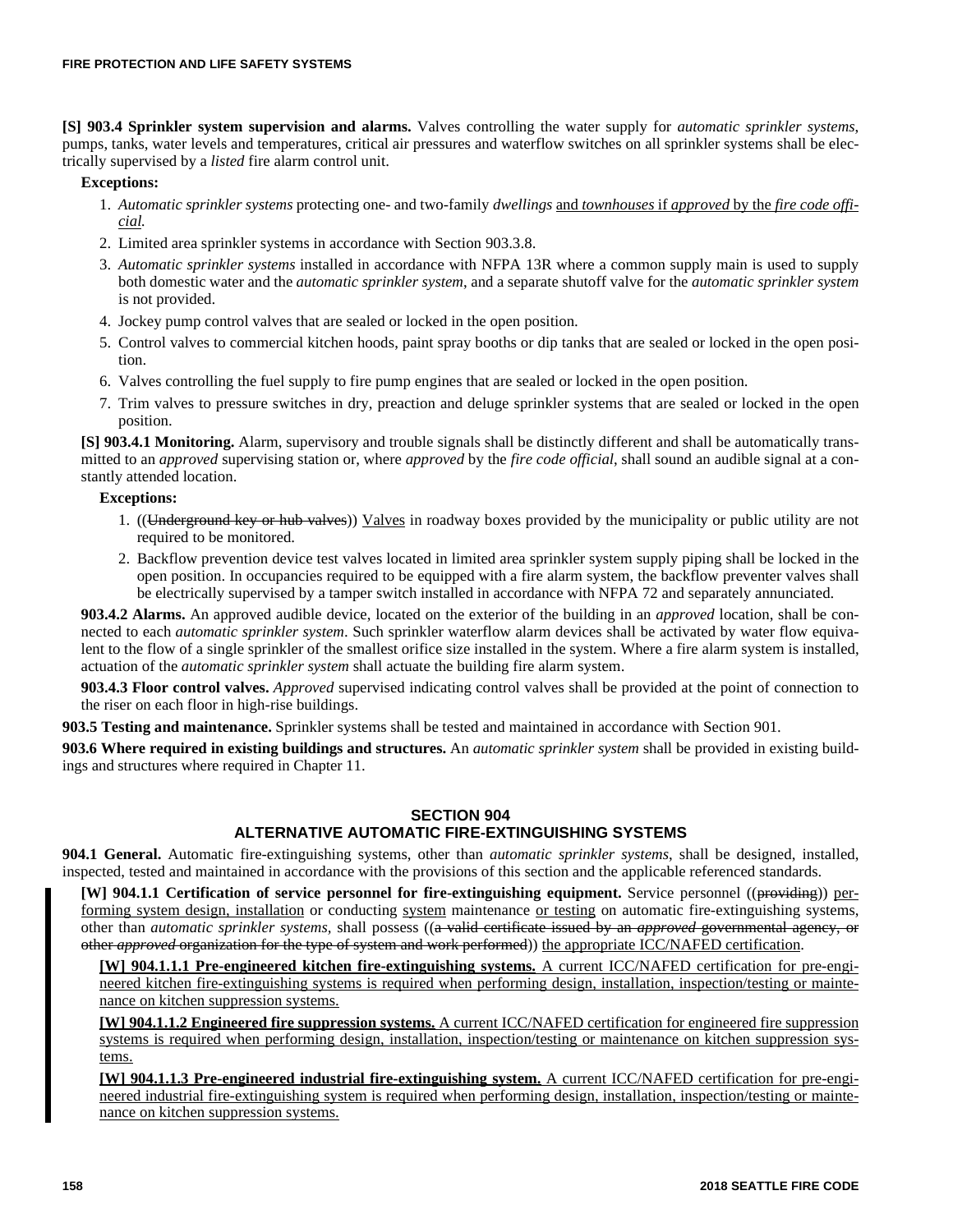**[S] 903.4 Sprinkler system supervision and alarms.** Valves controlling the water supply for *automatic sprinkler systems*, pumps, tanks, water levels and temperatures, critical air pressures and waterflow switches on all sprinkler systems shall be electrically supervised by a *listed* fire alarm control unit.

**Exceptions:**

1. *Automatic sprinkler systems* protecting one- and two-family *dwellings* <u>and *townhouses* if *approved* by the *fire code official*</u>.
2. Limited area sprinkler systems in accordance with Section 903.3.8.
3. *Automatic sprinkler systems* installed in accordance with NFPA 13R where a common supply main is used to supply both domestic water and the *automatic sprinkler system*, and a separate shutoff valve for the *automatic sprinkler system* is not provided.
4. Jockey pump control valves that are sealed or locked in the open position.
5. Control valves to commercial kitchen hoods, paint spray booths or dip tanks that are sealed or locked in the open position.
6. Valves controlling the fuel supply to fire pump engines that are sealed or locked in the open position.
7. Trim valves to pressure switches in dry, preaction and deluge sprinkler systems that are sealed or locked in the open position.

**[S] 903.4.1 Monitoring.** Alarm, supervisory and trouble signals shall be distinctly different and shall be automatically transmitted to an *approved* supervising station or, where *approved* by the *fire code official*, shall sound an audible signal at a constantly attended location.

**Exceptions:**

1. ((~~Underground key or hub valves~~)) <u>Valves</u> in roadway boxes provided by the municipality or public utility are not required to be monitored.
2. Backflow prevention device test valves located in limited area sprinkler system supply piping shall be locked in the open position. In occupancies required to be equipped with a fire alarm system, the backflow preventer valves shall be electrically supervised by a tamper switch installed in accordance with NFPA 72 and separately annunciated.

**903.4.2 Alarms.** An approved audible device, located on the exterior of the building in an *approved* location, shall be connected to each *automatic sprinkler system*. Such sprinkler waterflow alarm devices shall be activated by water flow equivalent to the flow of a single sprinkler of the smallest orifice size installed in the system. Where a fire alarm system is installed, actuation of the *automatic sprinkler system* shall actuate the building fire alarm system.

**903.4.3 Floor control valves.** *Approved* supervised indicating control valves shall be provided at the point of connection to the riser on each floor in high-rise buildings.

**903.5 Testing and maintenance.** Sprinkler systems shall be tested and maintained in accordance with Section 901.

**903.6 Where required in existing buildings and structures.** An *automatic sprinkler system* shall be provided in existing buildings and structures where required in Chapter 11.

## SECTION 904
## ALTERNATIVE AUTOMATIC FIRE-EXTINGUISHING SYSTEMS

**904.1 General.** Automatic fire-extinguishing systems, other than *automatic sprinkler systems*, shall be designed, installed, inspected, tested and maintained in accordance with the provisions of this section and the applicable referenced standards.

**[W] 904.1.1 Certification of service personnel for fire-extinguishing equipment.** Service personnel ((~~providing~~)) <u>performing system design, installation</u> or conducting <u>system</u> maintenance <u>or testing</u> on automatic fire-extinguishing systems, other than *automatic sprinkler systems,* shall possess ((~~a valid certificate issued by an *approved* governmental agency, or other *approved* organization for the type of system and work performed~~)) <u>the appropriate ICC/NAFED certification</u>.

<u>**[W] 904.1.1.1 Pre-engineered kitchen fire-extinguishing systems.** A current ICC/NAFED certification for pre-engineered kitchen fire-extinguishing systems is required when performing design, installation, inspection/testing or maintenance on kitchen suppression systems.</u>

<u>**[W] 904.1.1.2 Engineered fire suppression systems.** A current ICC/NAFED certification for engineered fire suppression systems is required when performing design, installation, inspection/testing or maintenance on kitchen suppression systems.</u>

<u>**[W] 904.1.1.3 Pre-engineered industrial fire-extinguishing system.** A current ICC/NAFED certification for pre-engineered industrial fire-extinguishing system is required when performing design, installation, inspection/testing or maintenance on kitchen suppression systems.</u>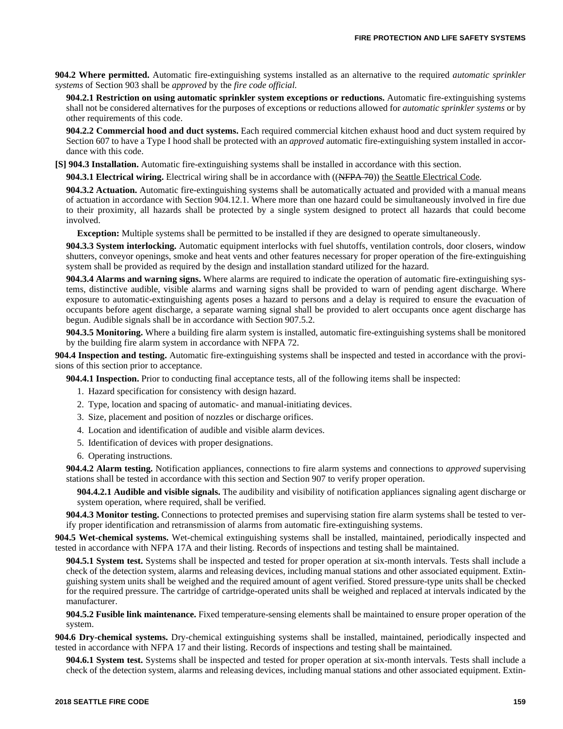**904.2 Where permitted.** Automatic fire-extinguishing systems installed as an alternative to the required *automatic sprinkler systems* of Section 903 shall be *approved* by the *fire code official.*

**904.2.1 Restriction on using automatic sprinkler system exceptions or reductions.** Automatic fire-extinguishing systems shall not be considered alternatives for the purposes of exceptions or reductions allowed for *automatic sprinkler systems* or by other requirements of this code.

**904.2.2 Commercial hood and duct systems.** Each required commercial kitchen exhaust hood and duct system required by Section 607 to have a Type I hood shall be protected with an *approved* automatic fire-extinguishing system installed in accordance with this code.

**[S] 904.3 Installation.** Automatic fire-extinguishing systems shall be installed in accordance with this section.

**904.3.1 Electrical wiring.** Electrical wiring shall be in accordance with ((~~NFPA 70~~)) the Seattle Electrical Code.

**904.3.2 Actuation.** Automatic fire-extinguishing systems shall be automatically actuated and provided with a manual means of actuation in accordance with Section 904.12.1. Where more than one hazard could be simultaneously involved in fire due to their proximity, all hazards shall be protected by a single system designed to protect all hazards that could become involved.

**Exception:** Multiple systems shall be permitted to be installed if they are designed to operate simultaneously.

**904.3.3 System interlocking.** Automatic equipment interlocks with fuel shutoffs, ventilation controls, door closers, window shutters, conveyor openings, smoke and heat vents and other features necessary for proper operation of the fire-extinguishing system shall be provided as required by the design and installation standard utilized for the hazard.

**904.3.4 Alarms and warning signs.** Where alarms are required to indicate the operation of automatic fire-extinguishing systems, distinctive audible, visible alarms and warning signs shall be provided to warn of pending agent discharge. Where exposure to automatic-extinguishing agents poses a hazard to persons and a delay is required to ensure the evacuation of occupants before agent discharge, a separate warning signal shall be provided to alert occupants once agent discharge has begun. Audible signals shall be in accordance with Section 907.5.2.

**904.3.5 Monitoring.** Where a building fire alarm system is installed, automatic fire-extinguishing systems shall be monitored by the building fire alarm system in accordance with NFPA 72.

**904.4 Inspection and testing.** Automatic fire-extinguishing systems shall be inspected and tested in accordance with the provisions of this section prior to acceptance.

**904.4.1 Inspection.** Prior to conducting final acceptance tests, all of the following items shall be inspected:

1. Hazard specification for consistency with design hazard.
2. Type, location and spacing of automatic- and manual-initiating devices.
3. Size, placement and position of nozzles or discharge orifices.
4. Location and identification of audible and visible alarm devices.
5. Identification of devices with proper designations.
6. Operating instructions.

**904.4.2 Alarm testing.** Notification appliances, connections to fire alarm systems and connections to *approved* supervising stations shall be tested in accordance with this section and Section 907 to verify proper operation.

**904.4.2.1 Audible and visible signals.** The audibility and visibility of notification appliances signaling agent discharge or system operation, where required, shall be verified.

**904.4.3 Monitor testing.** Connections to protected premises and supervising station fire alarm systems shall be tested to verify proper identification and retransmission of alarms from automatic fire-extinguishing systems.

**904.5 Wet-chemical systems.** Wet-chemical extinguishing systems shall be installed, maintained, periodically inspected and tested in accordance with NFPA 17A and their listing. Records of inspections and testing shall be maintained.

**904.5.1 System test.** Systems shall be inspected and tested for proper operation at six-month intervals. Tests shall include a check of the detection system, alarms and releasing devices, including manual stations and other associated equipment. Extinguishing system units shall be weighed and the required amount of agent verified. Stored pressure-type units shall be checked for the required pressure. The cartridge of cartridge-operated units shall be weighed and replaced at intervals indicated by the manufacturer.

**904.5.2 Fusible link maintenance.** Fixed temperature-sensing elements shall be maintained to ensure proper operation of the system.

**904.6 Dry-chemical systems.** Dry-chemical extinguishing systems shall be installed, maintained, periodically inspected and tested in accordance with NFPA 17 and their listing. Records of inspections and testing shall be maintained.

**904.6.1 System test.** Systems shall be inspected and tested for proper operation at six-month intervals. Tests shall include a check of the detection system, alarms and releasing devices, including manual stations and other associated equipment. Extin-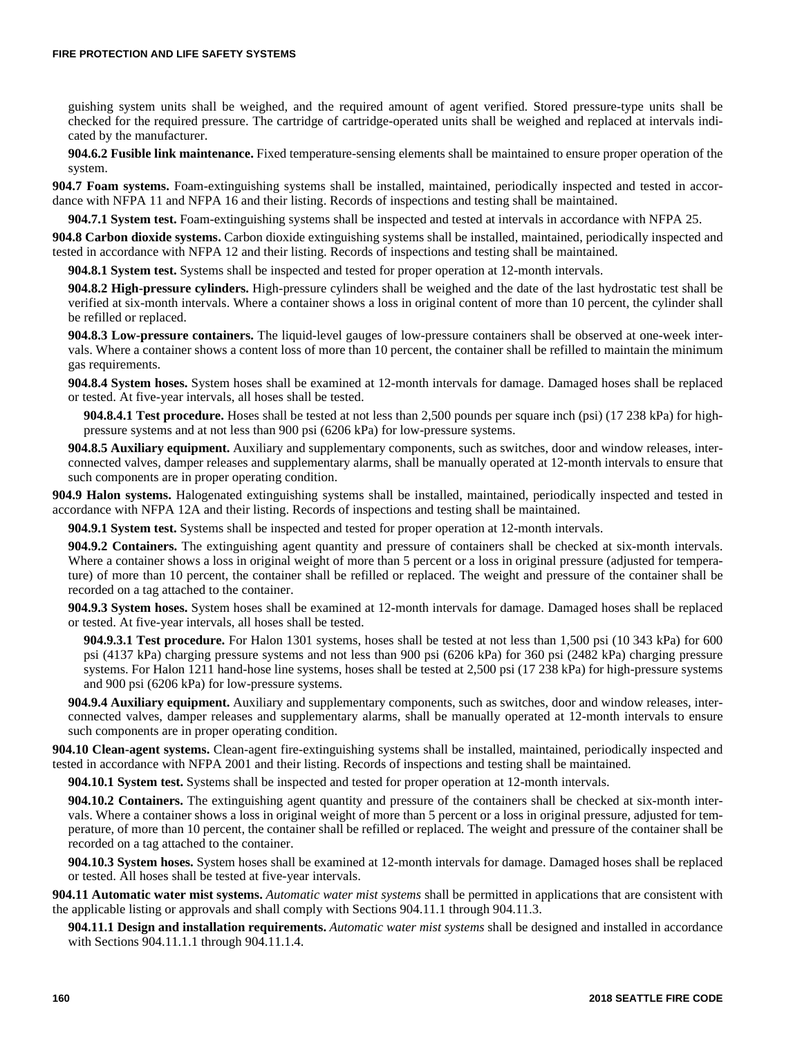guishing system units shall be weighed, and the required amount of agent verified. Stored pressure-type units shall be checked for the required pressure. The cartridge of cartridge-operated units shall be weighed and replaced at intervals indicated by the manufacturer.

**904.6.2 Fusible link maintenance.** Fixed temperature-sensing elements shall be maintained to ensure proper operation of the system.

**904.7 Foam systems.** Foam-extinguishing systems shall be installed, maintained, periodically inspected and tested in accordance with NFPA 11 and NFPA 16 and their listing. Records of inspections and testing shall be maintained.

**904.7.1 System test.** Foam-extinguishing systems shall be inspected and tested at intervals in accordance with NFPA 25.

**904.8 Carbon dioxide systems.** Carbon dioxide extinguishing systems shall be installed, maintained, periodically inspected and tested in accordance with NFPA 12 and their listing. Records of inspections and testing shall be maintained.

**904.8.1 System test.** Systems shall be inspected and tested for proper operation at 12-month intervals.

**904.8.2 High-pressure cylinders.** High-pressure cylinders shall be weighed and the date of the last hydrostatic test shall be verified at six-month intervals. Where a container shows a loss in original content of more than 10 percent, the cylinder shall be refilled or replaced.

**904.8.3 Low-pressure containers.** The liquid-level gauges of low-pressure containers shall be observed at one-week intervals. Where a container shows a content loss of more than 10 percent, the container shall be refilled to maintain the minimum gas requirements.

**904.8.4 System hoses.** System hoses shall be examined at 12-month intervals for damage. Damaged hoses shall be replaced or tested. At five-year intervals, all hoses shall be tested.

**904.8.4.1 Test procedure.** Hoses shall be tested at not less than 2,500 pounds per square inch (psi) (17 238 kPa) for high-pressure systems and at not less than 900 psi (6206 kPa) for low-pressure systems.

**904.8.5 Auxiliary equipment.** Auxiliary and supplementary components, such as switches, door and window releases, interconnected valves, damper releases and supplementary alarms, shall be manually operated at 12-month intervals to ensure that such components are in proper operating condition.

**904.9 Halon systems.** Halogenated extinguishing systems shall be installed, maintained, periodically inspected and tested in accordance with NFPA 12A and their listing. Records of inspections and testing shall be maintained.

**904.9.1 System test.** Systems shall be inspected and tested for proper operation at 12-month intervals.

**904.9.2 Containers.** The extinguishing agent quantity and pressure of containers shall be checked at six-month intervals. Where a container shows a loss in original weight of more than 5 percent or a loss in original pressure (adjusted for temperature) of more than 10 percent, the container shall be refilled or replaced. The weight and pressure of the container shall be recorded on a tag attached to the container.

**904.9.3 System hoses.** System hoses shall be examined at 12-month intervals for damage. Damaged hoses shall be replaced or tested. At five-year intervals, all hoses shall be tested.

**904.9.3.1 Test procedure.** For Halon 1301 systems, hoses shall be tested at not less than 1,500 psi (10 343 kPa) for 600 psi (4137 kPa) charging pressure systems and not less than 900 psi (6206 kPa) for 360 psi (2482 kPa) charging pressure systems. For Halon 1211 hand-hose line systems, hoses shall be tested at 2,500 psi (17 238 kPa) for high-pressure systems and 900 psi (6206 kPa) for low-pressure systems.

**904.9.4 Auxiliary equipment.** Auxiliary and supplementary components, such as switches, door and window releases, interconnected valves, damper releases and supplementary alarms, shall be manually operated at 12-month intervals to ensure such components are in proper operating condition.

**904.10 Clean-agent systems.** Clean-agent fire-extinguishing systems shall be installed, maintained, periodically inspected and tested in accordance with NFPA 2001 and their listing. Records of inspections and testing shall be maintained.

**904.10.1 System test.** Systems shall be inspected and tested for proper operation at 12-month intervals.

**904.10.2 Containers.** The extinguishing agent quantity and pressure of the containers shall be checked at six-month intervals. Where a container shows a loss in original weight of more than 5 percent or a loss in original pressure, adjusted for temperature, of more than 10 percent, the container shall be refilled or replaced. The weight and pressure of the container shall be recorded on a tag attached to the container.

**904.10.3 System hoses.** System hoses shall be examined at 12-month intervals for damage. Damaged hoses shall be replaced or tested. All hoses shall be tested at five-year intervals.

**904.11 Automatic water mist systems.** *Automatic water mist systems* shall be permitted in applications that are consistent with the applicable listing or approvals and shall comply with Sections 904.11.1 through 904.11.3.

**904.11.1 Design and installation requirements.** *Automatic water mist systems* shall be designed and installed in accordance with Sections 904.11.1.1 through 904.11.1.4.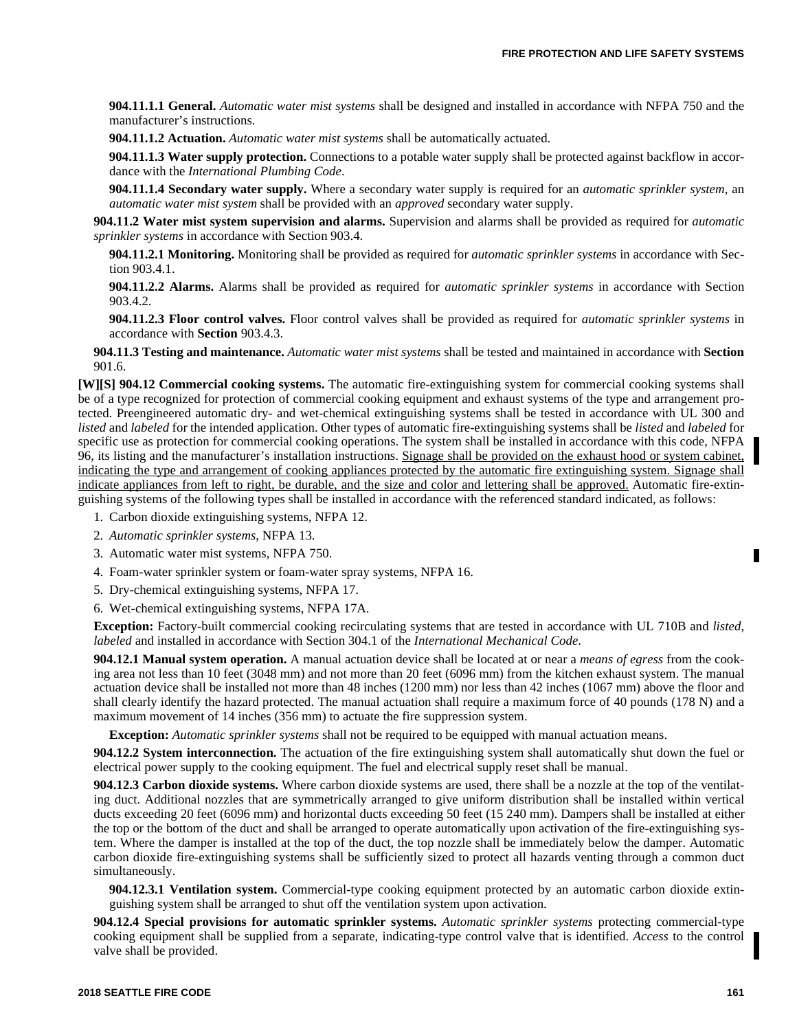**904.11.1.1 General.** *Automatic water mist systems* shall be designed and installed in accordance with NFPA 750 and the manufacturer's instructions.

**904.11.1.2 Actuation.** *Automatic water mist systems* shall be automatically actuated.

**904.11.1.3 Water supply protection.** Connections to a potable water supply shall be protected against backflow in accordance with the *International Plumbing Code*.

**904.11.1.4 Secondary water supply.** Where a secondary water supply is required for an *automatic sprinkler system*, an *automatic water mist system* shall be provided with an *approved* secondary water supply.

**904.11.2 Water mist system supervision and alarms.** Supervision and alarms shall be provided as required for *automatic sprinkler systems* in accordance with Section 903.4.

**904.11.2.1 Monitoring.** Monitoring shall be provided as required for *automatic sprinkler systems* in accordance with Section 903.4.1.

**904.11.2.2 Alarms.** Alarms shall be provided as required for *automatic sprinkler systems* in accordance with Section 903.4.2.

**904.11.2.3 Floor control valves.** Floor control valves shall be provided as required for *automatic sprinkler systems* in accordance with **Section** 903.4.3.

**904.11.3 Testing and maintenance.** *Automatic water mist systems* shall be tested and maintained in accordance with **Section** 901.6.

**[W][S] 904.12 Commercial cooking systems.** The automatic fire-extinguishing system for commercial cooking systems shall be of a type recognized for protection of commercial cooking equipment and exhaust systems of the type and arrangement protected. Preengineered automatic dry- and wet-chemical extinguishing systems shall be tested in accordance with UL 300 and *listed* and *labeled* for the intended application. Other types of automatic fire-extinguishing systems shall be *listed* and *labeled* for specific use as protection for commercial cooking operations. The system shall be installed in accordance with this code, NFPA 96, its listing and the manufacturer's installation instructions. <u>Signage shall be provided on the exhaust hood or system cabinet, indicating the type and arrangement of cooking appliances protected by the automatic fire extinguishing system. Signage shall indicate appliances from left to right, be durable, and the size and color and lettering shall be approved.</u> Automatic fire-extinguishing systems of the following types shall be installed in accordance with the referenced standard indicated, as follows:

1. Carbon dioxide extinguishing systems, NFPA 12.
2. *Automatic sprinkler systems*, NFPA 13.
3. Automatic water mist systems, NFPA 750.
4. Foam-water sprinkler system or foam-water spray systems, NFPA 16.
5. Dry-chemical extinguishing systems, NFPA 17.
6. Wet-chemical extinguishing systems, NFPA 17A.

**Exception:** Factory-built commercial cooking recirculating systems that are tested in accordance with UL 710B and *listed*, *labeled* and installed in accordance with Section 304.1 of the *International Mechanical Code*.

**904.12.1 Manual system operation.** A manual actuation device shall be located at or near a *means of egress* from the cooking area not less than 10 feet (3048 mm) and not more than 20 feet (6096 mm) from the kitchen exhaust system. The manual actuation device shall be installed not more than 48 inches (1200 mm) nor less than 42 inches (1067 mm) above the floor and shall clearly identify the hazard protected. The manual actuation shall require a maximum force of 40 pounds (178 N) and a maximum movement of 14 inches (356 mm) to actuate the fire suppression system.

**Exception:** *Automatic sprinkler systems* shall not be required to be equipped with manual actuation means.

**904.12.2 System interconnection.** The actuation of the fire extinguishing system shall automatically shut down the fuel or electrical power supply to the cooking equipment. The fuel and electrical supply reset shall be manual.

**904.12.3 Carbon dioxide systems.** Where carbon dioxide systems are used, there shall be a nozzle at the top of the ventilating duct. Additional nozzles that are symmetrically arranged to give uniform distribution shall be installed within vertical ducts exceeding 20 feet (6096 mm) and horizontal ducts exceeding 50 feet (15 240 mm). Dampers shall be installed at either the top or the bottom of the duct and shall be arranged to operate automatically upon activation of the fire-extinguishing system. Where the damper is installed at the top of the duct, the top nozzle shall be immediately below the damper. Automatic carbon dioxide fire-extinguishing systems shall be sufficiently sized to protect all hazards venting through a common duct simultaneously.

**904.12.3.1 Ventilation system.** Commercial-type cooking equipment protected by an automatic carbon dioxide extinguishing system shall be arranged to shut off the ventilation system upon activation.

**904.12.4 Special provisions for automatic sprinkler systems.** *Automatic sprinkler systems* protecting commercial-type cooking equipment shall be supplied from a separate, indicating-type control valve that is identified. *Access* to the control valve shall be provided.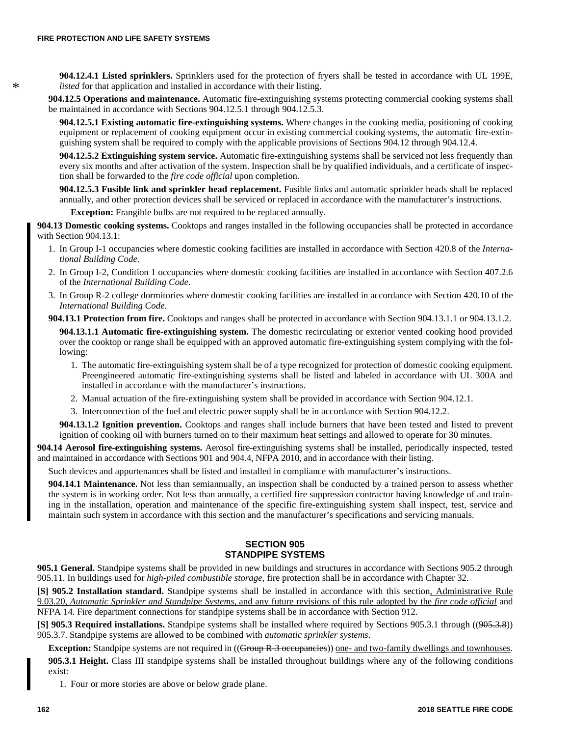**904.12.4.1 Listed sprinklers.** Sprinklers used for the protection of fryers shall be tested in accordance with UL 199E, *listed* for that application and installed in accordance with their listing.

**904.12.5 Operations and maintenance.** Automatic fire-extinguishing systems protecting commercial cooking systems shall be maintained in accordance with Sections 904.12.5.1 through 904.12.5.3.

**904.12.5.1 Existing automatic fire-extinguishing systems.** Where changes in the cooking media, positioning of cooking equipment or replacement of cooking equipment occur in existing commercial cooking systems, the automatic fire-extinguishing system shall be required to comply with the applicable provisions of Sections 904.12 through 904.12.4.

**904.12.5.2 Extinguishing system service.** Automatic fire-extinguishing systems shall be serviced not less frequently than every six months and after activation of the system. Inspection shall be by qualified individuals, and a certificate of inspection shall be forwarded to the *fire code official* upon completion.

**904.12.5.3 Fusible link and sprinkler head replacement.** Fusible links and automatic sprinkler heads shall be replaced annually, and other protection devices shall be serviced or replaced in accordance with the manufacturer's instructions.

**Exception:** Frangible bulbs are not required to be replaced annually.

**904.13 Domestic cooking systems.** Cooktops and ranges installed in the following occupancies shall be protected in accordance with Section 904.13.1:

1. In Group I-1 occupancies where domestic cooking facilities are installed in accordance with Section 420.8 of the *International Building Code*.
2. In Group I-2, Condition 1 occupancies where domestic cooking facilities are installed in accordance with Section 407.2.6 of the *International Building Code*.
3. In Group R-2 college dormitories where domestic cooking facilities are installed in accordance with Section 420.10 of the *International Building Code*.

**904.13.1 Protection from fire.** Cooktops and ranges shall be protected in accordance with Section 904.13.1.1 or 904.13.1.2.

**904.13.1.1 Automatic fire-extinguishing system.** The domestic recirculating or exterior vented cooking hood provided over the cooktop or range shall be equipped with an approved automatic fire-extinguishing system complying with the following:

1. The automatic fire-extinguishing system shall be of a type recognized for protection of domestic cooking equipment. Preengineered automatic fire-extinguishing systems shall be listed and labeled in accordance with UL 300A and installed in accordance with the manufacturer's instructions.
2. Manual actuation of the fire-extinguishing system shall be provided in accordance with Section 904.12.1.
3. Interconnection of the fuel and electric power supply shall be in accordance with Section 904.12.2.

**904.13.1.2 Ignition prevention.** Cooktops and ranges shall include burners that have been tested and listed to prevent ignition of cooking oil with burners turned on to their maximum heat settings and allowed to operate for 30 minutes.

**904.14 Aerosol fire-extinguishing systems.** Aerosol fire-extinguishing systems shall be installed, periodically inspected, tested and maintained in accordance with Sections 901 and 904.4, NFPA 2010, and in accordance with their listing.

Such devices and appurtenances shall be listed and installed in compliance with manufacturer's instructions.

**904.14.1 Maintenance.** Not less than semiannually, an inspection shall be conducted by a trained person to assess whether the system is in working order. Not less than annually, a certified fire suppression contractor having knowledge of and training in the installation, operation and maintenance of the specific fire-extinguishing system shall inspect, test, service and maintain such system in accordance with this section and the manufacturer's specifications and servicing manuals.

## SECTION 905
## STANDPIPE SYSTEMS

**905.1 General.** Standpipe systems shall be provided in new buildings and structures in accordance with Sections 905.2 through 905.11. In buildings used for *high-piled combustible storage*, fire protection shall be in accordance with Chapter 32.

**[S] 905.2 Installation standard.** Standpipe systems shall be installed in accordance with this section, Administrative Rule 9.03.20, *Automatic Sprinkler and Standpipe Systems*, and any future revisions of this rule adopted by the *fire code official* and NFPA 14. Fire department connections for standpipe systems shall be in accordance with Section 912.

**[S] 905.3 Required installations.** Standpipe systems shall be installed where required by Sections 905.3.1 through ((~~905.3.8~~)) 905.3.7. Standpipe systems are allowed to be combined with *automatic sprinkler systems*.

**Exception:** Standpipe systems are not required in ((~~Group R-3 occupancies~~)) one- and two-family dwellings and townhouses.

**905.3.1 Height.** Class III standpipe systems shall be installed throughout buildings where any of the following conditions exist:

1. Four or more stories are above or below grade plane.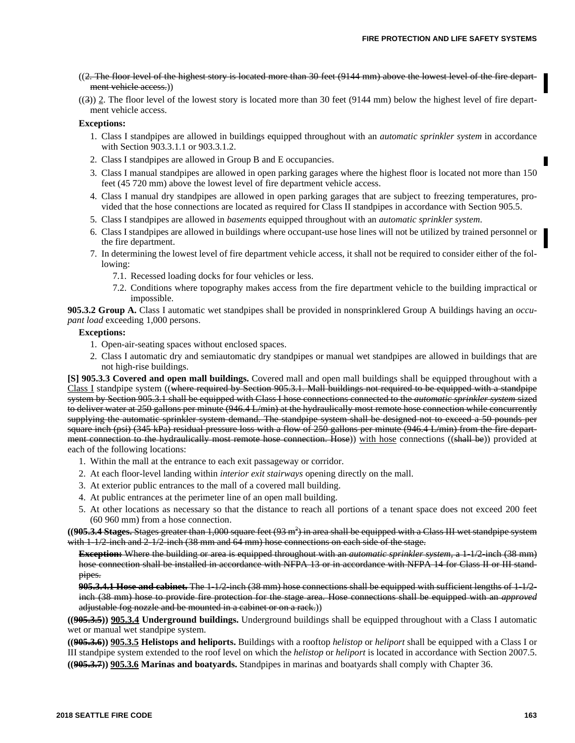((~~2. The floor level of the highest story is located more than 30 feet (9144 mm) above the lowest level of the fire department vehicle access.~~))

((~~3~~)) 2. The floor level of the lowest story is located more than 30 feet (9144 mm) below the highest level of fire department vehicle access.

**Exceptions:**

1. Class I standpipes are allowed in buildings equipped throughout with an *automatic sprinkler system* in accordance with Section 903.3.1.1 or 903.3.1.2.
2. Class I standpipes are allowed in Group B and E occupancies.
3. Class I manual standpipes are allowed in open parking garages where the highest floor is located not more than 150 feet (45 720 mm) above the lowest level of fire department vehicle access.
4. Class I manual dry standpipes are allowed in open parking garages that are subject to freezing temperatures, provided that the hose connections are located as required for Class II standpipes in accordance with Section 905.5.
5. Class I standpipes are allowed in *basements* equipped throughout with an *automatic sprinkler system*.
6. Class I standpipes are allowed in buildings where occupant-use hose lines will not be utilized by trained personnel or the fire department.
7. In determining the lowest level of fire department vehicle access, it shall not be required to consider either of the following:
   - 7.1. Recessed loading docks for four vehicles or less.
   - 7.2. Conditions where topography makes access from the fire department vehicle to the building impractical or impossible.

**905.3.2 Group A.** Class I automatic wet standpipes shall be provided in nonsprinklered Group A buildings having an *occupant load* exceeding 1,000 persons.

**Exceptions:**

1. Open-air-seating spaces without enclosed spaces.
2. Class I automatic dry and semiautomatic dry standpipes or manual wet standpipes are allowed in buildings that are not high-rise buildings.

**[S] 905.3.3 Covered and open mall buildings.** Covered mall and open mall buildings shall be equipped throughout with a Class I standpipe system ((~~where required by Section 905.3.1. Mall buildings not required to be equipped with a standpipe system by Section 905.3.1 shall be equipped with Class I hose connections connected to the *automatic sprinkler system* sized to deliver water at 250 gallons per minute (946.4 L/min) at the hydraulically most remote hose connection while concurrently supplying the automatic sprinkler system demand. The standpipe system shall be designed not to exceed a 50 pounds per square inch (psi) (345 kPa) residual pressure loss with a flow of 250 gallons per minute (946.4 L/min) from the fire department connection to the hydraulically most remote hose connection. Hose~~)) with hose connections ((~~shall be~~)) provided at each of the following locations:

1. Within the mall at the entrance to each exit passageway or corridor.
2. At each floor-level landing within *interior exit stairways* opening directly on the mall.
3. At exterior public entrances to the mall of a covered mall building.
4. At public entrances at the perimeter line of an open mall building.
5. At other locations as necessary so that the distance to reach all portions of a tenant space does not exceed 200 feet (60 960 mm) from a hose connection.

((~~**905.3.4 Stages.** Stages greater than 1,000 square feet (93 m$^2$) in area shall be equipped with a Class III wet standpipe system with 1-1/2-inch and 2-1/2-inch (38 mm and 64 mm) hose connections on each side of the stage.~~

~~**Exception:** Where the building or area is equipped throughout with an *automatic sprinkler system*, a 1-1/2-inch (38 mm) hose connection shall be installed in accordance with NFPA 13 or in accordance with NFPA 14 for Class II or III standpipes.~~

~~**905.3.4.1 Hose and cabinet.** The 1-1/2-inch (38 mm) hose connections shall be equipped with sufficient lengths of 1-1/2-inch (38 mm) hose to provide fire protection for the stage area. Hose connections shall be equipped with an *approved* adjustable fog nozzle and be mounted in a cabinet or on a rack.~~))

**((~~905.3.5~~)) 905.3.4 Underground buildings.** Underground buildings shall be equipped throughout with a Class I automatic wet or manual wet standpipe system.

**((~~905.3.6~~)) 905.3.5 Helistops and heliports.** Buildings with a rooftop *helistop* or *heliport* shall be equipped with a Class I or III standpipe system extended to the roof level on which the *helistop* or *heliport* is located in accordance with Section 2007.5.

**((~~905.3.7~~)) 905.3.6 Marinas and boatyards.** Standpipes in marinas and boatyards shall comply with Chapter 36.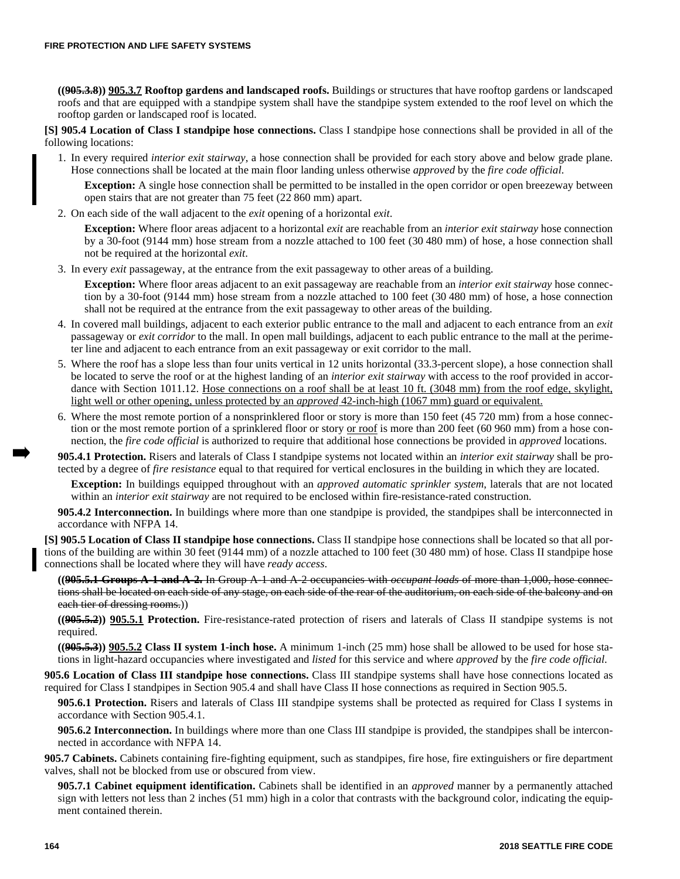**((~~905.3.8~~)) 905.3.7 Rooftop gardens and landscaped roofs.** Buildings or structures that have rooftop gardens or landscaped roofs and that are equipped with a standpipe system shall have the standpipe system extended to the roof level on which the rooftop garden or landscaped roof is located.

**[S] 905.4 Location of Class I standpipe hose connections.** Class I standpipe hose connections shall be provided in all of the following locations:

1. In every required *interior exit stairway*, a hose connection shall be provided for each story above and below grade plane. Hose connections shall be located at the main floor landing unless otherwise *approved* by the *fire code official*.

   **Exception:** A single hose connection shall be permitted to be installed in the open corridor or open breezeway between open stairs that are not greater than 75 feet (22 860 mm) apart.

2. On each side of the wall adjacent to the *exit* opening of a horizontal *exit*.

   **Exception:** Where floor areas adjacent to a horizontal *exit* are reachable from an *interior exit stairway* hose connection by a 30-foot (9144 mm) hose stream from a nozzle attached to 100 feet (30 480 mm) of hose, a hose connection shall not be required at the horizontal *exit*.

3. In every *exit* passageway, at the entrance from the exit passageway to other areas of a building.

   **Exception:** Where floor areas adjacent to an exit passageway are reachable from an *interior exit stairway* hose connection by a 30-foot (9144 mm) hose stream from a nozzle attached to 100 feet (30 480 mm) of hose, a hose connection shall not be required at the entrance from the exit passageway to other areas of the building.

4. In covered mall buildings, adjacent to each exterior public entrance to the mall and adjacent to each entrance from an *exit* passageway or *exit corridor* to the mall. In open mall buildings, adjacent to each public entrance to the mall at the perimeter line and adjacent to each entrance from an exit passageway or exit corridor to the mall.

5. Where the roof has a slope less than four units vertical in 12 units horizontal (33.3-percent slope), a hose connection shall be located to serve the roof or at the highest landing of an *interior exit stairway* with access to the roof provided in accordance with Section 1011.12. <u>Hose connections on a roof shall be at least 10 ft. (3048 mm) from the roof edge, skylight, light well or other opening, unless protected by an *approved* 42-inch-high (1067 mm) guard or equivalent.</u>

6. Where the most remote portion of a nonsprinklered floor or story is more than 150 feet (45 720 mm) from a hose connection or the most remote portion of a sprinklered floor or story <u>or roof</u> is more than 200 feet (60 960 mm) from a hose connection, the *fire code official* is authorized to require that additional hose connections be provided in *approved* locations.

**905.4.1 Protection.** Risers and laterals of Class I standpipe systems not located within an *interior exit stairway* shall be protected by a degree of *fire resistance* equal to that required for vertical enclosures in the building in which they are located.

**Exception:** In buildings equipped throughout with an *approved automatic sprinkler system*, laterals that are not located within an *interior exit stairway* are not required to be enclosed within fire-resistance-rated construction.

**905.4.2 Interconnection.** In buildings where more than one standpipe is provided, the standpipes shall be interconnected in accordance with NFPA 14.

**[S] 905.5 Location of Class II standpipe hose connections.** Class II standpipe hose connections shall be located so that all portions of the building are within 30 feet (9144 mm) of a nozzle attached to 100 feet (30 480 mm) of hose. Class II standpipe hose connections shall be located where they will have *ready access*.

((~~**905.5.1 Groups A-1 and A-2.** In Group A-1 and A-2 occupancies with *occupant loads* of more than 1,000, hose connections shall be located on each side of any stage, on each side of the rear of the auditorium, on each side of the balcony and on each tier of dressing rooms.~~))

**((~~905.5.2~~)) 905.5.1 Protection.** Fire-resistance-rated protection of risers and laterals of Class II standpipe systems is not required.

**((~~905.5.3~~)) 905.5.2 Class II system 1-inch hose.** A minimum 1-inch (25 mm) hose shall be allowed to be used for hose stations in light-hazard occupancies where investigated and *listed* for this service and where *approved* by the *fire code official*.

**905.6 Location of Class III standpipe hose connections.** Class III standpipe systems shall have hose connections located as required for Class I standpipes in Section 905.4 and shall have Class II hose connections as required in Section 905.5.

**905.6.1 Protection.** Risers and laterals of Class III standpipe systems shall be protected as required for Class I systems in accordance with Section 905.4.1.

**905.6.2 Interconnection.** In buildings where more than one Class III standpipe is provided, the standpipes shall be interconnected in accordance with NFPA 14.

**905.7 Cabinets.** Cabinets containing fire-fighting equipment, such as standpipes, fire hose, fire extinguishers or fire department valves, shall not be blocked from use or obscured from view.

**905.7.1 Cabinet equipment identification.** Cabinets shall be identified in an *approved* manner by a permanently attached sign with letters not less than 2 inches (51 mm) high in a color that contrasts with the background color, indicating the equipment contained therein.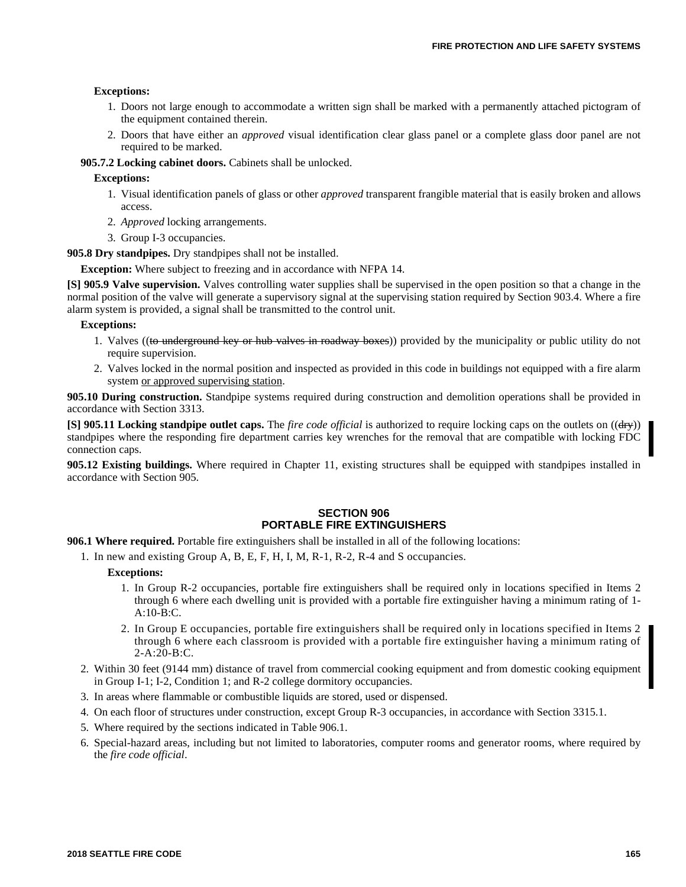**Exceptions:**

1. Doors not large enough to accommodate a written sign shall be marked with a permanently attached pictogram of the equipment contained therein.
2. Doors that have either an *approved* visual identification clear glass panel or a complete glass door panel are not required to be marked.

**905.7.2 Locking cabinet doors.** Cabinets shall be unlocked.

**Exceptions:**

1. Visual identification panels of glass or other *approved* transparent frangible material that is easily broken and allows access.
2. *Approved* locking arrangements.
3. Group I-3 occupancies.

**905.8 Dry standpipes.** Dry standpipes shall not be installed.

**Exception:** Where subject to freezing and in accordance with NFPA 14.

**[S] 905.9 Valve supervision.** Valves controlling water supplies shall be supervised in the open position so that a change in the normal position of the valve will generate a supervisory signal at the supervising station required by Section 903.4. Where a fire alarm system is provided, a signal shall be transmitted to the control unit.

**Exceptions:**

1. Valves ((~~to underground key or hub valves in roadway boxes~~)) provided by the municipality or public utility do not require supervision.
2. Valves locked in the normal position and inspected as provided in this code in buildings not equipped with a fire alarm system <u>or approved supervising station</u>.

**905.10 During construction.** Standpipe systems required during construction and demolition operations shall be provided in accordance with Section 3313.

**[S] 905.11 Locking standpipe outlet caps.** The *fire code official* is authorized to require locking caps on the outlets on ((~~dry~~)) standpipes where the responding fire department carries key wrenches for the removal that are compatible with locking FDC connection caps.

**905.12 Existing buildings.** Where required in Chapter 11, existing structures shall be equipped with standpipes installed in accordance with Section 905.

## SECTION 906
## PORTABLE FIRE EXTINGUISHERS

**906.1 Where required.** Portable fire extinguishers shall be installed in all of the following locations:

1. In new and existing Group A, B, E, F, H, I, M, R-1, R-2, R-4 and S occupancies.

   **Exceptions:**

   1. In Group R-2 occupancies, portable fire extinguishers shall be required only in locations specified in Items 2 through 6 where each dwelling unit is provided with a portable fire extinguisher having a minimum rating of 1-A:10-B:C.
   2. In Group E occupancies, portable fire extinguishers shall be required only in locations specified in Items 2 through 6 where each classroom is provided with a portable fire extinguisher having a minimum rating of 2-A:20-B:C.

2. Within 30 feet (9144 mm) distance of travel from commercial cooking equipment and from domestic cooking equipment in Group I-1; I-2, Condition 1; and R-2 college dormitory occupancies.
3. In areas where flammable or combustible liquids are stored, used or dispensed.
4. On each floor of structures under construction, except Group R-3 occupancies, in accordance with Section 3315.1.
5. Where required by the sections indicated in Table 906.1.
6. Special-hazard areas, including but not limited to laboratories, computer rooms and generator rooms, where required by the *fire code official*.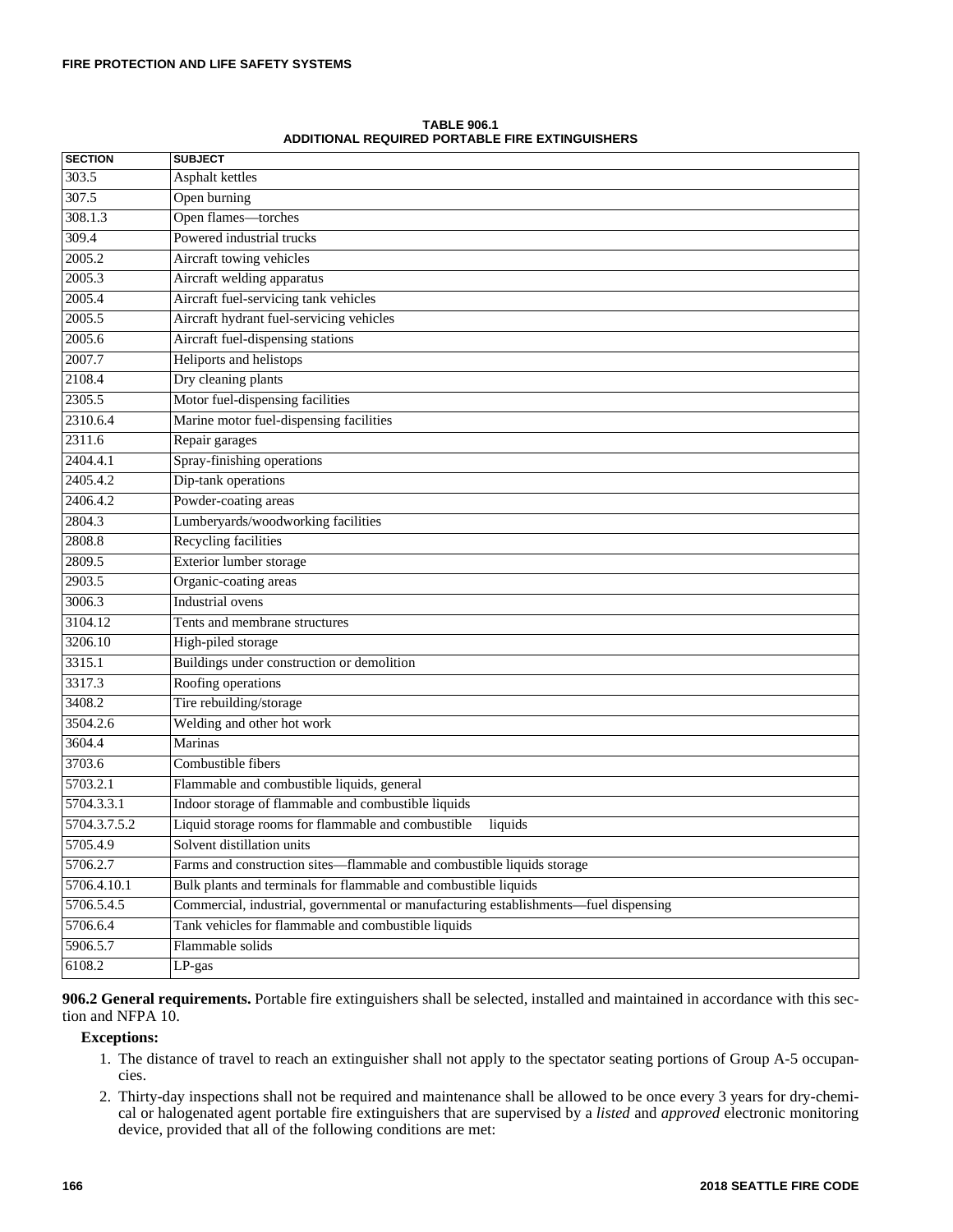**TABLE 906.1**
**ADDITIONAL REQUIRED PORTABLE FIRE EXTINGUISHERS**

| SECTION | SUBJECT |
|---|---|
| 303.5 | Asphalt kettles |
| 307.5 | Open burning |
| 308.1.3 | Open flames—torches |
| 309.4 | Powered industrial trucks |
| 2005.2 | Aircraft towing vehicles |
| 2005.3 | Aircraft welding apparatus |
| 2005.4 | Aircraft fuel-servicing tank vehicles |
| 2005.5 | Aircraft hydrant fuel-servicing vehicles |
| 2005.6 | Aircraft fuel-dispensing stations |
| 2007.7 | Heliports and helistops |
| 2108.4 | Dry cleaning plants |
| 2305.5 | Motor fuel-dispensing facilities |
| 2310.6.4 | Marine motor fuel-dispensing facilities |
| 2311.6 | Repair garages |
| 2404.4.1 | Spray-finishing operations |
| 2405.4.2 | Dip-tank operations |
| 2406.4.2 | Powder-coating areas |
| 2804.3 | Lumberyards/woodworking facilities |
| 2808.8 | Recycling facilities |
| 2809.5 | Exterior lumber storage |
| 2903.5 | Organic-coating areas |
| 3006.3 | Industrial ovens |
| 3104.12 | Tents and membrane structures |
| 3206.10 | High-piled storage |
| 3315.1 | Buildings under construction or demolition |
| 3317.3 | Roofing operations |
| 3408.2 | Tire rebuilding/storage |
| 3504.2.6 | Welding and other hot work |
| 3604.4 | Marinas |
| 3703.6 | Combustible fibers |
| 5703.2.1 | Flammable and combustible liquids, general |
| 5704.3.3.1 | Indoor storage of flammable and combustible liquids |
| 5704.3.7.5.2 | Liquid storage rooms for flammable and combustible liquids |
| 5705.4.9 | Solvent distillation units |
| 5706.2.7 | Farms and construction sites—flammable and combustible liquids storage |
| 5706.4.10.1 | Bulk plants and terminals for flammable and combustible liquids |
| 5706.5.4.5 | Commercial, industrial, governmental or manufacturing establishments—fuel dispensing |
| 5706.6.4 | Tank vehicles for flammable and combustible liquids |
| 5906.5.7 | Flammable solids |
| 6108.2 | LP-gas |

**906.2 General requirements.** Portable fire extinguishers shall be selected, installed and maintained in accordance with this section and NFPA 10.

**Exceptions:**

1. The distance of travel to reach an extinguisher shall not apply to the spectator seating portions of Group A-5 occupancies.
2. Thirty-day inspections shall not be required and maintenance shall be allowed to be once every 3 years for dry-chemical or halogenated agent portable fire extinguishers that are supervised by a *listed* and *approved* electronic monitoring device, provided that all of the following conditions are met: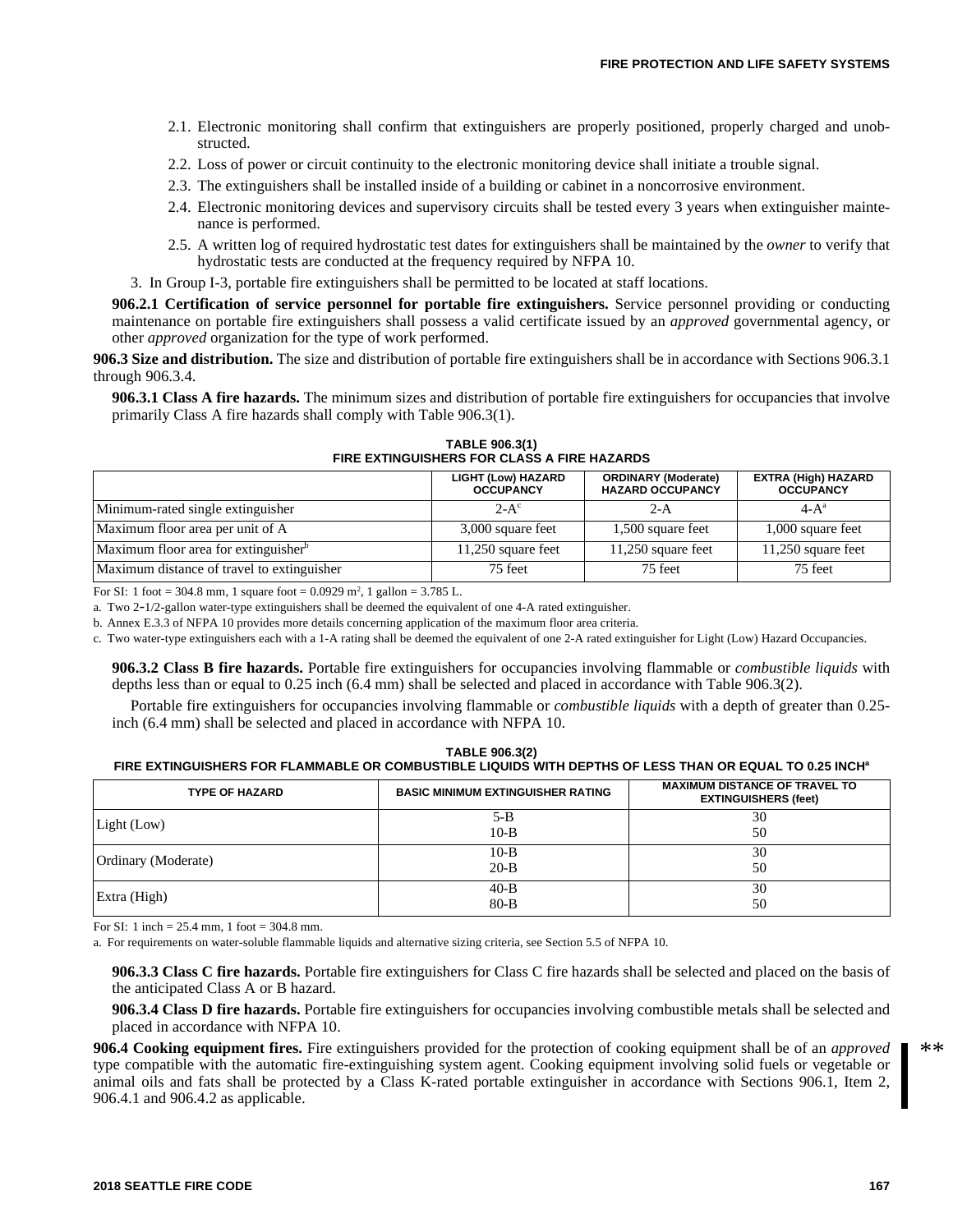2.1. Electronic monitoring shall confirm that extinguishers are properly positioned, properly charged and unobstructed.

2.2. Loss of power or circuit continuity to the electronic monitoring device shall initiate a trouble signal.

2.3. The extinguishers shall be installed inside of a building or cabinet in a noncorrosive environment.

2.4. Electronic monitoring devices and supervisory circuits shall be tested every 3 years when extinguisher maintenance is performed.

2.5. A written log of required hydrostatic test dates for extinguishers shall be maintained by the *owner* to verify that hydrostatic tests are conducted at the frequency required by NFPA 10.

3. In Group I-3, portable fire extinguishers shall be permitted to be located at staff locations.

**906.2.1 Certification of service personnel for portable fire extinguishers.** Service personnel providing or conducting maintenance on portable fire extinguishers shall possess a valid certificate issued by an *approved* governmental agency, or other *approved* organization for the type of work performed.

**906.3 Size and distribution.** The size and distribution of portable fire extinguishers shall be in accordance with Sections 906.3.1 through 906.3.4.

**906.3.1 Class A fire hazards.** The minimum sizes and distribution of portable fire extinguishers for occupancies that involve primarily Class A fire hazards shall comply with Table 906.3(1).

**TABLE 906.3(1)**
**FIRE EXTINGUISHERS FOR CLASS A FIRE HAZARDS**

| | LIGHT (Low) HAZARD OCCUPANCY | ORDINARY (Moderate) HAZARD OCCUPANCY | EXTRA (High) HAZARD OCCUPANCY |
|---|---|---|---|
| Minimum-rated single extinguisher | 2-A[c] | 2-A | 4-A[a] |
| Maximum floor area per unit of A | 3,000 square feet | 1,500 square feet | 1,000 square feet |
| Maximum floor area for extinguisher[b] | 11,250 square feet | 11,250 square feet | 11,250 square feet |
| Maximum distance of travel to extinguisher | 75 feet | 75 feet | 75 feet |

For SI: 1 foot = 304.8 mm, 1 square foot = 0.0929 m$^2$, 1 gallon = 3.785 L.

a. Two 2-1/2-gallon water-type extinguishers shall be deemed the equivalent of one 4-A rated extinguisher.

b. Annex E.3.3 of NFPA 10 provides more details concerning application of the maximum floor area criteria.

c. Two water-type extinguishers each with a 1-A rating shall be deemed the equivalent of one 2-A rated extinguisher for Light (Low) Hazard Occupancies.

**906.3.2 Class B fire hazards.** Portable fire extinguishers for occupancies involving flammable or *combustible liquids* with depths less than or equal to 0.25 inch (6.4 mm) shall be selected and placed in accordance with Table 906.3(2).

Portable fire extinguishers for occupancies involving flammable or *combustible liquids* with a depth of greater than 0.25-inch (6.4 mm) shall be selected and placed in accordance with NFPA 10.

**TABLE 906.3(2)**
**FIRE EXTINGUISHERS FOR FLAMMABLE OR COMBUSTIBLE LIQUIDS WITH DEPTHS OF LESS THAN OR EQUAL TO 0.25 INCH[a]**

| TYPE OF HAZARD | BASIC MINIMUM EXTINGUISHER RATING | MAXIMUM DISTANCE OF TRAVEL TO EXTINGUISHERS (feet) |
|---|---|---|
| Light (Low) | 5-B<br>10-B | 30<br>50 |
| Ordinary (Moderate) | 10-B<br>20-B | 30<br>50 |
| Extra (High) | 40-B<br>80-B | 30<br>50 |

For SI: 1 inch = 25.4 mm, 1 foot = 304.8 mm.

a. For requirements on water-soluble flammable liquids and alternative sizing criteria, see Section 5.5 of NFPA 10.

**906.3.3 Class C fire hazards.** Portable fire extinguishers for Class C fire hazards shall be selected and placed on the basis of the anticipated Class A or B hazard.

**906.3.4 Class D fire hazards.** Portable fire extinguishers for occupancies involving combustible metals shall be selected and placed in accordance with NFPA 10.

**906.4 Cooking equipment fires.** Fire extinguishers provided for the protection of cooking equipment shall be of an *approved* type compatible with the automatic fire-extinguishing system agent. Cooking equipment involving solid fuels or vegetable or animal oils and fats shall be protected by a Class K-rated portable extinguisher in accordance with Sections 906.1, Item 2, 906.4.1 and 906.4.2 as applicable.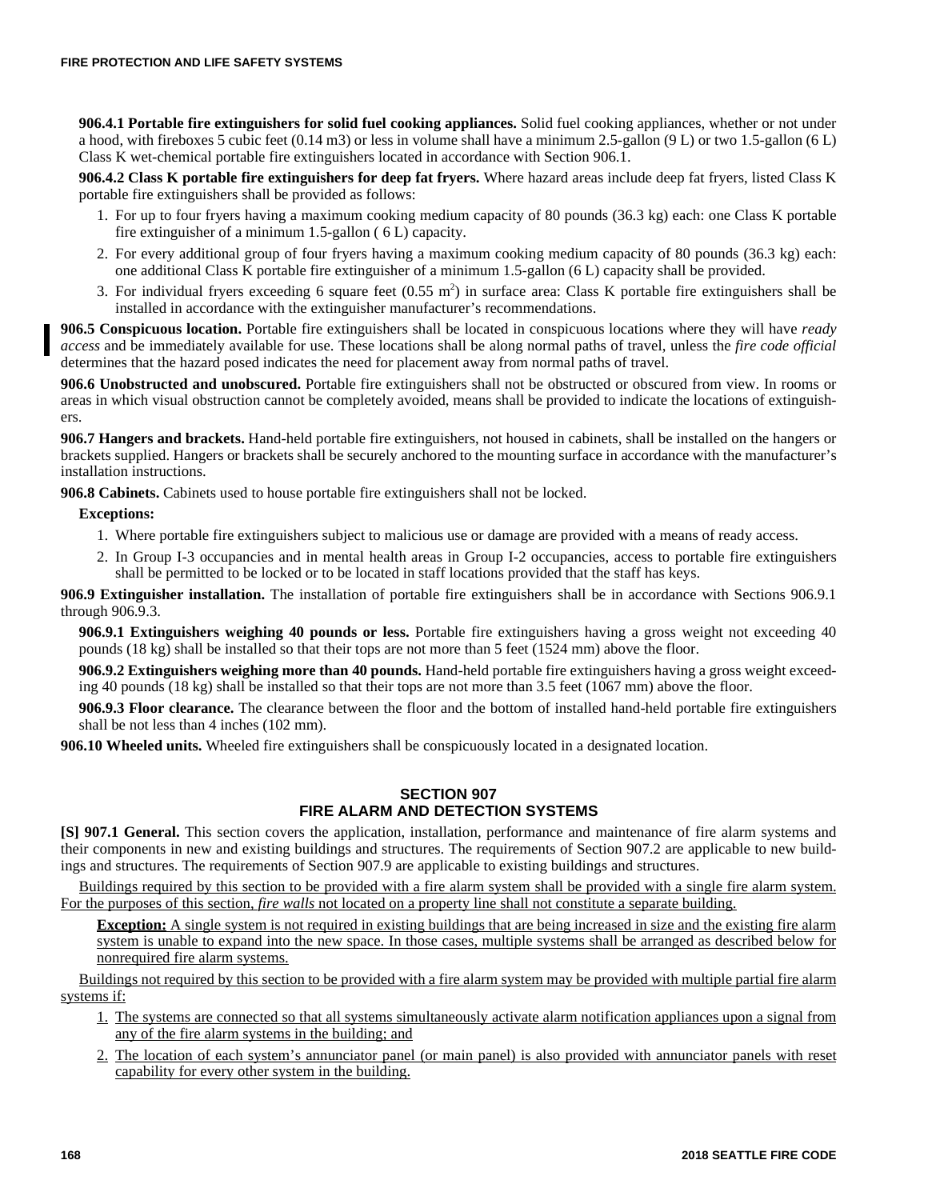**906.4.1 Portable fire extinguishers for solid fuel cooking appliances.** Solid fuel cooking appliances, whether or not under a hood, with fireboxes 5 cubic feet (0.14 m3) or less in volume shall have a minimum 2.5-gallon (9 L) or two 1.5-gallon (6 L) Class K wet-chemical portable fire extinguishers located in accordance with Section 906.1.

**906.4.2 Class K portable fire extinguishers for deep fat fryers.** Where hazard areas include deep fat fryers, listed Class K portable fire extinguishers shall be provided as follows:

1. For up to four fryers having a maximum cooking medium capacity of 80 pounds (36.3 kg) each: one Class K portable fire extinguisher of a minimum 1.5-gallon ( 6 L) capacity.
2. For every additional group of four fryers having a maximum cooking medium capacity of 80 pounds (36.3 kg) each: one additional Class K portable fire extinguisher of a minimum 1.5-gallon (6 L) capacity shall be provided.
3. For individual fryers exceeding 6 square feet (0.55 $m^2$) in surface area: Class K portable fire extinguishers shall be installed in accordance with the extinguisher manufacturer's recommendations.

**906.5 Conspicuous location.** Portable fire extinguishers shall be located in conspicuous locations where they will have *ready access* and be immediately available for use. These locations shall be along normal paths of travel, unless the *fire code official* determines that the hazard posed indicates the need for placement away from normal paths of travel.

**906.6 Unobstructed and unobscured.** Portable fire extinguishers shall not be obstructed or obscured from view. In rooms or areas in which visual obstruction cannot be completely avoided, means shall be provided to indicate the locations of extinguishers.

**906.7 Hangers and brackets.** Hand-held portable fire extinguishers, not housed in cabinets, shall be installed on the hangers or brackets supplied. Hangers or brackets shall be securely anchored to the mounting surface in accordance with the manufacturer's installation instructions.

**906.8 Cabinets.** Cabinets used to house portable fire extinguishers shall not be locked.

**Exceptions:**

1. Where portable fire extinguishers subject to malicious use or damage are provided with a means of ready access.
2. In Group I-3 occupancies and in mental health areas in Group I-2 occupancies, access to portable fire extinguishers shall be permitted to be locked or to be located in staff locations provided that the staff has keys.

**906.9 Extinguisher installation.** The installation of portable fire extinguishers shall be in accordance with Sections 906.9.1 through 906.9.3.

**906.9.1 Extinguishers weighing 40 pounds or less.** Portable fire extinguishers having a gross weight not exceeding 40 pounds (18 kg) shall be installed so that their tops are not more than 5 feet (1524 mm) above the floor.

**906.9.2 Extinguishers weighing more than 40 pounds.** Hand-held portable fire extinguishers having a gross weight exceeding 40 pounds (18 kg) shall be installed so that their tops are not more than 3.5 feet (1067 mm) above the floor.

**906.9.3 Floor clearance.** The clearance between the floor and the bottom of installed hand-held portable fire extinguishers shall be not less than 4 inches (102 mm).

**906.10 Wheeled units.** Wheeled fire extinguishers shall be conspicuously located in a designated location.

## SECTION 907
## FIRE ALARM AND DETECTION SYSTEMS

**[S] 907.1 General.** This section covers the application, installation, performance and maintenance of fire alarm systems and their components in new and existing buildings and structures. The requirements of Section 907.2 are applicable to new buildings and structures. The requirements of Section 907.9 are applicable to existing buildings and structures.

Buildings required by this section to be provided with a fire alarm system shall be provided with a single fire alarm system. For the purposes of this section, *fire walls* not located on a property line shall not constitute a separate building.

**Exception:** A single system is not required in existing buildings that are being increased in size and the existing fire alarm system is unable to expand into the new space. In those cases, multiple systems shall be arranged as described below for nonrequired fire alarm systems.

Buildings not required by this section to be provided with a fire alarm system may be provided with multiple partial fire alarm systems if:

1. The systems are connected so that all systems simultaneously activate alarm notification appliances upon a signal from any of the fire alarm systems in the building; and
2. The location of each system's annunciator panel (or main panel) is also provided with annunciator panels with reset capability for every other system in the building.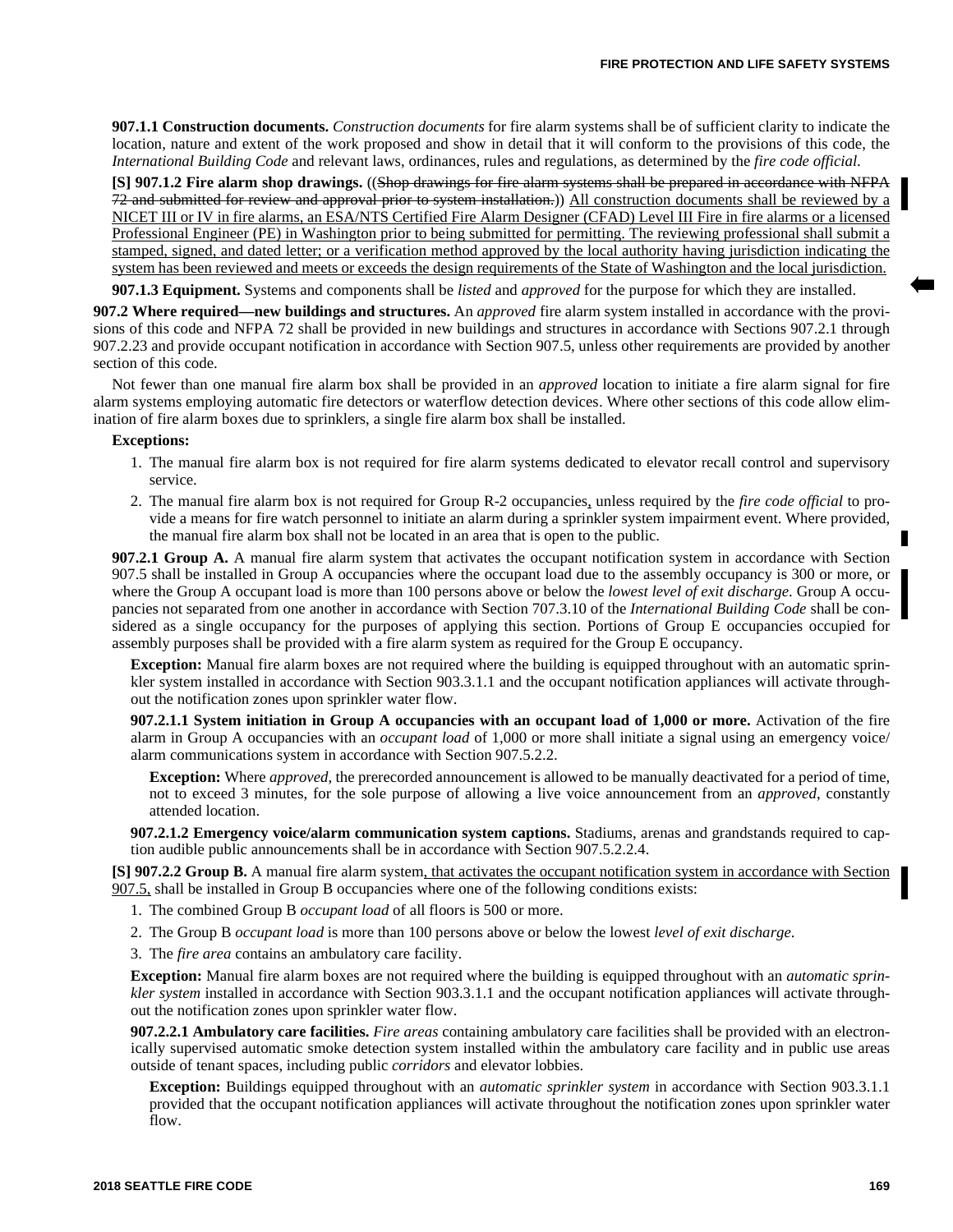**907.1.1 Construction documents.** *Construction documents* for fire alarm systems shall be of sufficient clarity to indicate the location, nature and extent of the work proposed and show in detail that it will conform to the provisions of this code, the *International Building Code* and relevant laws, ordinances, rules and regulations, as determined by the *fire code official*.

**[S] 907.1.2 Fire alarm shop drawings.** ((~~Shop drawings for fire alarm systems shall be prepared in accordance with NFPA 72 and submitted for review and approval prior to system installation.~~)) <u>All construction documents shall be reviewed by a NICET III or IV in fire alarms, an ESA/NTS Certified Fire Alarm Designer (CFAD) Level III Fire in fire alarms or a licensed Professional Engineer (PE) in Washington prior to being submitted for permitting. The reviewing professional shall submit a stamped, signed, and dated letter; or a verification method approved by the local authority having jurisdiction indicating the system has been reviewed and meets or exceeds the design requirements of the State of Washington and the local jurisdiction.</u>

**907.1.3 Equipment.** Systems and components shall be *listed* and *approved* for the purpose for which they are installed.

**907.2 Where required—new buildings and structures.** An *approved* fire alarm system installed in accordance with the provisions of this code and NFPA 72 shall be provided in new buildings and structures in accordance with Sections 907.2.1 through 907.2.23 and provide occupant notification in accordance with Section 907.5, unless other requirements are provided by another section of this code.

Not fewer than one manual fire alarm box shall be provided in an *approved* location to initiate a fire alarm signal for fire alarm systems employing automatic fire detectors or waterflow detection devices. Where other sections of this code allow elimination of fire alarm boxes due to sprinklers, a single fire alarm box shall be installed.

**Exceptions:**

1. The manual fire alarm box is not required for fire alarm systems dedicated to elevator recall control and supervisory service.
2. The manual fire alarm box is not required for Group R-2 occupancies<u>,</u> unless required by the *fire code official* to provide a means for fire watch personnel to initiate an alarm during a sprinkler system impairment event. Where provided, the manual fire alarm box shall not be located in an area that is open to the public.

**907.2.1 Group A.** A manual fire alarm system that activates the occupant notification system in accordance with Section 907.5 shall be installed in Group A occupancies where the occupant load due to the assembly occupancy is 300 or more, or where the Group A occupant load is more than 100 persons above or below the *lowest level of exit discharge*. Group A occupancies not separated from one another in accordance with Section 707.3.10 of the *International Building Code* shall be considered as a single occupancy for the purposes of applying this section. Portions of Group E occupancies occupied for assembly purposes shall be provided with a fire alarm system as required for the Group E occupancy.

**Exception:** Manual fire alarm boxes are not required where the building is equipped throughout with an automatic sprinkler system installed in accordance with Section 903.3.1.1 and the occupant notification appliances will activate throughout the notification zones upon sprinkler water flow.

**907.2.1.1 System initiation in Group A occupancies with an occupant load of 1,000 or more.** Activation of the fire alarm in Group A occupancies with an *occupant load* of 1,000 or more shall initiate a signal using an emergency voice/alarm communications system in accordance with Section 907.5.2.2.

**Exception:** Where *approved*, the prerecorded announcement is allowed to be manually deactivated for a period of time, not to exceed 3 minutes, for the sole purpose of allowing a live voice announcement from an *approved*, constantly attended location.

**907.2.1.2 Emergency voice/alarm communication system captions.** Stadiums, arenas and grandstands required to caption audible public announcements shall be in accordance with Section 907.5.2.2.4.

**[S] 907.2.2 Group B.** A manual fire alarm system<u>, that activates the occupant notification system in accordance with Section 907.5,</u> shall be installed in Group B occupancies where one of the following conditions exists:

1. The combined Group B *occupant load* of all floors is 500 or more.
2. The Group B *occupant load* is more than 100 persons above or below the lowest *level of exit discharge*.
3. The *fire area* contains an ambulatory care facility.

**Exception:** Manual fire alarm boxes are not required where the building is equipped throughout with an *automatic sprinkler system* installed in accordance with Section 903.3.1.1 and the occupant notification appliances will activate throughout the notification zones upon sprinkler water flow.

**907.2.2.1 Ambulatory care facilities.** *Fire areas* containing ambulatory care facilities shall be provided with an electronically supervised automatic smoke detection system installed within the ambulatory care facility and in public use areas outside of tenant spaces, including public *corridors* and elevator lobbies.

**Exception:** Buildings equipped throughout with an *automatic sprinkler system* in accordance with Section 903.3.1.1 provided that the occupant notification appliances will activate throughout the notification zones upon sprinkler water flow.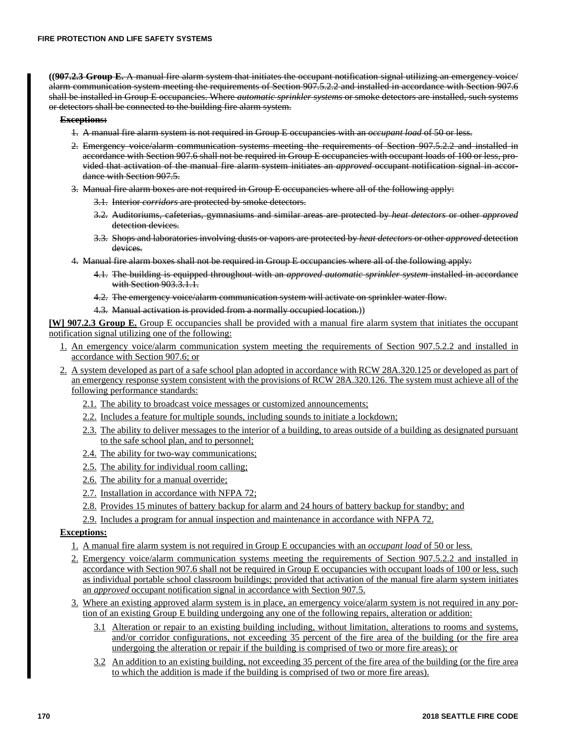~~**((907.2.3 Group E.** A manual fire alarm system that initiates the occupant notification signal utilizing an emergency voice/alarm communication system meeting the requirements of Section 907.5.2.2 and installed in accordance with Section 907.6 shall be installed in Group E occupancies. Where *automatic sprinkler systems* or smoke detectors are installed, such systems or detectors shall be connected to the building fire alarm system.~~

~~**Exceptions:**~~

1. ~~A manual fire alarm system is not required in Group E occupancies with an *occupant load* of 50 or less.~~
2. ~~Emergency voice/alarm communication systems meeting the requirements of Section 907.5.2.2 and installed in accordance with Section 907.6 shall not be required in Group E occupancies with occupant loads of 100 or less, provided that activation of the manual fire alarm system initiates an *approved* occupant notification signal in accordance with Section 907.5.~~
3. ~~Manual fire alarm boxes are not required in Group E occupancies where all of the following apply:~~
   - ~~3.1. Interior *corridors* are protected by smoke detectors.~~
   - ~~3.2. Auditoriums, cafeterias, gymnasiums and similar areas are protected by *heat detectors* or other *approved* detection devices.~~
   - ~~3.3. Shops and laboratories involving dusts or vapors are protected by *heat detectors* or other *approved* detection devices.~~
4. ~~Manual fire alarm boxes shall not be required in Group E occupancies where all of the following apply:~~
   - ~~4.1. The building is equipped throughout with an *approved automatic sprinkler system* installed in accordance with Section 903.3.1.1.~~
   - ~~4.2. The emergency voice/alarm communication system will activate on sprinkler water flow.~~
   - ~~4.3. Manual activation is provided from a normally occupied location.~~))

<u>**[W] 907.2.3 Group E.** Group E occupancies shall be provided with a manual fire alarm system that initiates the occupant notification signal utilizing one of the following:</u>

1. <u>An emergency voice/alarm communication system meeting the requirements of Section 907.5.2.2 and installed in accordance with Section 907.6; or</u>
2. <u>A system developed as part of a safe school plan adopted in accordance with RCW 28A.320.125 or developed as part of an emergency response system consistent with the provisions of RCW 28A.320.126. The system must achieve all of the following performance standards:</u>
   - <u>2.1. The ability to broadcast voice messages or customized announcements;</u>
   - <u>2.2. Includes a feature for multiple sounds, including sounds to initiate a lockdown;</u>
   - <u>2.3. The ability to deliver messages to the interior of a building, to areas outside of a building as designated pursuant to the safe school plan, and to personnel;</u>
   - <u>2.4. The ability for two-way communications;</u>
   - <u>2.5. The ability for individual room calling;</u>
   - <u>2.6. The ability for a manual override;</u>
   - <u>2.7. Installation in accordance with NFPA 72;</u>
   - <u>2.8. Provides 15 minutes of battery backup for alarm and 24 hours of battery backup for standby; and</u>
   - <u>2.9. Includes a program for annual inspection and maintenance in accordance with NFPA 72.</u>

<u>**Exceptions:**</u>

1. <u>A manual fire alarm system is not required in Group E occupancies with an *occupant load* of 50 or less.</u>
2. <u>Emergency voice/alarm communication systems meeting the requirements of Section 907.5.2.2 and installed in accordance with Section 907.6 shall not be required in Group E occupancies with occupant loads of 100 or less, such as individual portable school classroom buildings; provided that activation of the manual fire alarm system initiates an *approved* occupant notification signal in accordance with Section 907.5.</u>
3. <u>Where an existing approved alarm system is in place, an emergency voice/alarm system is not required in any portion of an existing Group E building undergoing any one of the following repairs, alteration or addition:</u>
   - <u>3.1 Alteration or repair to an existing building including, without limitation, alterations to rooms and systems, and/or corridor configurations, not exceeding 35 percent of the fire area of the building (or the fire area undergoing the alteration or repair if the building is comprised of two or more fire areas); or</u>
   - <u>3.2 An addition to an existing building, not exceeding 35 percent of the fire area of the building (or the fire area to which the addition is made if the building is comprised of two or more fire areas).</u>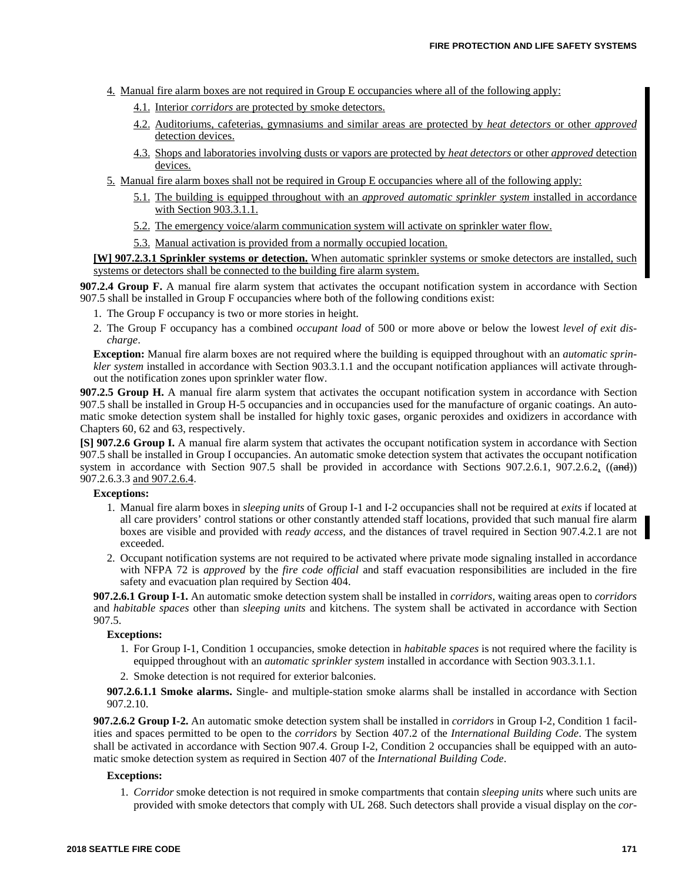4. Manual fire alarm boxes are not required in Group E occupancies where all of the following apply:

   4.1. Interior *corridors* are protected by smoke detectors.

   4.2. Auditoriums, cafeterias, gymnasiums and similar areas are protected by *heat detectors* or other *approved* detection devices.

   4.3. Shops and laboratories involving dusts or vapors are protected by *heat detectors* or other *approved* detection devices.

5. Manual fire alarm boxes shall not be required in Group E occupancies where all of the following apply:

   5.1. The building is equipped throughout with an *approved automatic sprinkler system* installed in accordance with Section 903.3.1.1.

   5.2. The emergency voice/alarm communication system will activate on sprinkler water flow.

   5.3. Manual activation is provided from a normally occupied location.

**[W] 907.2.3.1 Sprinkler systems or detection.** When automatic sprinkler systems or smoke detectors are installed, such systems or detectors shall be connected to the building fire alarm system.

**907.2.4 Group F.** A manual fire alarm system that activates the occupant notification system in accordance with Section 907.5 shall be installed in Group F occupancies where both of the following conditions exist:

1. The Group F occupancy is two or more stories in height.
2. The Group F occupancy has a combined *occupant load* of 500 or more above or below the lowest *level of exit discharge*.

**Exception:** Manual fire alarm boxes are not required where the building is equipped throughout with an *automatic sprinkler system* installed in accordance with Section 903.3.1.1 and the occupant notification appliances will activate throughout the notification zones upon sprinkler water flow.

**907.2.5 Group H.** A manual fire alarm system that activates the occupant notification system in accordance with Section 907.5 shall be installed in Group H-5 occupancies and in occupancies used for the manufacture of organic coatings. An automatic smoke detection system shall be installed for highly toxic gases, organic peroxides and oxidizers in accordance with Chapters 60, 62 and 63, respectively.

**[S] 907.2.6 Group I.** A manual fire alarm system that activates the occupant notification system in accordance with Section 907.5 shall be installed in Group I occupancies. An automatic smoke detection system that activates the occupant notification system in accordance with Section 907.5 shall be provided in accordance with Sections 907.2.6.1, 907.2.6.2, ((~~and~~)) 907.2.6.3.3 and 907.2.6.4.

**Exceptions:**

1. Manual fire alarm boxes in *sleeping units* of Group I-1 and I-2 occupancies shall not be required at *exits* if located at all care providers' control stations or other constantly attended staff locations, provided that such manual fire alarm boxes are visible and provided with *ready access*, and the distances of travel required in Section 907.4.2.1 are not exceeded.
2. Occupant notification systems are not required to be activated where private mode signaling installed in accordance with NFPA 72 is *approved* by the *fire code official* and staff evacuation responsibilities are included in the fire safety and evacuation plan required by Section 404.

**907.2.6.1 Group I-1.** An automatic smoke detection system shall be installed in *corridors*, waiting areas open to *corridors* and *habitable spaces* other than *sleeping units* and kitchens. The system shall be activated in accordance with Section 907.5.

**Exceptions:**

1. For Group I-1, Condition 1 occupancies, smoke detection in *habitable spaces* is not required where the facility is equipped throughout with an *automatic sprinkler system* installed in accordance with Section 903.3.1.1.
2. Smoke detection is not required for exterior balconies.

**907.2.6.1.1 Smoke alarms.** Single- and multiple-station smoke alarms shall be installed in accordance with Section 907.2.10.

**907.2.6.2 Group I-2.** An automatic smoke detection system shall be installed in *corridors* in Group I-2, Condition 1 facilities and spaces permitted to be open to the *corridors* by Section 407.2 of the *International Building Code*. The system shall be activated in accordance with Section 907.4. Group I-2, Condition 2 occupancies shall be equipped with an automatic smoke detection system as required in Section 407 of the *International Building Code*.

**Exceptions:**

1. *Corridor* smoke detection is not required in smoke compartments that contain *sleeping units* where such units are provided with smoke detectors that comply with UL 268. Such detectors shall provide a visual display on the *cor-*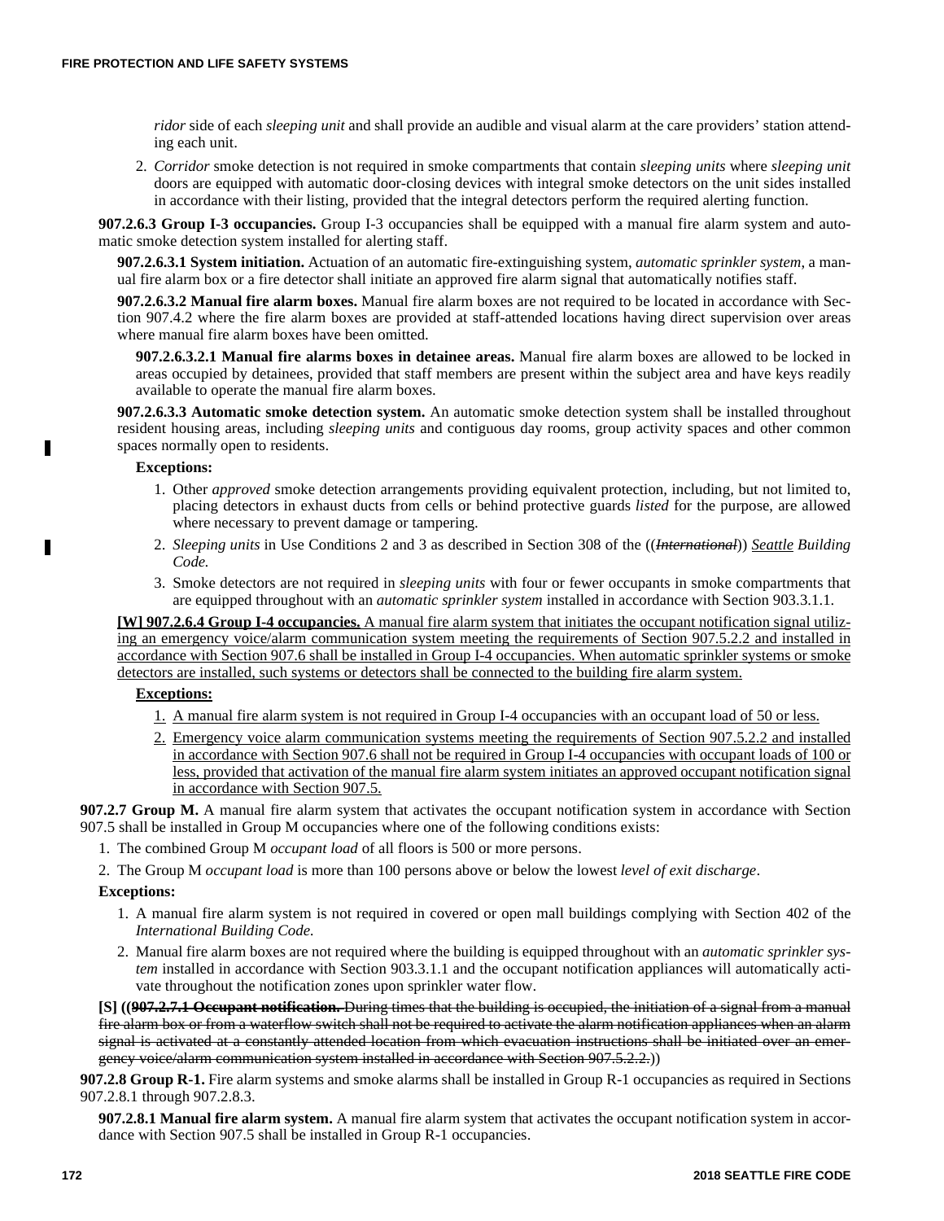*ridor* side of each *sleeping unit* and shall provide an audible and visual alarm at the care providers' station attending each unit.

2. *Corridor* smoke detection is not required in smoke compartments that contain *sleeping units* where *sleeping unit* doors are equipped with automatic door-closing devices with integral smoke detectors on the unit sides installed in accordance with their listing, provided that the integral detectors perform the required alerting function.

**907.2.6.3 Group I-3 occupancies.** Group I-3 occupancies shall be equipped with a manual fire alarm system and automatic smoke detection system installed for alerting staff.

**907.2.6.3.1 System initiation.** Actuation of an automatic fire-extinguishing system, *automatic sprinkler system*, a manual fire alarm box or a fire detector shall initiate an approved fire alarm signal that automatically notifies staff.

**907.2.6.3.2 Manual fire alarm boxes.** Manual fire alarm boxes are not required to be located in accordance with Section 907.4.2 where the fire alarm boxes are provided at staff-attended locations having direct supervision over areas where manual fire alarm boxes have been omitted.

**907.2.6.3.2.1 Manual fire alarms boxes in detainee areas.** Manual fire alarm boxes are allowed to be locked in areas occupied by detainees, provided that staff members are present within the subject area and have keys readily available to operate the manual fire alarm boxes.

**907.2.6.3.3 Automatic smoke detection system.** An automatic smoke detection system shall be installed throughout resident housing areas, including *sleeping units* and contiguous day rooms, group activity spaces and other common spaces normally open to residents.

**Exceptions:**

1. Other *approved* smoke detection arrangements providing equivalent protection, including, but not limited to, placing detectors in exhaust ducts from cells or behind protective guards *listed* for the purpose, are allowed where necessary to prevent damage or tampering.
2. *Sleeping units* in Use Conditions 2 and 3 as described in Section 308 of the ((~~*International*~~)) <u>Seattle</u> *Building Code.*
3. Smoke detectors are not required in *sleeping units* with four or fewer occupants in smoke compartments that are equipped throughout with an *automatic sprinkler system* installed in accordance with Section 903.3.1.1.

<u>**[W] 907.2.6.4 Group I-4 occupancies.** A manual fire alarm system that initiates the occupant notification signal utilizing an emergency voice/alarm communication system meeting the requirements of Section 907.5.2.2 and installed in accordance with Section 907.6 shall be installed in Group I-4 occupancies. When automatic sprinkler systems or smoke detectors are installed, such systems or detectors shall be connected to the building fire alarm system.</u>

<u>**Exceptions:**</u>

1. <u>A manual fire alarm system is not required in Group I-4 occupancies with an occupant load of 50 or less.</u>
2. <u>Emergency voice alarm communication systems meeting the requirements of Section 907.5.2.2 and installed in accordance with Section 907.6 shall not be required in Group I-4 occupancies with occupant loads of 100 or less, provided that activation of the manual fire alarm system initiates an approved occupant notification signal in accordance with Section 907.5.</u>

**907.2.7 Group M.** A manual fire alarm system that activates the occupant notification system in accordance with Section 907.5 shall be installed in Group M occupancies where one of the following conditions exists:

1. The combined Group M *occupant load* of all floors is 500 or more persons.
2. The Group M *occupant load* is more than 100 persons above or below the lowest *level of exit discharge*.

**Exceptions:**

1. A manual fire alarm system is not required in covered or open mall buildings complying with Section 402 of the *International Building Code.*
2. Manual fire alarm boxes are not required where the building is equipped throughout with an *automatic sprinkler system* installed in accordance with Section 903.3.1.1 and the occupant notification appliances will automatically activate throughout the notification zones upon sprinkler water flow.

**[S]** ((~~**907.2.7.1 Occupant notification.** During times that the building is occupied, the initiation of a signal from a manual fire alarm box or from a waterflow switch shall not be required to activate the alarm notification appliances when an alarm signal is activated at a constantly attended location from which evacuation instructions shall be initiated over an emergency voice/alarm communication system installed in accordance with Section 907.5.2.2.~~))

**907.2.8 Group R-1.** Fire alarm systems and smoke alarms shall be installed in Group R-1 occupancies as required in Sections 907.2.8.1 through 907.2.8.3.

**907.2.8.1 Manual fire alarm system.** A manual fire alarm system that activates the occupant notification system in accordance with Section 907.5 shall be installed in Group R-1 occupancies.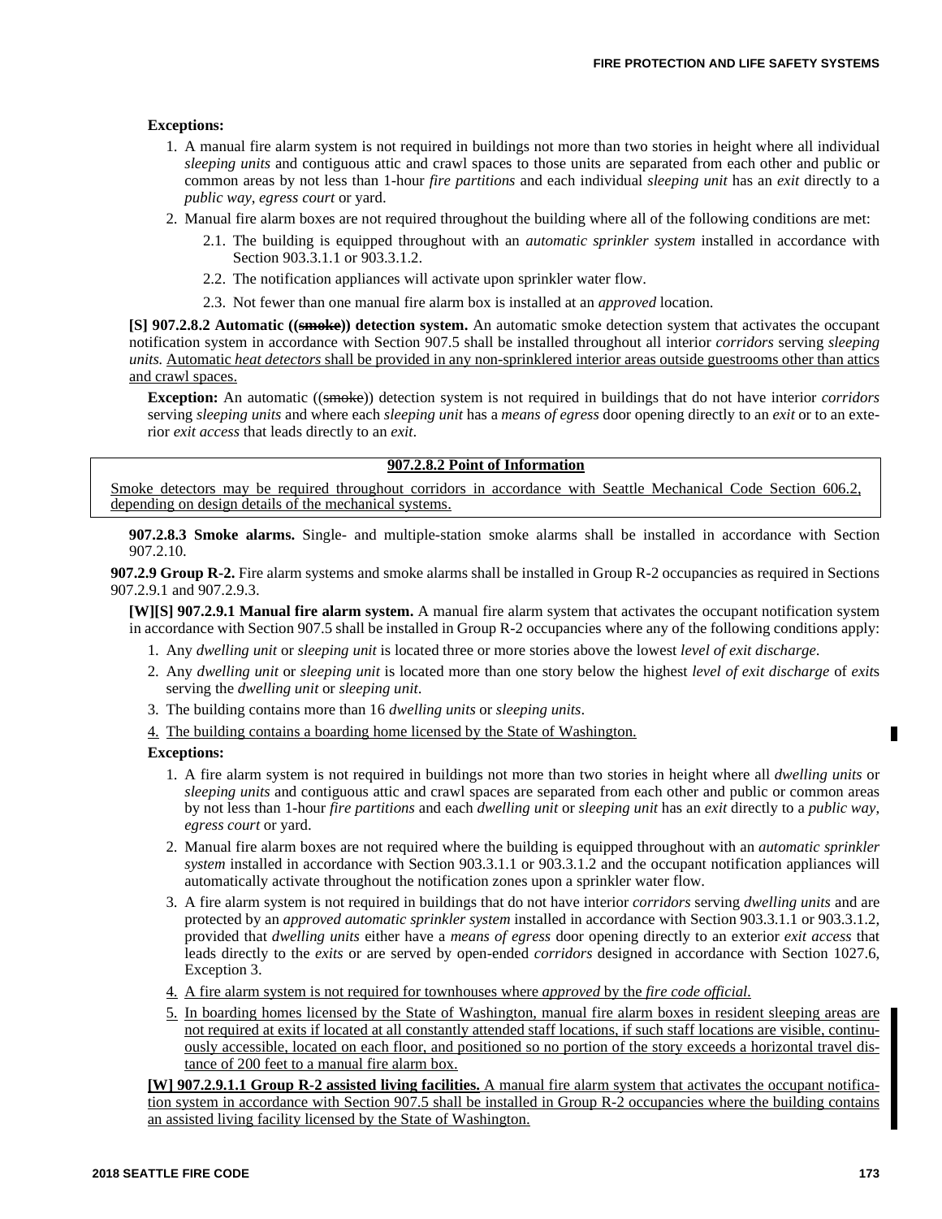**Exceptions:**

1. A manual fire alarm system is not required in buildings not more than two stories in height where all individual *sleeping units* and contiguous attic and crawl spaces to those units are separated from each other and public or common areas by not less than 1-hour *fire partitions* and each individual *sleeping unit* has an *exit* directly to a *public way*, *egress court* or yard.
2. Manual fire alarm boxes are not required throughout the building where all of the following conditions are met:
   - 2.1. The building is equipped throughout with an *automatic sprinkler system* installed in accordance with Section 903.3.1.1 or 903.3.1.2.
   - 2.2. The notification appliances will activate upon sprinkler water flow.
   - 2.3. Not fewer than one manual fire alarm box is installed at an *approved* location.

**[S] 907.2.8.2 Automatic ((~~smoke~~)) detection system.** An automatic smoke detection system that activates the occupant notification system in accordance with Section 907.5 shall be installed throughout all interior *corridors* serving *sleeping units.* <u>Automatic *heat detectors* shall be provided in any non-sprinklered interior areas outside guestrooms other than attics and crawl spaces.</u>

**Exception:** An automatic ((~~smoke~~)) detection system is not required in buildings that do not have interior *corridors* serving *sleeping units* and where each *sleeping unit* has a *means of egress* door opening directly to an *exit* or to an exterior *exit access* that leads directly to an *exit*.

> **<u>907.2.8.2 Point of Information</u>**
>
> <u>Smoke detectors may be required throughout corridors in accordance with Seattle Mechanical Code Section 606.2, depending on design details of the mechanical systems.</u>

**907.2.8.3 Smoke alarms.** Single- and multiple-station smoke alarms shall be installed in accordance with Section 907.2.10.

**907.2.9 Group R-2.** Fire alarm systems and smoke alarms shall be installed in Group R-2 occupancies as required in Sections 907.2.9.1 and 907.2.9.3.

**[W][S] 907.2.9.1 Manual fire alarm system.** A manual fire alarm system that activates the occupant notification system in accordance with Section 907.5 shall be installed in Group R-2 occupancies where any of the following conditions apply:

1. Any *dwelling unit* or *sleeping unit* is located three or more stories above the lowest *level of exit discharge*.
2. Any *dwelling unit* or *sleeping unit* is located more than one story below the highest *level of exit discharge* of *exit*s serving the *dwelling unit* or *sleeping unit*.
3. The building contains more than 16 *dwelling units* or *sleeping units*.
4. <u>The building contains a boarding home licensed by the State of Washington.</u>

**Exceptions:**

1. A fire alarm system is not required in buildings not more than two stories in height where all *dwelling units* or *sleeping units* and contiguous attic and crawl spaces are separated from each other and public or common areas by not less than 1-hour *fire partitions* and each *dwelling unit* or *sleeping unit* has an *exit* directly to a *public way, egress court* or yard.
2. Manual fire alarm boxes are not required where the building is equipped throughout with an *automatic sprinkler system* installed in accordance with Section 903.3.1.1 or 903.3.1.2 and the occupant notification appliances will automatically activate throughout the notification zones upon a sprinkler water flow.
3. A fire alarm system is not required in buildings that do not have interior *corridors* serving *dwelling units* and are protected by an *approved automatic sprinkler system* installed in accordance with Section 903.3.1.1 or 903.3.1.2, provided that *dwelling units* either have a *means of egress* door opening directly to an exterior *exit access* that leads directly to the *exits* or are served by open-ended *corridors* designed in accordance with Section 1027.6, Exception 3.
4. <u>A fire alarm system is not required for townhouses where *approved* by the *fire code official*.</u>
5. <u>In boarding homes licensed by the State of Washington, manual fire alarm boxes in resident sleeping areas are not required at exits if located at all constantly attended staff locations, if such staff locations are visible, continuously accessible, located on each floor, and positioned so no portion of the story exceeds a horizontal travel distance of 200 feet to a manual fire alarm box.</u>

<u>**[W] 907.2.9.1.1 Group R-2 assisted living facilities.** A manual fire alarm system that activates the occupant notification system in accordance with Section 907.5 shall be installed in Group R-2 occupancies where the building contains an assisted living facility licensed by the State of Washington.</u>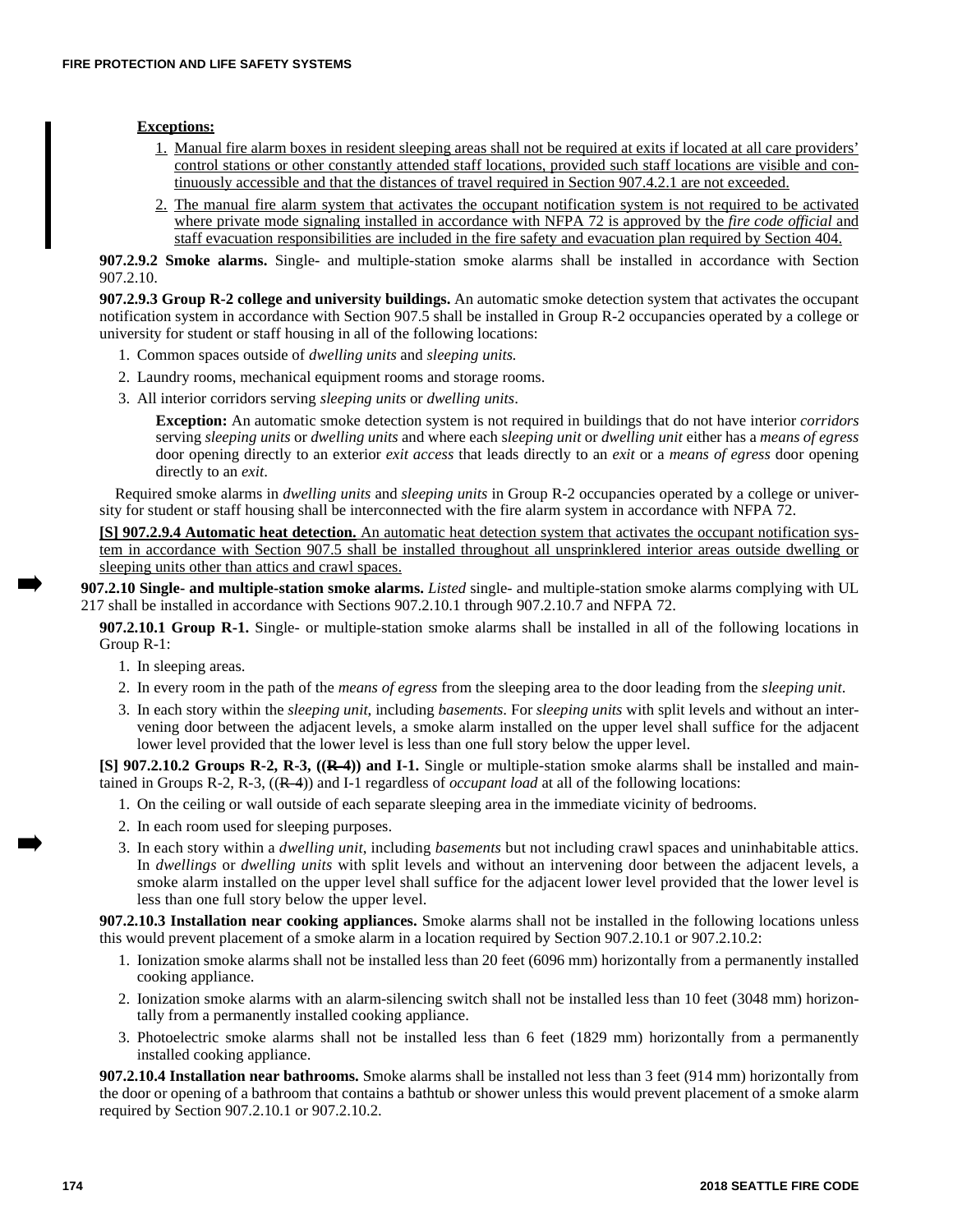**Exceptions:**

1. Manual fire alarm boxes in resident sleeping areas shall not be required at exits if located at all care providers' control stations or other constantly attended staff locations, provided such staff locations are visible and continuously accessible and that the distances of travel required in Section 907.4.2.1 are not exceeded.
2. The manual fire alarm system that activates the occupant notification system is not required to be activated where private mode signaling installed in accordance with NFPA 72 is approved by the *fire code official* and staff evacuation responsibilities are included in the fire safety and evacuation plan required by Section 404.

**907.2.9.2 Smoke alarms.** Single- and multiple-station smoke alarms shall be installed in accordance with Section 907.2.10.

**907.2.9.3 Group R-2 college and university buildings.** An automatic smoke detection system that activates the occupant notification system in accordance with Section 907.5 shall be installed in Group R-2 occupancies operated by a college or university for student or staff housing in all of the following locations:

1. Common spaces outside of *dwelling units* and *sleeping units.*
2. Laundry rooms, mechanical equipment rooms and storage rooms.
3. All interior corridors serving *sleeping units* or *dwelling units*.

   **Exception:** An automatic smoke detection system is not required in buildings that do not have interior *corridors* serving *sleeping units* or *dwelling units* and where each *sleeping unit* or *dwelling unit* either has a *means of egress* door opening directly to an exterior *exit access* that leads directly to an *exit* or a *means of egress* door opening directly to an *exit*.

Required smoke alarms in *dwelling units* and *sleeping units* in Group R-2 occupancies operated by a college or university for student or staff housing shall be interconnected with the fire alarm system in accordance with NFPA 72.

**[S] 907.2.9.4 Automatic heat detection.** An automatic heat detection system that activates the occupant notification system in accordance with Section 907.5 shall be installed throughout all unsprinklered interior areas outside dwelling or sleeping units other than attics and crawl spaces.

**907.2.10 Single- and multiple-station smoke alarms.** *Listed* single- and multiple-station smoke alarms complying with UL 217 shall be installed in accordance with Sections 907.2.10.1 through 907.2.10.7 and NFPA 72.

**907.2.10.1 Group R-1.** Single- or multiple-station smoke alarms shall be installed in all of the following locations in Group R-1:

1. In sleeping areas.
2. In every room in the path of the *means of egress* from the sleeping area to the door leading from the *sleeping unit*.
3. In each story within the *sleeping unit*, including *basements*. For *sleeping units* with split levels and without an intervening door between the adjacent levels, a smoke alarm installed on the upper level shall suffice for the adjacent lower level provided that the lower level is less than one full story below the upper level.

**[S] 907.2.10.2 Groups R-2, R-3, ((~~R-4~~)) and I-1.** Single or multiple-station smoke alarms shall be installed and maintained in Groups R-2, R-3, ((~~R-4~~)) and I-1 regardless of *occupant load* at all of the following locations:

1. On the ceiling or wall outside of each separate sleeping area in the immediate vicinity of bedrooms.
2. In each room used for sleeping purposes.
3. In each story within a *dwelling unit*, including *basements* but not including crawl spaces and uninhabitable attics. In *dwellings* or *dwelling units* with split levels and without an intervening door between the adjacent levels, a smoke alarm installed on the upper level shall suffice for the adjacent lower level provided that the lower level is less than one full story below the upper level.

**907.2.10.3 Installation near cooking appliances.** Smoke alarms shall not be installed in the following locations unless this would prevent placement of a smoke alarm in a location required by Section 907.2.10.1 or 907.2.10.2:

1. Ionization smoke alarms shall not be installed less than 20 feet (6096 mm) horizontally from a permanently installed cooking appliance.
2. Ionization smoke alarms with an alarm-silencing switch shall not be installed less than 10 feet (3048 mm) horizontally from a permanently installed cooking appliance.
3. Photoelectric smoke alarms shall not be installed less than 6 feet (1829 mm) horizontally from a permanently installed cooking appliance.

**907.2.10.4 Installation near bathrooms.** Smoke alarms shall be installed not less than 3 feet (914 mm) horizontally from the door or opening of a bathroom that contains a bathtub or shower unless this would prevent placement of a smoke alarm required by Section 907.2.10.1 or 907.2.10.2.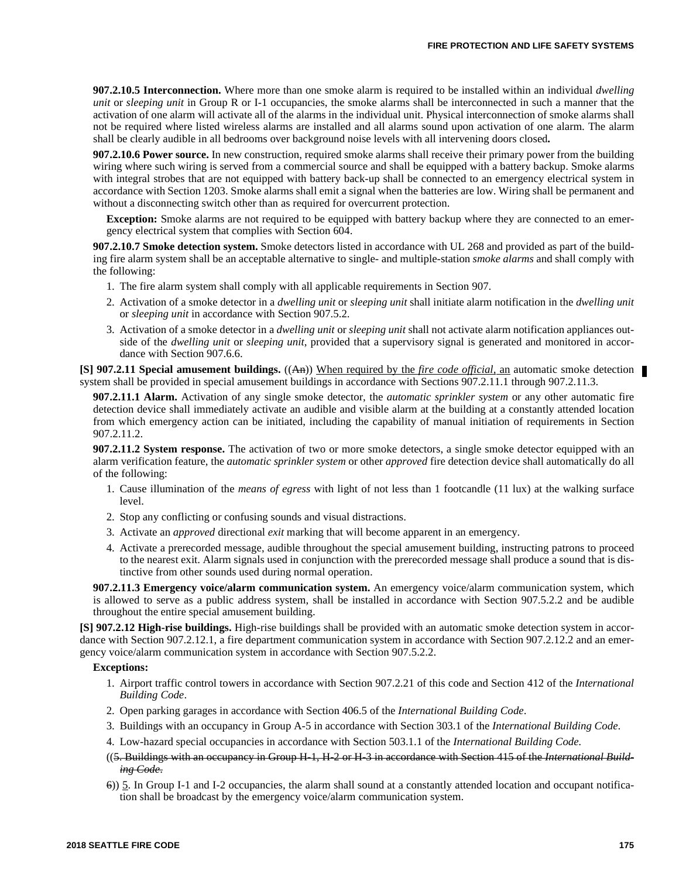**907.2.10.5 Interconnection.** Where more than one smoke alarm is required to be installed within an individual *dwelling unit* or *sleeping unit* in Group R or I-1 occupancies, the smoke alarms shall be interconnected in such a manner that the activation of one alarm will activate all of the alarms in the individual unit. Physical interconnection of smoke alarms shall not be required where listed wireless alarms are installed and all alarms sound upon activation of one alarm. The alarm shall be clearly audible in all bedrooms over background noise levels with all intervening doors closed**.**

**907.2.10.6 Power source.** In new construction, required smoke alarms shall receive their primary power from the building wiring where such wiring is served from a commercial source and shall be equipped with a battery backup. Smoke alarms with integral strobes that are not equipped with battery back-up shall be connected to an emergency electrical system in accordance with Section 1203. Smoke alarms shall emit a signal when the batteries are low. Wiring shall be permanent and without a disconnecting switch other than as required for overcurrent protection.

**Exception:** Smoke alarms are not required to be equipped with battery backup where they are connected to an emergency electrical system that complies with Section 604.

**907.2.10.7 Smoke detection system.** Smoke detectors listed in accordance with UL 268 and provided as part of the building fire alarm system shall be an acceptable alternative to single- and multiple-station *smoke alarms* and shall comply with the following:

1. The fire alarm system shall comply with all applicable requirements in Section 907.
2. Activation of a smoke detector in a *dwelling unit* or *sleeping unit* shall initiate alarm notification in the *dwelling unit* or *sleeping unit* in accordance with Section 907.5.2.
3. Activation of a smoke detector in a *dwelling unit* or *sleeping unit* shall not activate alarm notification appliances outside of the *dwelling unit* or *sleeping unit*, provided that a supervisory signal is generated and monitored in accordance with Section 907.6.6.

**[S] 907.2.11 Special amusement buildings.** ((~~An~~)) When required by the *fire code official*, an automatic smoke detection system shall be provided in special amusement buildings in accordance with Sections 907.2.11.1 through 907.2.11.3.

**907.2.11.1 Alarm.** Activation of any single smoke detector, the *automatic sprinkler system* or any other automatic fire detection device shall immediately activate an audible and visible alarm at the building at a constantly attended location from which emergency action can be initiated, including the capability of manual initiation of requirements in Section 907.2.11.2.

**907.2.11.2 System response.** The activation of two or more smoke detectors, a single smoke detector equipped with an alarm verification feature, the *automatic sprinkler system* or other *approved* fire detection device shall automatically do all of the following:

1. Cause illumination of the *means of egress* with light of not less than 1 footcandle (11 lux) at the walking surface level.
2. Stop any conflicting or confusing sounds and visual distractions.
3. Activate an *approved* directional *exit* marking that will become apparent in an emergency.
4. Activate a prerecorded message, audible throughout the special amusement building, instructing patrons to proceed to the nearest exit. Alarm signals used in conjunction with the prerecorded message shall produce a sound that is distinctive from other sounds used during normal operation.

**907.2.11.3 Emergency voice/alarm communication system.** An emergency voice/alarm communication system, which is allowed to serve as a public address system, shall be installed in accordance with Section 907.5.2.2 and be audible throughout the entire special amusement building.

**[S] 907.2.12 High-rise buildings.** High-rise buildings shall be provided with an automatic smoke detection system in accordance with Section 907.2.12.1, a fire department communication system in accordance with Section 907.2.12.2 and an emergency voice/alarm communication system in accordance with Section 907.5.2.2.

**Exceptions:**

1. Airport traffic control towers in accordance with Section 907.2.21 of this code and Section 412 of the *International Building Code*.
2. Open parking garages in accordance with Section 406.5 of the *International Building Code*.
3. Buildings with an occupancy in Group A-5 in accordance with Section 303.1 of the *International Building Code*.
4. Low-hazard special occupancies in accordance with Section 503.1.1 of the *International Building Code*.

((~~5. Buildings with an occupancy in Group H-1, H-2 or H-3 in accordance with Section 415 of the *International Building Code*.~~

~~6~~)) 5. In Group I-1 and I-2 occupancies, the alarm shall sound at a constantly attended location and occupant notification shall be broadcast by the emergency voice/alarm communication system.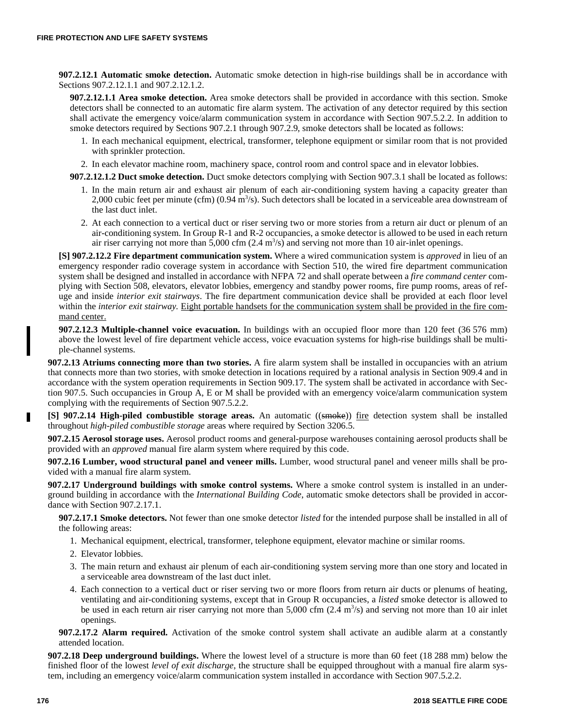**907.2.12.1 Automatic smoke detection.** Automatic smoke detection in high-rise buildings shall be in accordance with Sections 907.2.12.1.1 and 907.2.12.1.2.

**907.2.12.1.1 Area smoke detection.** Area smoke detectors shall be provided in accordance with this section. Smoke detectors shall be connected to an automatic fire alarm system. The activation of any detector required by this section shall activate the emergency voice/alarm communication system in accordance with Section 907.5.2.2. In addition to smoke detectors required by Sections 907.2.1 through 907.2.9, smoke detectors shall be located as follows:

1. In each mechanical equipment, electrical, transformer, telephone equipment or similar room that is not provided with sprinkler protection.
2. In each elevator machine room, machinery space, control room and control space and in elevator lobbies.

**907.2.12.1.2 Duct smoke detection.** Duct smoke detectors complying with Section 907.3.1 shall be located as follows:

1. In the main return air and exhaust air plenum of each air-conditioning system having a capacity greater than 2,000 cubic feet per minute (cfm) (0.94 $m^3/s$). Such detectors shall be located in a serviceable area downstream of the last duct inlet.
2. At each connection to a vertical duct or riser serving two or more stories from a return air duct or plenum of an air-conditioning system. In Group R-1 and R-2 occupancies, a smoke detector is allowed to be used in each return air riser carrying not more than 5,000 cfm (2.4 $m^3/s$) and serving not more than 10 air-inlet openings.

**[S] 907.2.12.2 Fire department communication system.** Where a wired communication system is *approved* in lieu of an emergency responder radio coverage system in accordance with Section 510, the wired fire department communication system shall be designed and installed in accordance with NFPA 72 and shall operate between a *fire command center* complying with Section 508, elevators, elevator lobbies, emergency and standby power rooms, fire pump rooms, areas of refuge and inside *interior exit stairways*. The fire department communication device shall be provided at each floor level within the *interior exit stairway.* <u>Eight portable handsets for the communication system shall be provided in the fire command center.</u>

**907.2.12.3 Multiple-channel voice evacuation.** In buildings with an occupied floor more than 120 feet (36 576 mm) above the lowest level of fire department vehicle access, voice evacuation systems for high-rise buildings shall be multiple-channel systems.

**907.2.13 Atriums connecting more than two stories.** A fire alarm system shall be installed in occupancies with an atrium that connects more than two stories, with smoke detection in locations required by a rational analysis in Section 909.4 and in accordance with the system operation requirements in Section 909.17. The system shall be activated in accordance with Section 907.5. Such occupancies in Group A, E or M shall be provided with an emergency voice/alarm communication system complying with the requirements of Section 907.5.2.2.

**[S] 907.2.14 High-piled combustible storage areas.** An automatic ((~~smoke~~)) <u>fire</u> detection system shall be installed throughout *high-piled combustible storage* areas where required by Section 3206.5.

**907.2.15 Aerosol storage uses.** Aerosol product rooms and general-purpose warehouses containing aerosol products shall be provided with an *approved* manual fire alarm system where required by this code.

**907.2.16 Lumber, wood structural panel and veneer mills.** Lumber, wood structural panel and veneer mills shall be provided with a manual fire alarm system.

**907.2.17 Underground buildings with smoke control systems.** Where a smoke control system is installed in an underground building in accordance with the *International Building Code*, automatic smoke detectors shall be provided in accordance with Section 907.2.17.1.

**907.2.17.1 Smoke detectors.** Not fewer than one smoke detector *listed* for the intended purpose shall be installed in all of the following areas:

1. Mechanical equipment, electrical, transformer, telephone equipment, elevator machine or similar rooms.
2. Elevator lobbies.
3. The main return and exhaust air plenum of each air-conditioning system serving more than one story and located in a serviceable area downstream of the last duct inlet.
4. Each connection to a vertical duct or riser serving two or more floors from return air ducts or plenums of heating, ventilating and air-conditioning systems, except that in Group R occupancies, a *listed* smoke detector is allowed to be used in each return air riser carrying not more than 5,000 cfm (2.4 $m^3/s$) and serving not more than 10 air inlet openings.

**907.2.17.2 Alarm required.** Activation of the smoke control system shall activate an audible alarm at a constantly attended location.

**907.2.18 Deep underground buildings.** Where the lowest level of a structure is more than 60 feet (18 288 mm) below the finished floor of the lowest *level of exit discharge*, the structure shall be equipped throughout with a manual fire alarm system, including an emergency voice/alarm communication system installed in accordance with Section 907.5.2.2.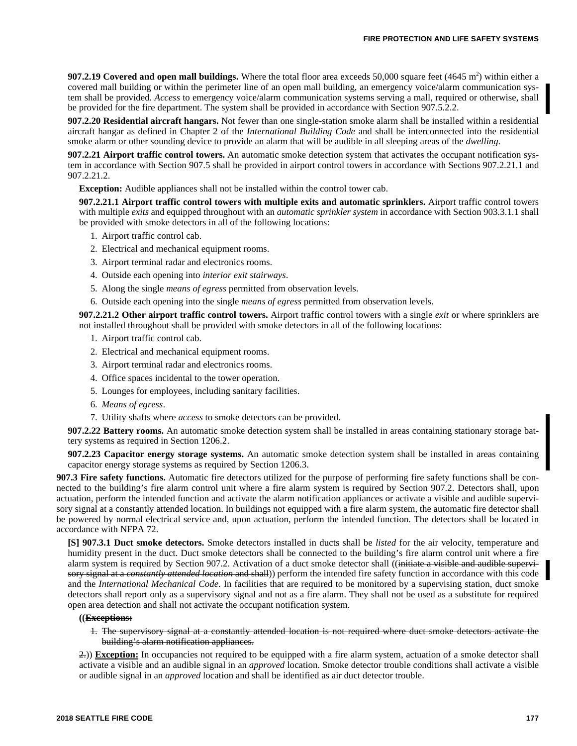**907.2.19 Covered and open mall buildings.** Where the total floor area exceeds 50,000 square feet (4645 $m^2$) within either a covered mall building or within the perimeter line of an open mall building, an emergency voice/alarm communication system shall be provided. *Access* to emergency voice/alarm communication systems serving a mall, required or otherwise, shall be provided for the fire department. The system shall be provided in accordance with Section 907.5.2.2.

**907.2.20 Residential aircraft hangars.** Not fewer than one single-station smoke alarm shall be installed within a residential aircraft hangar as defined in Chapter 2 of the *International Building Code* and shall be interconnected into the residential smoke alarm or other sounding device to provide an alarm that will be audible in all sleeping areas of the *dwelling*.

**907.2.21 Airport traffic control towers.** An automatic smoke detection system that activates the occupant notification system in accordance with Section 907.5 shall be provided in airport control towers in accordance with Sections 907.2.21.1 and 907.2.21.2.

**Exception:** Audible appliances shall not be installed within the control tower cab.

**907.2.21.1 Airport traffic control towers with multiple exits and automatic sprinklers.** Airport traffic control towers with multiple *exits* and equipped throughout with an *automatic sprinkler system* in accordance with Section 903.3.1.1 shall be provided with smoke detectors in all of the following locations:

1. Airport traffic control cab.
2. Electrical and mechanical equipment rooms.
3. Airport terminal radar and electronics rooms.
4. Outside each opening into *interior exit stairways*.
5. Along the single *means of egress* permitted from observation levels.
6. Outside each opening into the single *means of egress* permitted from observation levels.

**907.2.21.2 Other airport traffic control towers.** Airport traffic control towers with a single *exit* or where sprinklers are not installed throughout shall be provided with smoke detectors in all of the following locations:

1. Airport traffic control cab.
2. Electrical and mechanical equipment rooms.
3. Airport terminal radar and electronics rooms.
4. Office spaces incidental to the tower operation.
5. Lounges for employees, including sanitary facilities.
6. *Means of egress*.
7. Utility shafts where *access* to smoke detectors can be provided.

**907.2.22 Battery rooms.** An automatic smoke detection system shall be installed in areas containing stationary storage battery systems as required in Section 1206.2.

**907.2.23 Capacitor energy storage systems.** An automatic smoke detection system shall be installed in areas containing capacitor energy storage systems as required by Section 1206.3.

**907.3 Fire safety functions.** Automatic fire detectors utilized for the purpose of performing fire safety functions shall be connected to the building's fire alarm control unit where a fire alarm system is required by Section 907.2. Detectors shall, upon actuation, perform the intended function and activate the alarm notification appliances or activate a visible and audible supervisory signal at a constantly attended location. In buildings not equipped with a fire alarm system, the automatic fire detector shall be powered by normal electrical service and, upon actuation, perform the intended function. The detectors shall be located in accordance with NFPA 72.

**[S] 907.3.1 Duct smoke detectors.** Smoke detectors installed in ducts shall be *listed* for the air velocity, temperature and humidity present in the duct. Duct smoke detectors shall be connected to the building's fire alarm control unit where a fire alarm system is required by Section 907.2. Activation of a duct smoke detector shall ((~~initiate a visible and audible supervisory signal at a~~ ~~*constantly attended location*~~ ~~and shall~~)) perform the intended fire safety function in accordance with this code and the *International Mechanical Code.* In facilities that are required to be monitored by a supervising station, duct smoke detectors shall report only as a supervisory signal and not as a fire alarm. They shall not be used as a substitute for required open area detection <u>and shall not activate the occupant notification system</u>.

**((~~Exceptions:~~**

~~1. The supervisory signal at a constantly attended location is not required where duct smoke detectors activate the building's alarm notification appliances.~~

~~2.~~)) **<u>Exception:</u>** In occupancies not required to be equipped with a fire alarm system, actuation of a smoke detector shall activate a visible and an audible signal in an *approved* location. Smoke detector trouble conditions shall activate a visible or audible signal in an *approved* location and shall be identified as air duct detector trouble.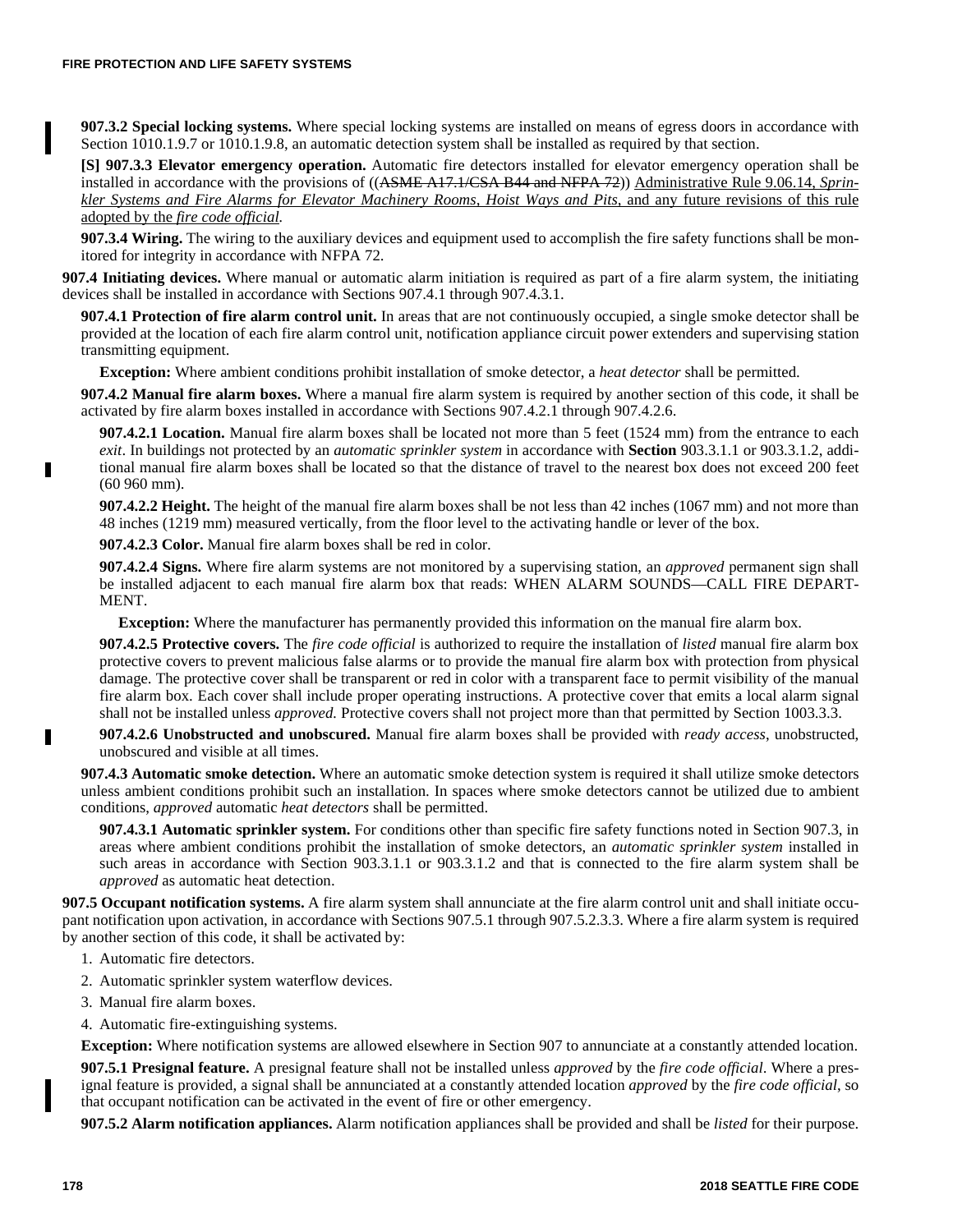**907.3.2 Special locking systems.** Where special locking systems are installed on means of egress doors in accordance with Section 1010.1.9.7 or 1010.1.9.8, an automatic detection system shall be installed as required by that section.

**[S] 907.3.3 Elevator emergency operation.** Automatic fire detectors installed for elevator emergency operation shall be installed in accordance with the provisions of ((~~ASME A17.1/CSA B44 and NFPA 72~~)) Administrative Rule 9.06.14, *Sprinkler Systems and Fire Alarms for Elevator Machinery Rooms, Hoist Ways and Pits*, and any future revisions of this rule adopted by the *fire code official*.

**907.3.4 Wiring.** The wiring to the auxiliary devices and equipment used to accomplish the fire safety functions shall be monitored for integrity in accordance with NFPA 72.

**907.4 Initiating devices.** Where manual or automatic alarm initiation is required as part of a fire alarm system, the initiating devices shall be installed in accordance with Sections 907.4.1 through 907.4.3.1.

**907.4.1 Protection of fire alarm control unit.** In areas that are not continuously occupied, a single smoke detector shall be provided at the location of each fire alarm control unit, notification appliance circuit power extenders and supervising station transmitting equipment.

**Exception:** Where ambient conditions prohibit installation of smoke detector, a *heat detector* shall be permitted.

**907.4.2 Manual fire alarm boxes.** Where a manual fire alarm system is required by another section of this code, it shall be activated by fire alarm boxes installed in accordance with Sections 907.4.2.1 through 907.4.2.6.

**907.4.2.1 Location.** Manual fire alarm boxes shall be located not more than 5 feet (1524 mm) from the entrance to each *exit*. In buildings not protected by an *automatic sprinkler system* in accordance with **Section** 903.3.1.1 or 903.3.1.2, additional manual fire alarm boxes shall be located so that the distance of travel to the nearest box does not exceed 200 feet (60 960 mm).

**907.4.2.2 Height.** The height of the manual fire alarm boxes shall be not less than 42 inches (1067 mm) and not more than 48 inches (1219 mm) measured vertically, from the floor level to the activating handle or lever of the box.

**907.4.2.3 Color.** Manual fire alarm boxes shall be red in color.

**907.4.2.4 Signs.** Where fire alarm systems are not monitored by a supervising station, an *approved* permanent sign shall be installed adjacent to each manual fire alarm box that reads: WHEN ALARM SOUNDS—CALL FIRE DEPARTMENT.

**Exception:** Where the manufacturer has permanently provided this information on the manual fire alarm box.

**907.4.2.5 Protective covers.** The *fire code official* is authorized to require the installation of *listed* manual fire alarm box protective covers to prevent malicious false alarms or to provide the manual fire alarm box with protection from physical damage. The protective cover shall be transparent or red in color with a transparent face to permit visibility of the manual fire alarm box. Each cover shall include proper operating instructions. A protective cover that emits a local alarm signal shall not be installed unless *approved.* Protective covers shall not project more than that permitted by Section 1003.3.3.

**907.4.2.6 Unobstructed and unobscured.** Manual fire alarm boxes shall be provided with *ready access*, unobstructed, unobscured and visible at all times.

**907.4.3 Automatic smoke detection.** Where an automatic smoke detection system is required it shall utilize smoke detectors unless ambient conditions prohibit such an installation. In spaces where smoke detectors cannot be utilized due to ambient conditions, *approved* automatic *heat detectors* shall be permitted.

**907.4.3.1 Automatic sprinkler system.** For conditions other than specific fire safety functions noted in Section 907.3, in areas where ambient conditions prohibit the installation of smoke detectors, an *automatic sprinkler system* installed in such areas in accordance with Section 903.3.1.1 or 903.3.1.2 and that is connected to the fire alarm system shall be *approved* as automatic heat detection.

**907.5 Occupant notification systems.** A fire alarm system shall annunciate at the fire alarm control unit and shall initiate occupant notification upon activation, in accordance with Sections 907.5.1 through 907.5.2.3.3. Where a fire alarm system is required by another section of this code, it shall be activated by:

1. Automatic fire detectors.
2. Automatic sprinkler system waterflow devices.
3. Manual fire alarm boxes.
4. Automatic fire-extinguishing systems.

**Exception:** Where notification systems are allowed elsewhere in Section 907 to annunciate at a constantly attended location.

**907.5.1 Presignal feature.** A presignal feature shall not be installed unless *approved* by the *fire code official*. Where a presignal feature is provided, a signal shall be annunciated at a constantly attended location *approved* by the *fire code official*, so that occupant notification can be activated in the event of fire or other emergency.

**907.5.2 Alarm notification appliances.** Alarm notification appliances shall be provided and shall be *listed* for their purpose.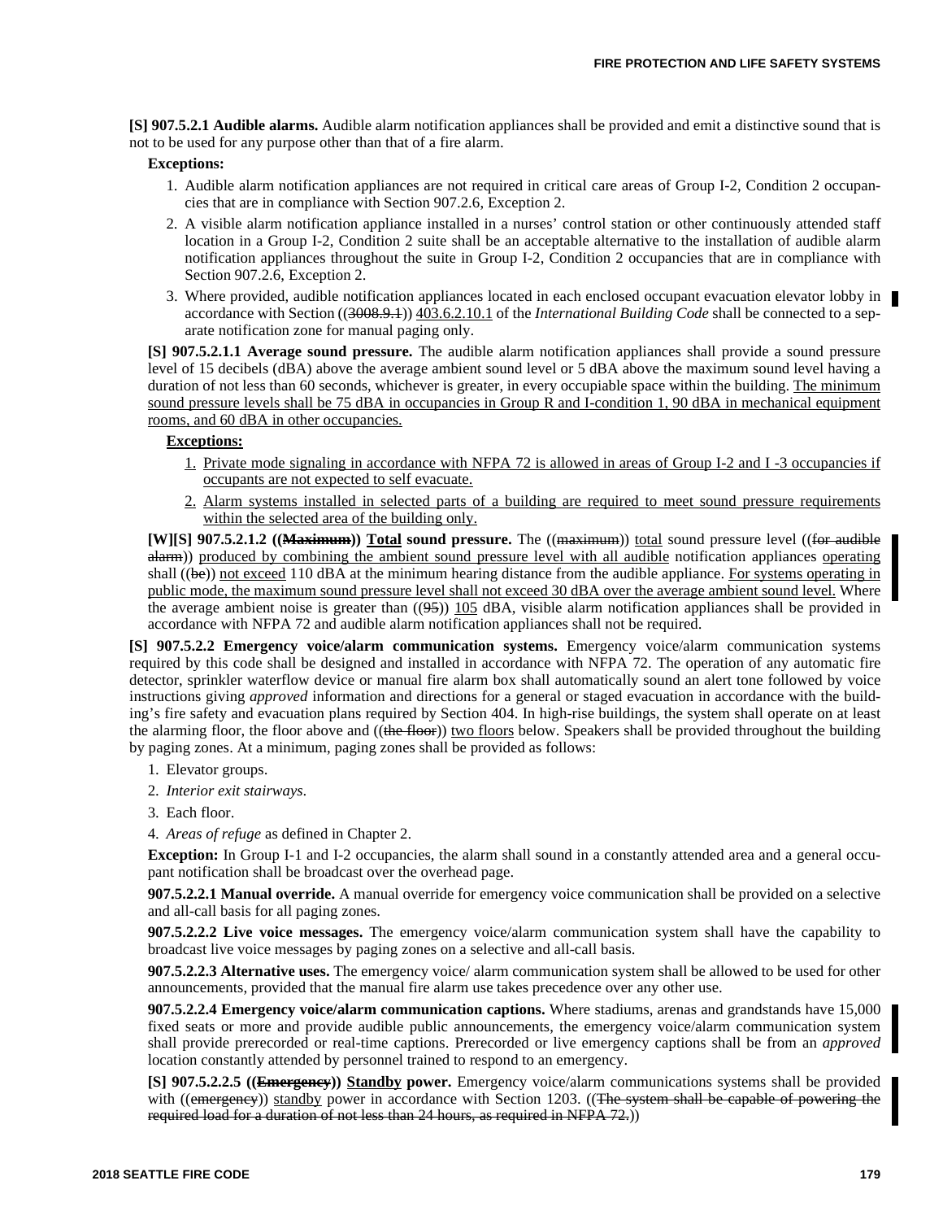**[S] 907.5.2.1 Audible alarms.** Audible alarm notification appliances shall be provided and emit a distinctive sound that is not to be used for any purpose other than that of a fire alarm.

**Exceptions:**

1. Audible alarm notification appliances are not required in critical care areas of Group I-2, Condition 2 occupancies that are in compliance with Section 907.2.6, Exception 2.
2. A visible alarm notification appliance installed in a nurses' control station or other continuously attended staff location in a Group I-2, Condition 2 suite shall be an acceptable alternative to the installation of audible alarm notification appliances throughout the suite in Group I-2, Condition 2 occupancies that are in compliance with Section 907.2.6, Exception 2.
3. Where provided, audible notification appliances located in each enclosed occupant evacuation elevator lobby in accordance with Section ((~~3008.9.1~~)) <u>403.6.2.10.1</u> of the *International Building Code* shall be connected to a separate notification zone for manual paging only.

**[S] 907.5.2.1.1 Average sound pressure.** The audible alarm notification appliances shall provide a sound pressure level of 15 decibels (dBA) above the average ambient sound level or 5 dBA above the maximum sound level having a duration of not less than 60 seconds, whichever is greater, in every occupiable space within the building. <u>The minimum sound pressure levels shall be 75 dBA in occupancies in Group R and I-condition 1, 90 dBA in mechanical equipment rooms, and 60 dBA in other occupancies.</u>

**<u>Exceptions:</u>**

1. <u>Private mode signaling in accordance with NFPA 72 is allowed in areas of Group I-2 and I -3 occupancies if occupants are not expected to self evacuate.</u>
2. <u>Alarm systems installed in selected parts of a building are required to meet sound pressure requirements within the selected area of the building only.</u>

**[W][S] 907.5.2.1.2 ((~~Maximum~~)) <u>Total</u> sound pressure.** The ((~~maximum~~)) <u>total</u> sound pressure level ((~~for audible alarm~~)) <u>produced by combining the ambient sound pressure level with all audible</u> notification appliances <u>operating</u> shall ((~~be~~)) <u>not exceed</u> 110 dBA at the minimum hearing distance from the audible appliance. <u>For systems operating in public mode, the maximum sound pressure level shall not exceed 30 dBA over the average ambient sound level.</u> Where the average ambient noise is greater than ((~~95~~)) <u>105</u> dBA, visible alarm notification appliances shall be provided in accordance with NFPA 72 and audible alarm notification appliances shall not be required.

**[S] 907.5.2.2 Emergency voice/alarm communication systems.** Emergency voice/alarm communication systems required by this code shall be designed and installed in accordance with NFPA 72. The operation of any automatic fire detector, sprinkler waterflow device or manual fire alarm box shall automatically sound an alert tone followed by voice instructions giving *approved* information and directions for a general or staged evacuation in accordance with the building's fire safety and evacuation plans required by Section 404. In high-rise buildings, the system shall operate on at least the alarming floor, the floor above and ((~~the floor~~)) <u>two floors</u> below. Speakers shall be provided throughout the building by paging zones. At a minimum, paging zones shall be provided as follows:

1. Elevator groups.
2. *Interior exit stairways*.
3. Each floor.
4. *Areas of refuge* as defined in Chapter 2.

**Exception:** In Group I-1 and I-2 occupancies, the alarm shall sound in a constantly attended area and a general occupant notification shall be broadcast over the overhead page.

**907.5.2.2.1 Manual override.** A manual override for emergency voice communication shall be provided on a selective and all-call basis for all paging zones.

**907.5.2.2.2 Live voice messages.** The emergency voice/alarm communication system shall have the capability to broadcast live voice messages by paging zones on a selective and all-call basis.

**907.5.2.2.3 Alternative uses.** The emergency voice/ alarm communication system shall be allowed to be used for other announcements, provided that the manual fire alarm use takes precedence over any other use.

**907.5.2.2.4 Emergency voice/alarm communication captions.** Where stadiums, arenas and grandstands have 15,000 fixed seats or more and provide audible public announcements, the emergency voice/alarm communication system shall provide prerecorded or real-time captions. Prerecorded or live emergency captions shall be from an *approved* location constantly attended by personnel trained to respond to an emergency.

**[S] 907.5.2.2.5 ((~~Emergency~~)) <u>Standby</u> power.** Emergency voice/alarm communications systems shall be provided with ((~~emergency~~)) <u>standby</u> power in accordance with Section 1203. ((~~The system shall be capable of powering the required load for a duration of not less than 24 hours, as required in NFPA 72.~~))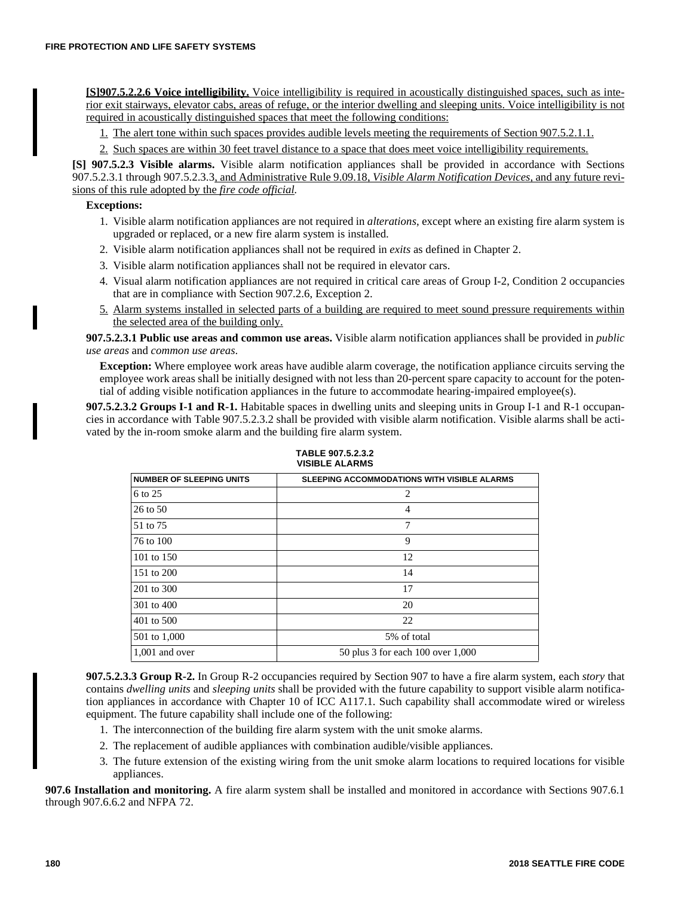**[S]907.5.2.2.6 Voice intelligibility.** Voice intelligibility is required in acoustically distinguished spaces, such as interior exit stairways, elevator cabs, areas of refuge, or the interior dwelling and sleeping units. Voice intelligibility is not required in acoustically distinguished spaces that meet the following conditions:

1. The alert tone within such spaces provides audible levels meeting the requirements of Section 907.5.2.1.1.
2. Such spaces are within 30 feet travel distance to a space that does meet voice intelligibility requirements.

**[S] 907.5.2.3 Visible alarms.** Visible alarm notification appliances shall be provided in accordance with Sections 907.5.2.3.1 through 907.5.2.3.3, and Administrative Rule 9.09.18, *Visible Alarm Notification Devices*, and any future revisions of this rule adopted by the *fire code official*.

**Exceptions:**

1. Visible alarm notification appliances are not required in *alterations*, except where an existing fire alarm system is upgraded or replaced, or a new fire alarm system is installed.
2. Visible alarm notification appliances shall not be required in *exits* as defined in Chapter 2.
3. Visible alarm notification appliances shall not be required in elevator cars.
4. Visual alarm notification appliances are not required in critical care areas of Group I-2, Condition 2 occupancies that are in compliance with Section 907.2.6, Exception 2.
5. Alarm systems installed in selected parts of a building are required to meet sound pressure requirements within the selected area of the building only.

**907.5.2.3.1 Public use areas and common use areas.** Visible alarm notification appliances shall be provided in *public use areas* and *common use areas*.

**Exception:** Where employee work areas have audible alarm coverage, the notification appliance circuits serving the employee work areas shall be initially designed with not less than 20-percent spare capacity to account for the potential of adding visible notification appliances in the future to accommodate hearing-impaired employee(s).

**907.5.2.3.2 Groups I-1 and R-1.** Habitable spaces in dwelling units and sleeping units in Group I-1 and R-1 occupancies in accordance with Table 907.5.2.3.2 shall be provided with visible alarm notification. Visible alarms shall be activated by the in-room smoke alarm and the building fire alarm system.

**TABLE 907.5.2.3.2
VISIBLE ALARMS**

| NUMBER OF SLEEPING UNITS | SLEEPING ACCOMMODATIONS WITH VISIBLE ALARMS |
|---|---|
| 6 to 25 | 2 |
| 26 to 50 | 4 |
| 51 to 75 | 7 |
| 76 to 100 | 9 |
| 101 to 150 | 12 |
| 151 to 200 | 14 |
| 201 to 300 | 17 |
| 301 to 400 | 20 |
| 401 to 500 | 22 |
| 501 to 1,000 | 5% of total |
| 1,001 and over | 50 plus 3 for each 100 over 1,000 |

**907.5.2.3.3 Group R-2.** In Group R-2 occupancies required by Section 907 to have a fire alarm system, each *story* that contains *dwelling units* and *sleeping units* shall be provided with the future capability to support visible alarm notification appliances in accordance with Chapter 10 of ICC A117.1. Such capability shall accommodate wired or wireless equipment. The future capability shall include one of the following:

1. The interconnection of the building fire alarm system with the unit smoke alarms.
2. The replacement of audible appliances with combination audible/visible appliances.
3. The future extension of the existing wiring from the unit smoke alarm locations to required locations for visible appliances.

**907.6 Installation and monitoring.** A fire alarm system shall be installed and monitored in accordance with Sections 907.6.1 through 907.6.6.2 and NFPA 72.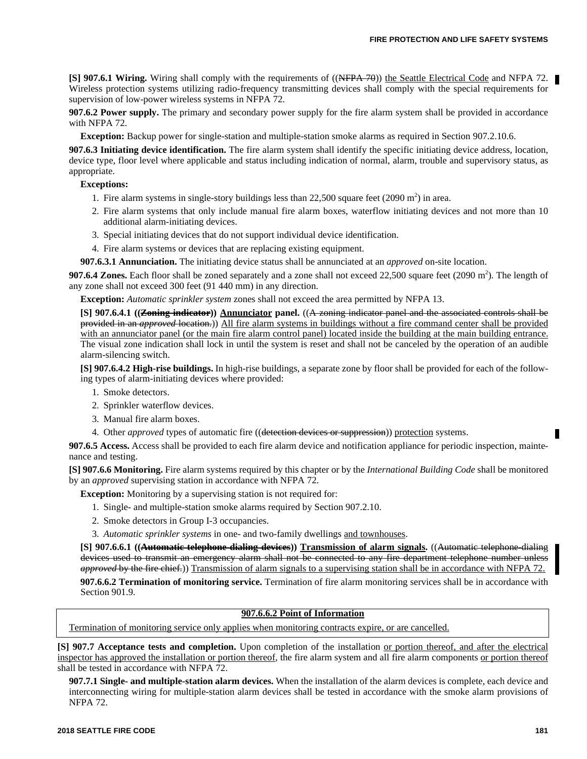**[S] 907.6.1 Wiring.** Wiring shall comply with the requirements of ((~~NFPA 70~~)) <u>the Seattle Electrical Code</u> and NFPA 72. Wireless protection systems utilizing radio-frequency transmitting devices shall comply with the special requirements for supervision of low-power wireless systems in NFPA 72.

**907.6.2 Power supply.** The primary and secondary power supply for the fire alarm system shall be provided in accordance with NFPA 72.

**Exception:** Backup power for single-station and multiple-station smoke alarms as required in Section 907.2.10.6.

**907.6.3 Initiating device identification.** The fire alarm system shall identify the specific initiating device address, location, device type, floor level where applicable and status including indication of normal, alarm, trouble and supervisory status, as appropriate.

**Exceptions:**

1. Fire alarm systems in single-story buildings less than 22,500 square feet (2090 $m^2$) in area.
2. Fire alarm systems that only include manual fire alarm boxes, waterflow initiating devices and not more than 10 additional alarm-initiating devices.
3. Special initiating devices that do not support individual device identification.
4. Fire alarm systems or devices that are replacing existing equipment.

**907.6.3.1 Annunciation.** The initiating device status shall be annunciated at an *approved* on-site location.

**907.6.4 Zones.** Each floor shall be zoned separately and a zone shall not exceed 22,500 square feet (2090 $m^2$). The length of any zone shall not exceed 300 feet (91 440 mm) in any direction.

**Exception:** *Automatic sprinkler system* zones shall not exceed the area permitted by NFPA 13.

**[S] 907.6.4.1 ((~~Zoning indicator~~)) <u>Annunciator</u> panel.** ((~~A zoning indicator panel and the associated controls shall be provided in an *approved* location.~~)) <u>All fire alarm systems in buildings without a fire command center shall be provided with an annunciator panel (or the main fire alarm control panel) located inside the building at the main building entrance.</u> The visual zone indication shall lock in until the system is reset and shall not be canceled by the operation of an audible alarm-silencing switch.

**[S] 907.6.4.2 High-rise buildings.** In high-rise buildings, a separate zone by floor shall be provided for each of the following types of alarm-initiating devices where provided:

1. Smoke detectors.
2. Sprinkler waterflow devices.
3. Manual fire alarm boxes.
4. Other *approved* types of automatic fire ((~~detection devices or suppression~~)) <u>protection</u> systems.

**907.6.5 Access.** Access shall be provided to each fire alarm device and notification appliance for periodic inspection, maintenance and testing.

**[S] 907.6.6 Monitoring.** Fire alarm systems required by this chapter or by the *International Building Code* shall be monitored by an *approved* supervising station in accordance with NFPA 72.

**Exception:** Monitoring by a supervising station is not required for:

1. Single- and multiple-station smoke alarms required by Section 907.2.10.
2. Smoke detectors in Group I-3 occupancies.
3. *Automatic sprinkler systems* in one- and two-family dwellings <u>and townhouses</u>.

**[S] 907.6.6.1 ((~~Automatic telephone-dialing devices~~)) <u>Transmission of alarm signals</u>.** ((~~Automatic telephone-dialing devices used to transmit an emergency alarm shall not be connected to any fire department telephone number unless *approved* by the fire chief.~~)) <u>Transmission of alarm signals to a supervising station shall be in accordance with NFPA 72.</u>

**907.6.6.2 Termination of monitoring service.** Termination of fire alarm monitoring services shall be in accordance with Section 901.9.

| <u>**907.6.6.2 Point of Information**</u> |
| --- |
| <u>Termination of monitoring service only applies when monitoring contracts expire, or are cancelled.</u> |

**[S] 907.7 Acceptance tests and completion.** Upon completion of the installation <u>or portion thereof, and after the electrical inspector has approved the installation or portion thereof</u>, the fire alarm system and all fire alarm components <u>or portion thereof</u> shall be tested in accordance with NFPA 72.

**907.7.1 Single- and multiple-station alarm devices.** When the installation of the alarm devices is complete, each device and interconnecting wiring for multiple-station alarm devices shall be tested in accordance with the smoke alarm provisions of NFPA 72.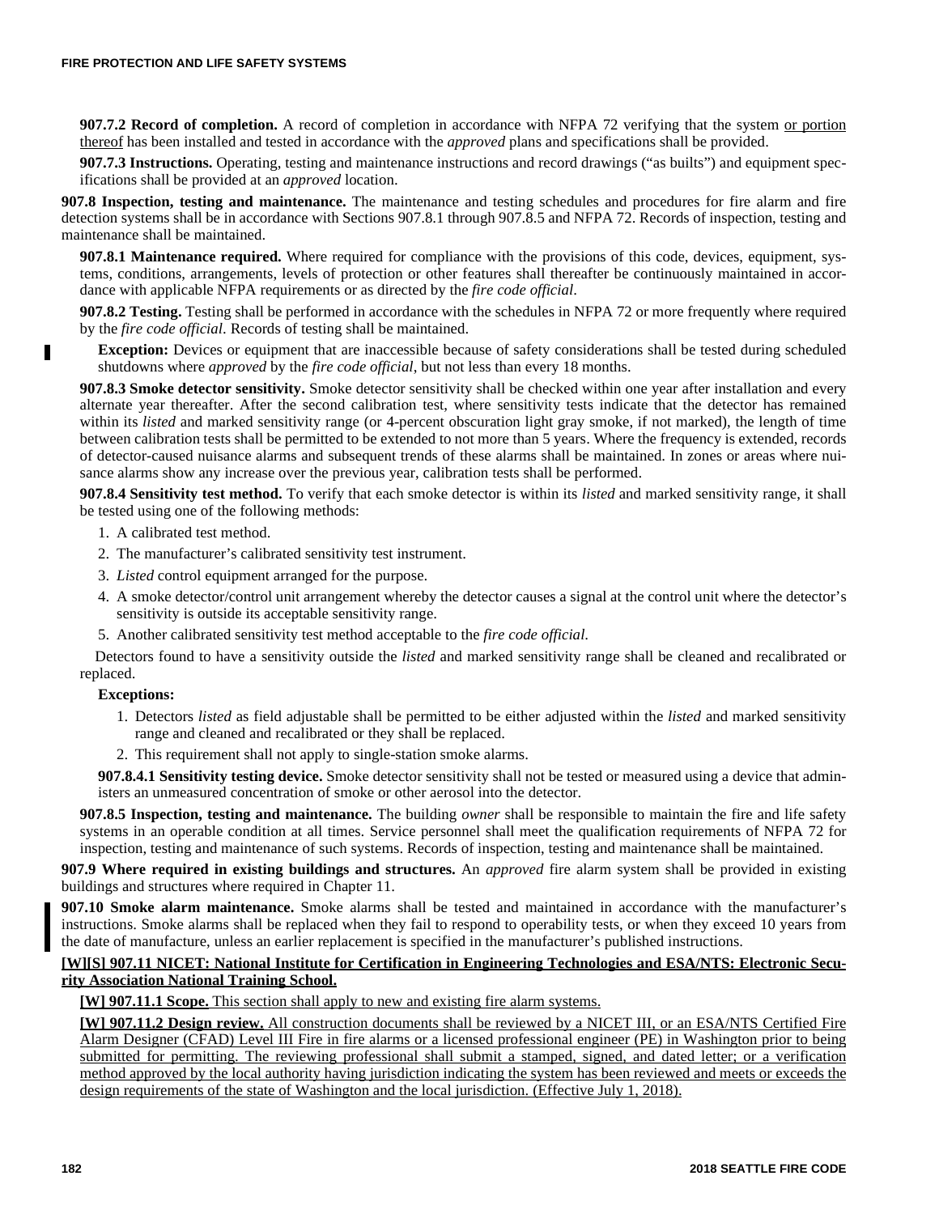**907.7.2 Record of completion.** A record of completion in accordance with NFPA 72 verifying that the system or portion thereof has been installed and tested in accordance with the *approved* plans and specifications shall be provided.

**907.7.3 Instructions.** Operating, testing and maintenance instructions and record drawings ("as builts") and equipment specifications shall be provided at an *approved* location.

**907.8 Inspection, testing and maintenance.** The maintenance and testing schedules and procedures for fire alarm and fire detection systems shall be in accordance with Sections 907.8.1 through 907.8.5 and NFPA 72. Records of inspection, testing and maintenance shall be maintained.

**907.8.1 Maintenance required.** Where required for compliance with the provisions of this code, devices, equipment, systems, conditions, arrangements, levels of protection or other features shall thereafter be continuously maintained in accordance with applicable NFPA requirements or as directed by the *fire code official*.

**907.8.2 Testing.** Testing shall be performed in accordance with the schedules in NFPA 72 or more frequently where required by the *fire code official*. Records of testing shall be maintained.

**Exception:** Devices or equipment that are inaccessible because of safety considerations shall be tested during scheduled shutdowns where *approved* by the *fire code official*, but not less than every 18 months.

**907.8.3 Smoke detector sensitivity.** Smoke detector sensitivity shall be checked within one year after installation and every alternate year thereafter. After the second calibration test, where sensitivity tests indicate that the detector has remained within its *listed* and marked sensitivity range (or 4-percent obscuration light gray smoke, if not marked), the length of time between calibration tests shall be permitted to be extended to not more than 5 years. Where the frequency is extended, records of detector-caused nuisance alarms and subsequent trends of these alarms shall be maintained. In zones or areas where nuisance alarms show any increase over the previous year, calibration tests shall be performed.

**907.8.4 Sensitivity test method.** To verify that each smoke detector is within its *listed* and marked sensitivity range, it shall be tested using one of the following methods:

1. A calibrated test method.
2. The manufacturer's calibrated sensitivity test instrument.
3. *Listed* control equipment arranged for the purpose.
4. A smoke detector/control unit arrangement whereby the detector causes a signal at the control unit where the detector's sensitivity is outside its acceptable sensitivity range.
5. Another calibrated sensitivity test method acceptable to the *fire code official*.

Detectors found to have a sensitivity outside the *listed* and marked sensitivity range shall be cleaned and recalibrated or replaced.

**Exceptions:**

1. Detectors *listed* as field adjustable shall be permitted to be either adjusted within the *listed* and marked sensitivity range and cleaned and recalibrated or they shall be replaced.
2. This requirement shall not apply to single-station smoke alarms.

**907.8.4.1 Sensitivity testing device.** Smoke detector sensitivity shall not be tested or measured using a device that administers an unmeasured concentration of smoke or other aerosol into the detector.

**907.8.5 Inspection, testing and maintenance.** The building *owner* shall be responsible to maintain the fire and life safety systems in an operable condition at all times. Service personnel shall meet the qualification requirements of NFPA 72 for inspection, testing and maintenance of such systems. Records of inspection, testing and maintenance shall be maintained.

**907.9 Where required in existing buildings and structures.** An *approved* fire alarm system shall be provided in existing buildings and structures where required in Chapter 11.

**907.10 Smoke alarm maintenance.** Smoke alarms shall be tested and maintained in accordance with the manufacturer's instructions. Smoke alarms shall be replaced when they fail to respond to operability tests, or when they exceed 10 years from the date of manufacture, unless an earlier replacement is specified in the manufacturer's published instructions.

**[W][S] 907.11 NICET: National Institute for Certification in Engineering Technologies and ESA/NTS: Electronic Security Association National Training School.**

**[W] 907.11.1 Scope.** This section shall apply to new and existing fire alarm systems.

**[W] 907.11.2 Design review.** All construction documents shall be reviewed by a NICET III, or an ESA/NTS Certified Fire Alarm Designer (CFAD) Level III Fire in fire alarms or a licensed professional engineer (PE) in Washington prior to being submitted for permitting. The reviewing professional shall submit a stamped, signed, and dated letter; or a verification method approved by the local authority having jurisdiction indicating the system has been reviewed and meets or exceeds the design requirements of the state of Washington and the local jurisdiction. (Effective July 1, 2018).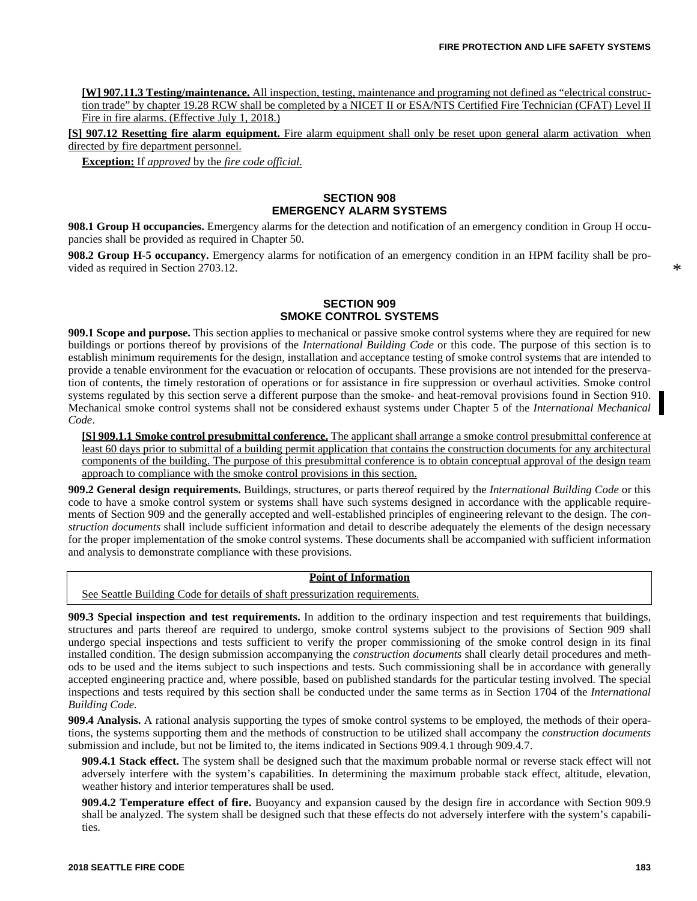**[W] 907.11.3 Testing/maintenance.** All inspection, testing, maintenance and programing not defined as "electrical construction trade" by chapter 19.28 RCW shall be completed by a NICET II or ESA/NTS Certified Fire Technician (CFAT) Level II Fire in fire alarms. (Effective July 1, 2018.)

**[S] 907.12 Resetting fire alarm equipment.** Fire alarm equipment shall only be reset upon general alarm activation when directed by fire department personnel.

**Exception:** If *approved* by the *fire code official.*

## SECTION 908
## EMERGENCY ALARM SYSTEMS

**908.1 Group H occupancies.** Emergency alarms for the detection and notification of an emergency condition in Group H occupancies shall be provided as required in Chapter 50.

**908.2 Group H-5 occupancy.** Emergency alarms for notification of an emergency condition in an HPM facility shall be provided as required in Section 2703.12.

## SECTION 909
## SMOKE CONTROL SYSTEMS

**909.1 Scope and purpose.** This section applies to mechanical or passive smoke control systems where they are required for new buildings or portions thereof by provisions of the *International Building Code* or this code. The purpose of this section is to establish minimum requirements for the design, installation and acceptance testing of smoke control systems that are intended to provide a tenable environment for the evacuation or relocation of occupants. These provisions are not intended for the preservation of contents, the timely restoration of operations or for assistance in fire suppression or overhaul activities. Smoke control systems regulated by this section serve a different purpose than the smoke- and heat-removal provisions found in Section 910. Mechanical smoke control systems shall not be considered exhaust systems under Chapter 5 of the *International Mechanical Code*.

**[S] 909.1.1 Smoke control presubmittal conference.** The applicant shall arrange a smoke control presubmittal conference at least 60 days prior to submittal of a building permit application that contains the construction documents for any architectural components of the building. The purpose of this presubmittal conference is to obtain conceptual approval of the design team approach to compliance with the smoke control provisions in this section.

**909.2 General design requirements.** Buildings, structures, or parts thereof required by the *International Building Code* or this code to have a smoke control system or systems shall have such systems designed in accordance with the applicable requirements of Section 909 and the generally accepted and well-established principles of engineering relevant to the design. The *construction documents* shall include sufficient information and detail to describe adequately the elements of the design necessary for the proper implementation of the smoke control systems. These documents shall be accompanied with sufficient information and analysis to demonstrate compliance with these provisions.

**Point of Information**

See Seattle Building Code for details of shaft pressurization requirements.

**909.3 Special inspection and test requirements.** In addition to the ordinary inspection and test requirements that buildings, structures and parts thereof are required to undergo, smoke control systems subject to the provisions of Section 909 shall undergo special inspections and tests sufficient to verify the proper commissioning of the smoke control design in its final installed condition. The design submission accompanying the *construction documents* shall clearly detail procedures and methods to be used and the items subject to such inspections and tests. Such commissioning shall be in accordance with generally accepted engineering practice and, where possible, based on published standards for the particular testing involved. The special inspections and tests required by this section shall be conducted under the same terms as in Section 1704 of the *International Building Code.*

**909.4 Analysis.** A rational analysis supporting the types of smoke control systems to be employed, the methods of their operations, the systems supporting them and the methods of construction to be utilized shall accompany the *construction documents* submission and include, but not be limited to, the items indicated in Sections 909.4.1 through 909.4.7.

**909.4.1 Stack effect.** The system shall be designed such that the maximum probable normal or reverse stack effect will not adversely interfere with the system's capabilities. In determining the maximum probable stack effect, altitude, elevation, weather history and interior temperatures shall be used.

**909.4.2 Temperature effect of fire.** Buoyancy and expansion caused by the design fire in accordance with Section 909.9 shall be analyzed. The system shall be designed such that these effects do not adversely interfere with the system's capabilities.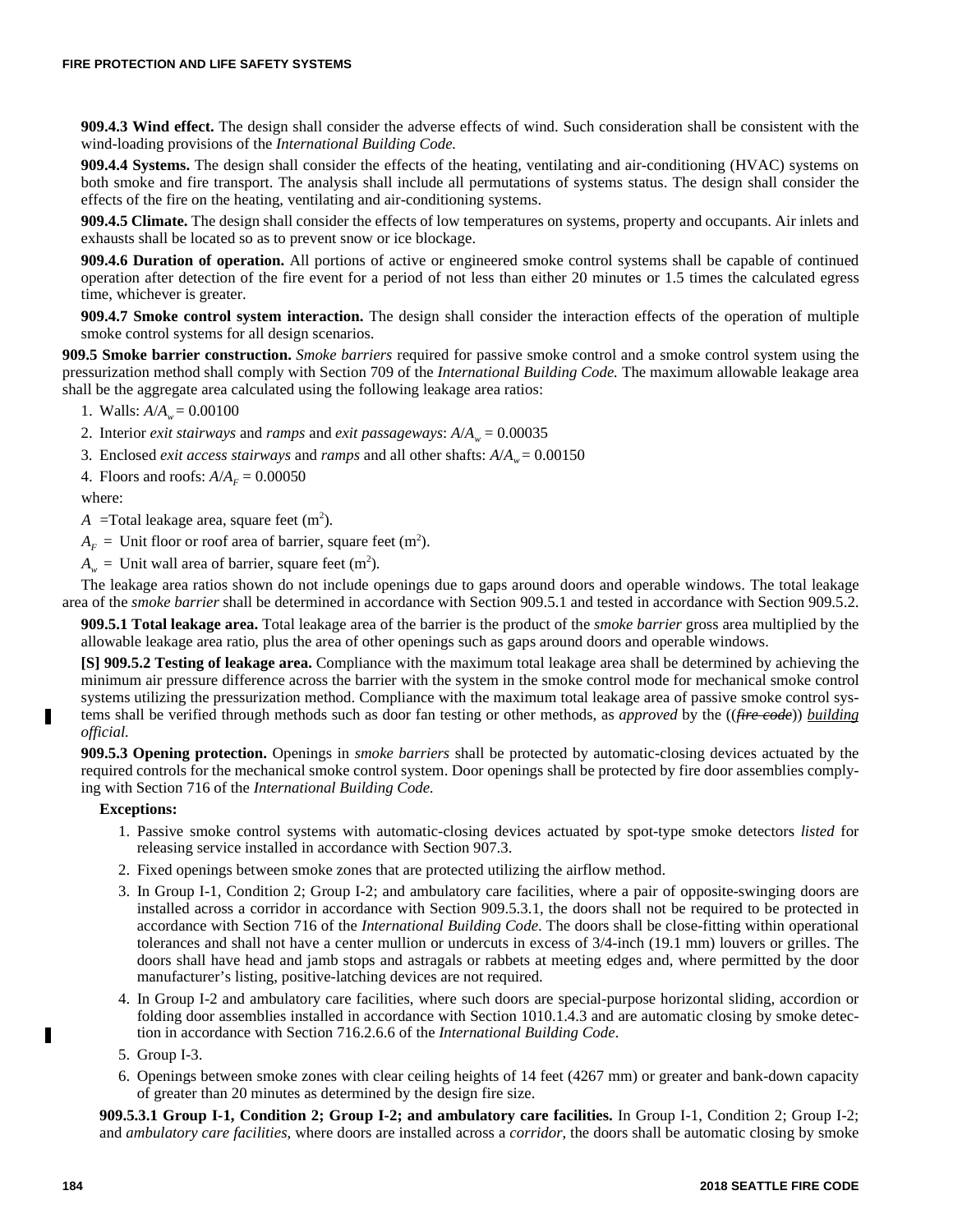**909.4.3 Wind effect.** The design shall consider the adverse effects of wind. Such consideration shall be consistent with the wind-loading provisions of the *International Building Code.*

**909.4.4 Systems.** The design shall consider the effects of the heating, ventilating and air-conditioning (HVAC) systems on both smoke and fire transport. The analysis shall include all permutations of systems status. The design shall consider the effects of the fire on the heating, ventilating and air-conditioning systems.

**909.4.5 Climate.** The design shall consider the effects of low temperatures on systems, property and occupants. Air inlets and exhausts shall be located so as to prevent snow or ice blockage.

**909.4.6 Duration of operation.** All portions of active or engineered smoke control systems shall be capable of continued operation after detection of the fire event for a period of not less than either 20 minutes or 1.5 times the calculated egress time, whichever is greater.

**909.4.7 Smoke control system interaction.** The design shall consider the interaction effects of the operation of multiple smoke control systems for all design scenarios.

**909.5 Smoke barrier construction.** *Smoke barriers* required for passive smoke control and a smoke control system using the pressurization method shall comply with Section 709 of the *International Building Code.* The maximum allowable leakage area shall be the aggregate area calculated using the following leakage area ratios:

1. Walls: $A/A_w = 0.00100$
2. Interior *exit stairways* and *ramps* and *exit passageways*: $A/A_w = 0.00035$
3. Enclosed *exit access stairways* and *ramps* and all other shafts: $A/A_w = 0.00150$
4. Floors and roofs: $A/A_F = 0.00050$

where:

$A$ = Total leakage area, square feet ($m^2$).

$A_F$ = Unit floor or roof area of barrier, square feet ($m^2$).

$A_w$ = Unit wall area of barrier, square feet ($m^2$).

The leakage area ratios shown do not include openings due to gaps around doors and operable windows. The total leakage area of the *smoke barrier* shall be determined in accordance with Section 909.5.1 and tested in accordance with Section 909.5.2.

**909.5.1 Total leakage area.** Total leakage area of the barrier is the product of the *smoke barrier* gross area multiplied by the allowable leakage area ratio, plus the area of other openings such as gaps around doors and operable windows.

**[S] 909.5.2 Testing of leakage area.** Compliance with the maximum total leakage area shall be determined by achieving the minimum air pressure difference across the barrier with the system in the smoke control mode for mechanical smoke control systems utilizing the pressurization method. Compliance with the maximum total leakage area of passive smoke control systems shall be verified through methods such as door fan testing or other methods, as *approved* by the ((~~*fire code*~~)) <u>*building official.*</u>

**909.5.3 Opening protection.** Openings in *smoke barriers* shall be protected by automatic-closing devices actuated by the required controls for the mechanical smoke control system. Door openings shall be protected by fire door assemblies complying with Section 716 of the *International Building Code.*

**Exceptions:**

1. Passive smoke control systems with automatic-closing devices actuated by spot-type smoke detectors *listed* for releasing service installed in accordance with Section 907.3.
2. Fixed openings between smoke zones that are protected utilizing the airflow method.
3. In Group I-1, Condition 2; Group I-2; and ambulatory care facilities, where a pair of opposite-swinging doors are installed across a corridor in accordance with Section 909.5.3.1, the doors shall not be required to be protected in accordance with Section 716 of the *International Building Code*. The doors shall be close-fitting within operational tolerances and shall not have a center mullion or undercuts in excess of 3/4-inch (19.1 mm) louvers or grilles. The doors shall have head and jamb stops and astragals or rabbets at meeting edges and, where permitted by the door manufacturer's listing, positive-latching devices are not required.
4. In Group I-2 and ambulatory care facilities, where such doors are special-purpose horizontal sliding, accordion or folding door assemblies installed in accordance with Section 1010.1.4.3 and are automatic closing by smoke detection in accordance with Section 716.2.6.6 of the *International Building Code*.
5. Group I-3.
6. Openings between smoke zones with clear ceiling heights of 14 feet (4267 mm) or greater and bank-down capacity of greater than 20 minutes as determined by the design fire size.

**909.5.3.1 Group I-1, Condition 2; Group I-2; and ambulatory care facilities.** In Group I-1, Condition 2; Group I-2; and *ambulatory care facilities*, where doors are installed across a *corridor*, the doors shall be automatic closing by smoke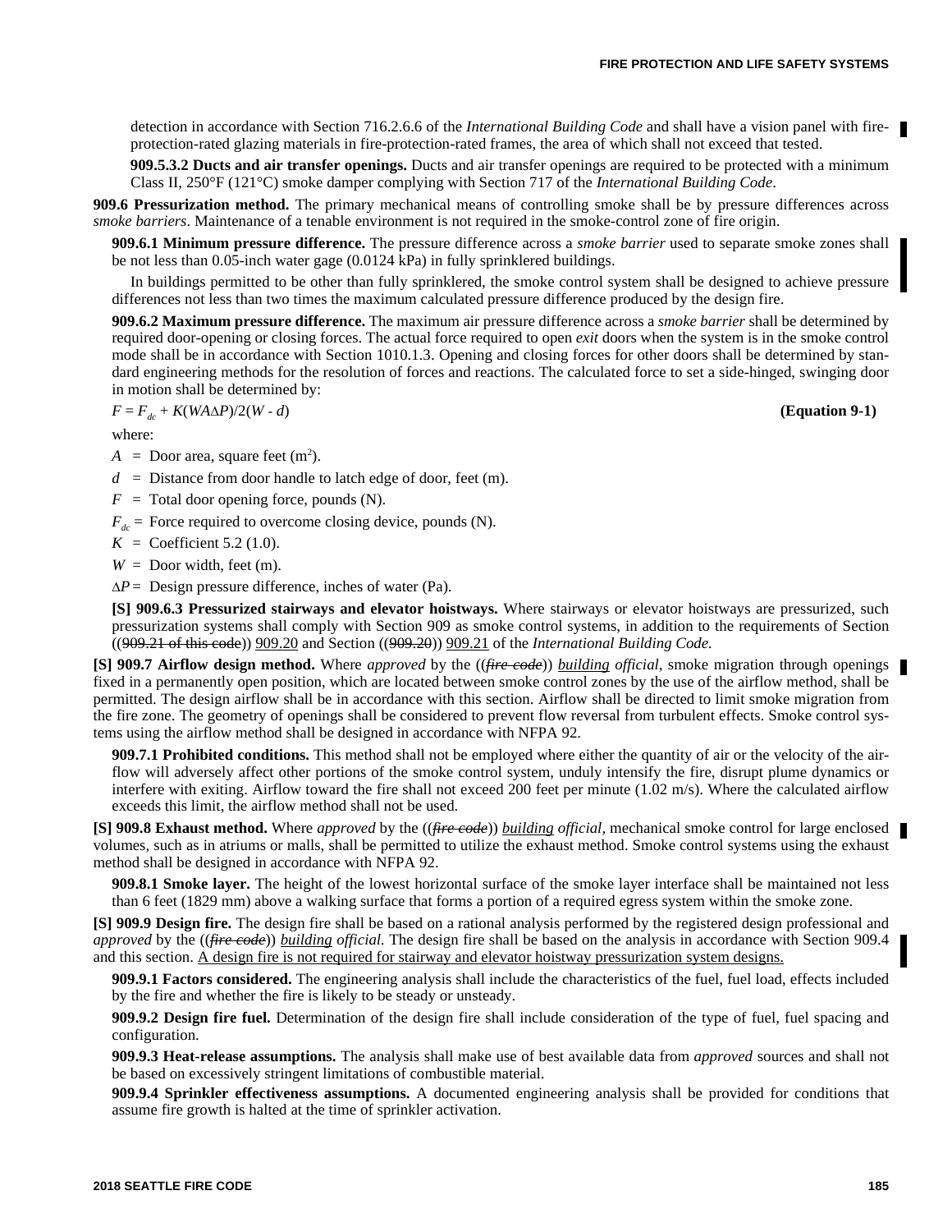detection in accordance with Section 716.2.6.6 of the *International Building Code* and shall have a vision panel with fire-protection-rated glazing materials in fire-protection-rated frames, the area of which shall not exceed that tested.

**909.5.3.2 Ducts and air transfer openings.** Ducts and air transfer openings are required to be protected with a minimum Class II, 250°F (121°C) smoke damper complying with Section 717 of the *International Building Code*.

**909.6 Pressurization method.** The primary mechanical means of controlling smoke shall be by pressure differences across *smoke barriers*. Maintenance of a tenable environment is not required in the smoke-control zone of fire origin.

**909.6.1 Minimum pressure difference.** The pressure difference across a *smoke barrier* used to separate smoke zones shall be not less than 0.05-inch water gage (0.0124 kPa) in fully sprinklered buildings.

In buildings permitted to be other than fully sprinklered, the smoke control system shall be designed to achieve pressure differences not less than two times the maximum calculated pressure difference produced by the design fire.

**909.6.2 Maximum pressure difference.** The maximum air pressure difference across a *smoke barrier* shall be determined by required door-opening or closing forces. The actual force required to open *exit* doors when the system is in the smoke control mode shall be in accordance with Section 1010.1.3. Opening and closing forces for other doors shall be determined by standard engineering methods for the resolution of forces and reactions. The calculated force to set a side-hinged, swinging door in motion shall be determined by:

$$F = F_{dc} + K(WA\Delta P)/2(W - d) \quad \textbf{(Equation 9-1)}$$

where:

$A$ = Door area, square feet ($m^2$).

$d$ = Distance from door handle to latch edge of door, feet (m).

$F$ = Total door opening force, pounds (N).

$F_{dc}$ = Force required to overcome closing device, pounds (N).

$K$ = Coefficient 5.2 (1.0).

$W$ = Door width, feet (m).

$\Delta P$ = Design pressure difference, inches of water (Pa).

**[S] 909.6.3 Pressurized stairways and elevator hoistways.** Where stairways or elevator hoistways are pressurized, such pressurization systems shall comply with Section 909 as smoke control systems, in addition to the requirements of Section ((~~909.21 of this code~~)) <u>909.20</u> and Section ((~~909.20~~)) <u>909.21</u> of the *International Building Code.*

**[S] 909.7 Airflow design method.** Where *approved* by the ((~~*fire code*~~)) <u>*building*</u> *official*, smoke migration through openings fixed in a permanently open position, which are located between smoke control zones by the use of the airflow method, shall be permitted. The design airflow shall be in accordance with this section. Airflow shall be directed to limit smoke migration from the fire zone. The geometry of openings shall be considered to prevent flow reversal from turbulent effects. Smoke control systems using the airflow method shall be designed in accordance with NFPA 92.

**909.7.1 Prohibited conditions.** This method shall not be employed where either the quantity of air or the velocity of the airflow will adversely affect other portions of the smoke control system, unduly intensify the fire, disrupt plume dynamics or interfere with exiting. Airflow toward the fire shall not exceed 200 feet per minute (1.02 m/s). Where the calculated airflow exceeds this limit, the airflow method shall not be used.

**[S] 909.8 Exhaust method.** Where *approved* by the ((~~*fire code*~~)) <u>*building*</u> *official,* mechanical smoke control for large enclosed volumes, such as in atriums or malls, shall be permitted to utilize the exhaust method. Smoke control systems using the exhaust method shall be designed in accordance with NFPA 92.

**909.8.1 Smoke layer.** The height of the lowest horizontal surface of the smoke layer interface shall be maintained not less than 6 feet (1829 mm) above a walking surface that forms a portion of a required egress system within the smoke zone.

**[S] 909.9 Design fire.** The design fire shall be based on a rational analysis performed by the registered design professional and *approved* by the ((~~*fire code*~~)) <u>*building*</u> *official.* The design fire shall be based on the analysis in accordance with Section 909.4 and this section. <u>A design fire is not required for stairway and elevator hoistway pressurization system designs.</u>

**909.9.1 Factors considered.** The engineering analysis shall include the characteristics of the fuel, fuel load, effects included by the fire and whether the fire is likely to be steady or unsteady.

**909.9.2 Design fire fuel.** Determination of the design fire shall include consideration of the type of fuel, fuel spacing and configuration.

**909.9.3 Heat-release assumptions.** The analysis shall make use of best available data from *approved* sources and shall not be based on excessively stringent limitations of combustible material.

**909.9.4 Sprinkler effectiveness assumptions.** A documented engineering analysis shall be provided for conditions that assume fire growth is halted at the time of sprinkler activation.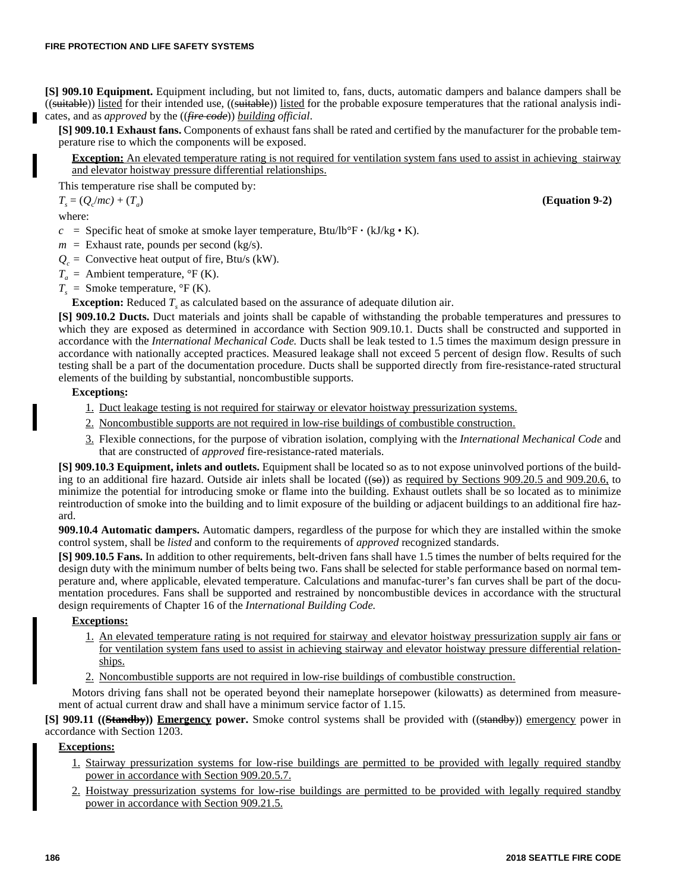**[S] 909.10 Equipment.** Equipment including, but not limited to, fans, ducts, automatic dampers and balance dampers shall be ((~~suitable~~)) listed for their intended use, ((~~suitable~~)) listed for the probable exposure temperatures that the rational analysis indicates, and as *approved* by the ((~~*fire code*~~)) *building official*.

**[S] 909.10.1 Exhaust fans.** Components of exhaust fans shall be rated and certified by the manufacturer for the probable temperature rise to which the components will be exposed.

**Exception:** An elevated temperature rating is not required for ventilation system fans used to assist in achieving stairway and elevator hoistway pressure differential relationships.

This temperature rise shall be computed by:

$$T_s = (Q_c/mc) + (T_a) \quad \textbf{(Equation 9-2)}$$

where:

$c$ = Specific heat of smoke at smoke layer temperature, Btu/lb°F · (kJ/kg • K).

$m$ = Exhaust rate, pounds per second (kg/s).

$Q_c$ = Convective heat output of fire, Btu/s (kW).

$T_a$ = Ambient temperature, °F (K).

$T_s$ = Smoke temperature, °F (K).

**Exception:** Reduced $T_s$ as calculated based on the assurance of adequate dilution air.

**[S] 909.10.2 Ducts.** Duct materials and joints shall be capable of withstanding the probable temperatures and pressures to which they are exposed as determined in accordance with Section 909.10.1. Ducts shall be constructed and supported in accordance with the *International Mechanical Code.* Ducts shall be leak tested to 1.5 times the maximum design pressure in accordance with nationally accepted practices. Measured leakage shall not exceed 5 percent of design flow. Results of such testing shall be a part of the documentation procedure. Ducts shall be supported directly from fire-resistance-rated structural elements of the building by substantial, noncombustible supports.

**Exceptions:**

1. Duct leakage testing is not required for stairway or elevator hoistway pressurization systems.
2. Noncombustible supports are not required in low-rise buildings of combustible construction.
3. Flexible connections, for the purpose of vibration isolation, complying with the *International Mechanical Code* and that are constructed of *approved* fire-resistance-rated materials.

**[S] 909.10.3 Equipment, inlets and outlets.** Equipment shall be located so as to not expose uninvolved portions of the building to an additional fire hazard. Outside air inlets shall be located ((~~so~~)) as required by Sections 909.20.5 and 909.20.6, to minimize the potential for introducing smoke or flame into the building. Exhaust outlets shall be so located as to minimize reintroduction of smoke into the building and to limit exposure of the building or adjacent buildings to an additional fire hazard.

**909.10.4 Automatic dampers.** Automatic dampers, regardless of the purpose for which they are installed within the smoke control system, shall be *listed* and conform to the requirements of *approved* recognized standards.

**[S] 909.10.5 Fans.** In addition to other requirements, belt-driven fans shall have 1.5 times the number of belts required for the design duty with the minimum number of belts being two. Fans shall be selected for stable performance based on normal temperature and, where applicable, elevated temperature. Calculations and manufac-turer's fan curves shall be part of the documentation procedures. Fans shall be supported and restrained by noncombustible devices in accordance with the structural design requirements of Chapter 16 of the *International Building Code.*

**Exceptions:**

1. An elevated temperature rating is not required for stairway and elevator hoistway pressurization supply air fans or for ventilation system fans used to assist in achieving stairway and elevator hoistway pressure differential relationships.
2. Noncombustible supports are not required in low-rise buildings of combustible construction.

Motors driving fans shall not be operated beyond their nameplate horsepower (kilowatts) as determined from measurement of actual current draw and shall have a minimum service factor of 1.15.

**[S] 909.11 ((~~Standby~~)) Emergency power.** Smoke control systems shall be provided with ((~~standby~~)) emergency power in accordance with Section 1203.

**Exceptions:**

1. Stairway pressurization systems for low-rise buildings are permitted to be provided with legally required standby power in accordance with Section 909.20.5.7.
2. Hoistway pressurization systems for low-rise buildings are permitted to be provided with legally required standby power in accordance with Section 909.21.5.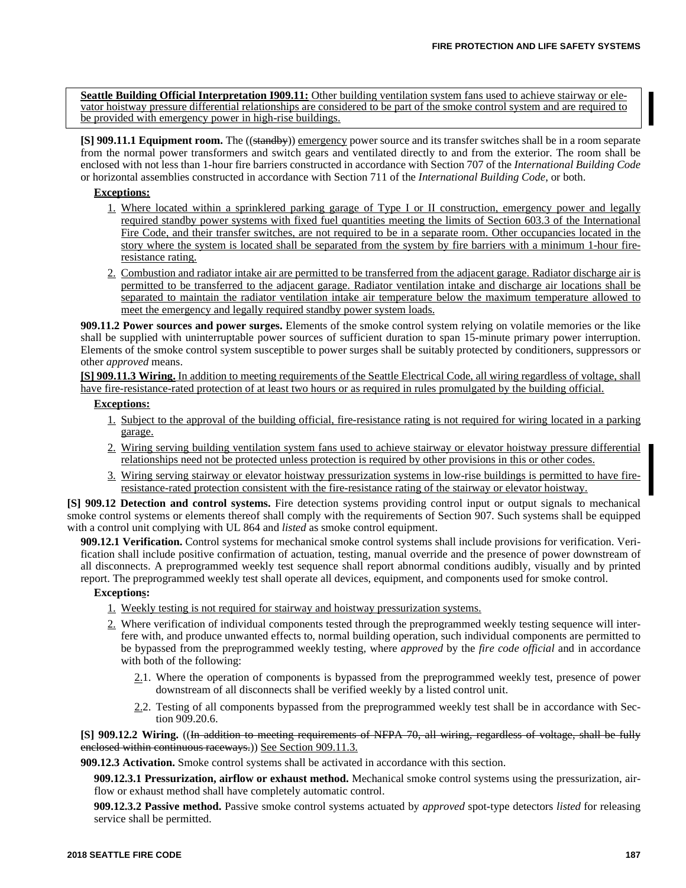**Seattle Building Official Interpretation I909.11:** Other building ventilation system fans used to achieve stairway or elevator hoistway pressure differential relationships are considered to be part of the smoke control system and are required to be provided with emergency power in high-rise buildings.

**[S] 909.11.1 Equipment room.** The ((~~standby~~)) emergency power source and its transfer switches shall be in a room separate from the normal power transformers and switch gears and ventilated directly to and from the exterior. The room shall be enclosed with not less than 1-hour fire barriers constructed in accordance with Section 707 of the *International Building Code* or horizontal assemblies constructed in accordance with Section 711 of the *International Building Code*, or both.

**Exceptions:**

1. Where located within a sprinklered parking garage of Type I or II construction, emergency power and legally required standby power systems with fixed fuel quantities meeting the limits of Section 603.3 of the International Fire Code, and their transfer switches, are not required to be in a separate room. Other occupancies located in the story where the system is located shall be separated from the system by fire barriers with a minimum 1-hour fire-resistance rating.
2. Combustion and radiator intake air are permitted to be transferred from the adjacent garage. Radiator discharge air is permitted to be transferred to the adjacent garage. Radiator ventilation intake and discharge air locations shall be separated to maintain the radiator ventilation intake air temperature below the maximum temperature allowed to meet the emergency and legally required standby power system loads.

**909.11.2 Power sources and power surges.** Elements of the smoke control system relying on volatile memories or the like shall be supplied with uninterruptable power sources of sufficient duration to span 15-minute primary power interruption. Elements of the smoke control system susceptible to power surges shall be suitably protected by conditioners, suppressors or other *approved* means.

**[S] 909.11.3 Wiring.** In addition to meeting requirements of the Seattle Electrical Code, all wiring regardless of voltage, shall have fire-resistance-rated protection of at least two hours or as required in rules promulgated by the building official.

**Exceptions:**

1. Subject to the approval of the building official, fire-resistance rating is not required for wiring located in a parking garage.
2. Wiring serving building ventilation system fans used to achieve stairway or elevator hoistway pressure differential relationships need not be protected unless protection is required by other provisions in this or other codes.
3. Wiring serving stairway or elevator hoistway pressurization systems in low-rise buildings is permitted to have fire-resistance-rated protection consistent with the fire-resistance rating of the stairway or elevator hoistway.

**[S] 909.12 Detection and control systems.** Fire detection systems providing control input or output signals to mechanical smoke control systems or elements thereof shall comply with the requirements of Section 907. Such systems shall be equipped with a control unit complying with UL 864 and *listed* as smoke control equipment.

**909.12.1 Verification.** Control systems for mechanical smoke control systems shall include provisions for verification. Verification shall include positive confirmation of actuation, testing, manual override and the presence of power downstream of all disconnects. A preprogrammed weekly test sequence shall report abnormal conditions audibly, visually and by printed report. The preprogrammed weekly test shall operate all devices, equipment, and components used for smoke control.

**Exceptions:**

1. Weekly testing is not required for stairway and hoistway pressurization systems.
2. Where verification of individual components tested through the preprogrammed weekly testing sequence will interfere with, and produce unwanted effects to, normal building operation, such individual components are permitted to be bypassed from the preprogrammed weekly testing, where *approved* by the *fire code official* and in accordance with both of the following:
   - 2.1. Where the operation of components is bypassed from the preprogrammed weekly test, presence of power downstream of all disconnects shall be verified weekly by a listed control unit.
   - 2.2. Testing of all components bypassed from the preprogrammed weekly test shall be in accordance with Section 909.20.6.

**[S] 909.12.2 Wiring.** ((~~In addition to meeting requirements of NFPA 70, all wiring, regardless of voltage, shall be fully enclosed within continuous raceways.~~)) See Section 909.11.3.

**909.12.3 Activation.** Smoke control systems shall be activated in accordance with this section.

**909.12.3.1 Pressurization, airflow or exhaust method.** Mechanical smoke control systems using the pressurization, airflow or exhaust method shall have completely automatic control.

**909.12.3.2 Passive method.** Passive smoke control systems actuated by *approved* spot-type detectors *listed* for releasing service shall be permitted.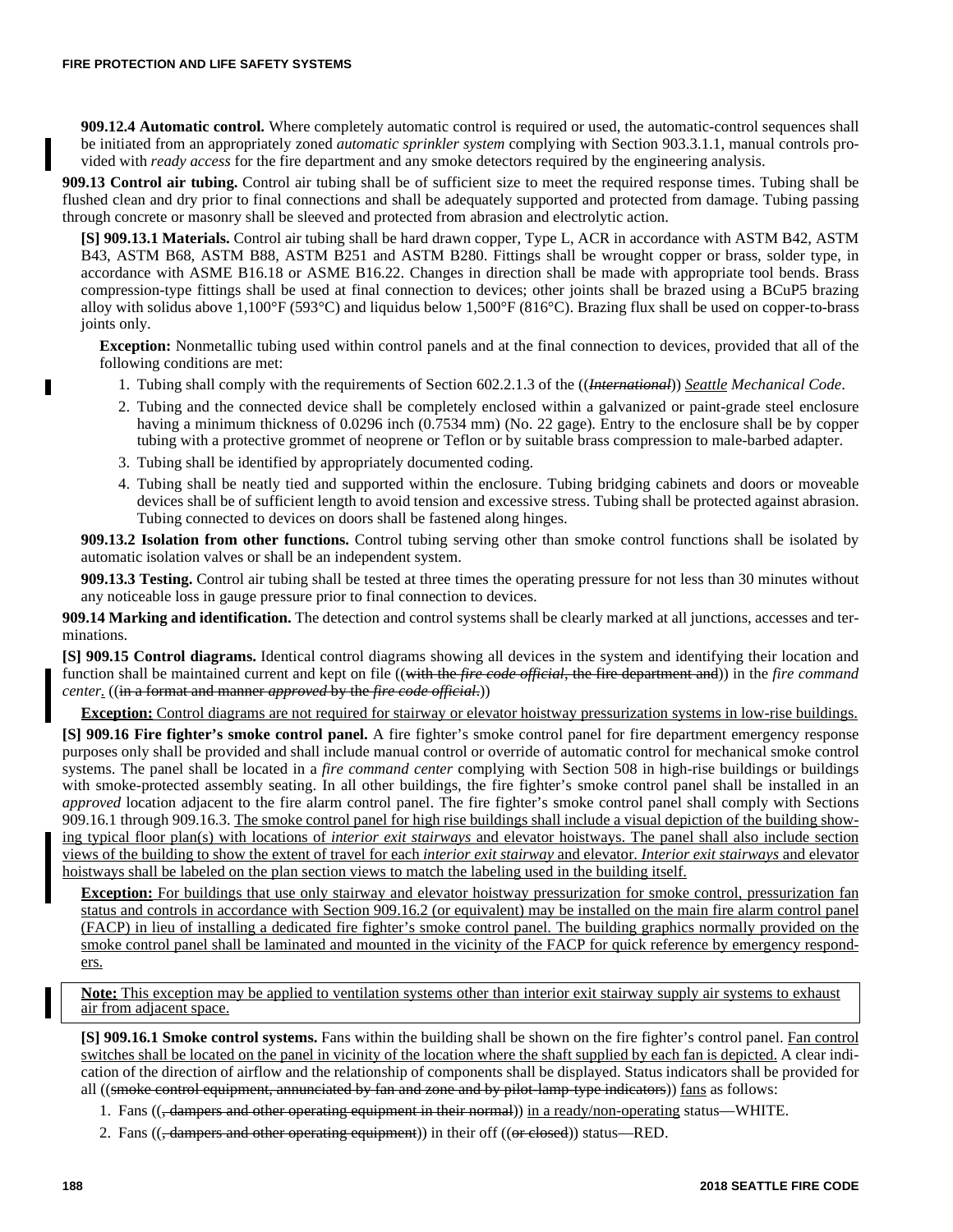**909.12.4 Automatic control.** Where completely automatic control is required or used, the automatic-control sequences shall be initiated from an appropriately zoned *automatic sprinkler system* complying with Section 903.3.1.1, manual controls provided with *ready access* for the fire department and any smoke detectors required by the engineering analysis.

**909.13 Control air tubing.** Control air tubing shall be of sufficient size to meet the required response times. Tubing shall be flushed clean and dry prior to final connections and shall be adequately supported and protected from damage. Tubing passing through concrete or masonry shall be sleeved and protected from abrasion and electrolytic action.

**[S] 909.13.1 Materials.** Control air tubing shall be hard drawn copper, Type L, ACR in accordance with ASTM B42, ASTM B43, ASTM B68, ASTM B88, ASTM B251 and ASTM B280. Fittings shall be wrought copper or brass, solder type, in accordance with ASME B16.18 or ASME B16.22. Changes in direction shall be made with appropriate tool bends. Brass compression-type fittings shall be used at final connection to devices; other joints shall be brazed using a BCuP5 brazing alloy with solidus above 1,100°F (593°C) and liquidus below 1,500°F (816°C). Brazing flux shall be used on copper-to-brass joints only.

**Exception:** Nonmetallic tubing used within control panels and at the final connection to devices, provided that all of the following conditions are met:

1. Tubing shall comply with the requirements of Section 602.2.1.3 of the ((~~*International*~~)) Seattle *Mechanical Code*.
2. Tubing and the connected device shall be completely enclosed within a galvanized or paint-grade steel enclosure having a minimum thickness of 0.0296 inch (0.7534 mm) (No. 22 gage). Entry to the enclosure shall be by copper tubing with a protective grommet of neoprene or Teflon or by suitable brass compression to male-barbed adapter.
3. Tubing shall be identified by appropriately documented coding.
4. Tubing shall be neatly tied and supported within the enclosure. Tubing bridging cabinets and doors or moveable devices shall be of sufficient length to avoid tension and excessive stress. Tubing shall be protected against abrasion. Tubing connected to devices on doors shall be fastened along hinges.

**909.13.2 Isolation from other functions.** Control tubing serving other than smoke control functions shall be isolated by automatic isolation valves or shall be an independent system.

**909.13.3 Testing.** Control air tubing shall be tested at three times the operating pressure for not less than 30 minutes without any noticeable loss in gauge pressure prior to final connection to devices.

**909.14 Marking and identification.** The detection and control systems shall be clearly marked at all junctions, accesses and terminations.

**[S] 909.15 Control diagrams.** Identical control diagrams showing all devices in the system and identifying their location and function shall be maintained current and kept on file ((~~with the *fire code official*, the fire department and~~)) in the *fire command center*. ((~~in a format and manner *approved* by the *fire code official*.~~))

**Exception:** Control diagrams are not required for stairway or elevator hoistway pressurization systems in low-rise buildings.

**[S] 909.16 Fire fighter's smoke control panel.** A fire fighter's smoke control panel for fire department emergency response purposes only shall be provided and shall include manual control or override of automatic control for mechanical smoke control systems. The panel shall be located in a *fire command center* complying with Section 508 in high-rise buildings or buildings with smoke-protected assembly seating. In all other buildings, the fire fighter's smoke control panel shall be installed in an *approved* location adjacent to the fire alarm control panel. The fire fighter's smoke control panel shall comply with Sections 909.16.1 through 909.16.3. The smoke control panel for high rise buildings shall include a visual depiction of the building showing typical floor plan(s) with locations of *interior exit stairways* and elevator hoistways. The panel shall also include section views of the building to show the extent of travel for each *interior exit stairway* and elevator. *Interior exit stairways* and elevator hoistways shall be labeled on the plan section views to match the labeling used in the building itself.

**Exception:** For buildings that use only stairway and elevator hoistway pressurization for smoke control, pressurization fan status and controls in accordance with Section 909.16.2 (or equivalent) may be installed on the main fire alarm control panel (FACP) in lieu of installing a dedicated fire fighter's smoke control panel. The building graphics normally provided on the smoke control panel shall be laminated and mounted in the vicinity of the FACP for quick reference by emergency responders.

**Note:** This exception may be applied to ventilation systems other than interior exit stairway supply air systems to exhaust air from adjacent space.

**[S] 909.16.1 Smoke control systems.** Fans within the building shall be shown on the fire fighter's control panel. Fan control switches shall be located on the panel in vicinity of the location where the shaft supplied by each fan is depicted. A clear indication of the direction of airflow and the relationship of components shall be displayed. Status indicators shall be provided for all ((~~smoke control equipment, annunciated by fan and zone and by pilot-lamp-type indicators~~)) fans as follows:

1. Fans ((~~, dampers and other operating equipment in their normal~~)) in a ready/non-operating status—WHITE.
2. Fans ((~~, dampers and other operating equipment~~)) in their off ((~~or closed~~)) status—RED.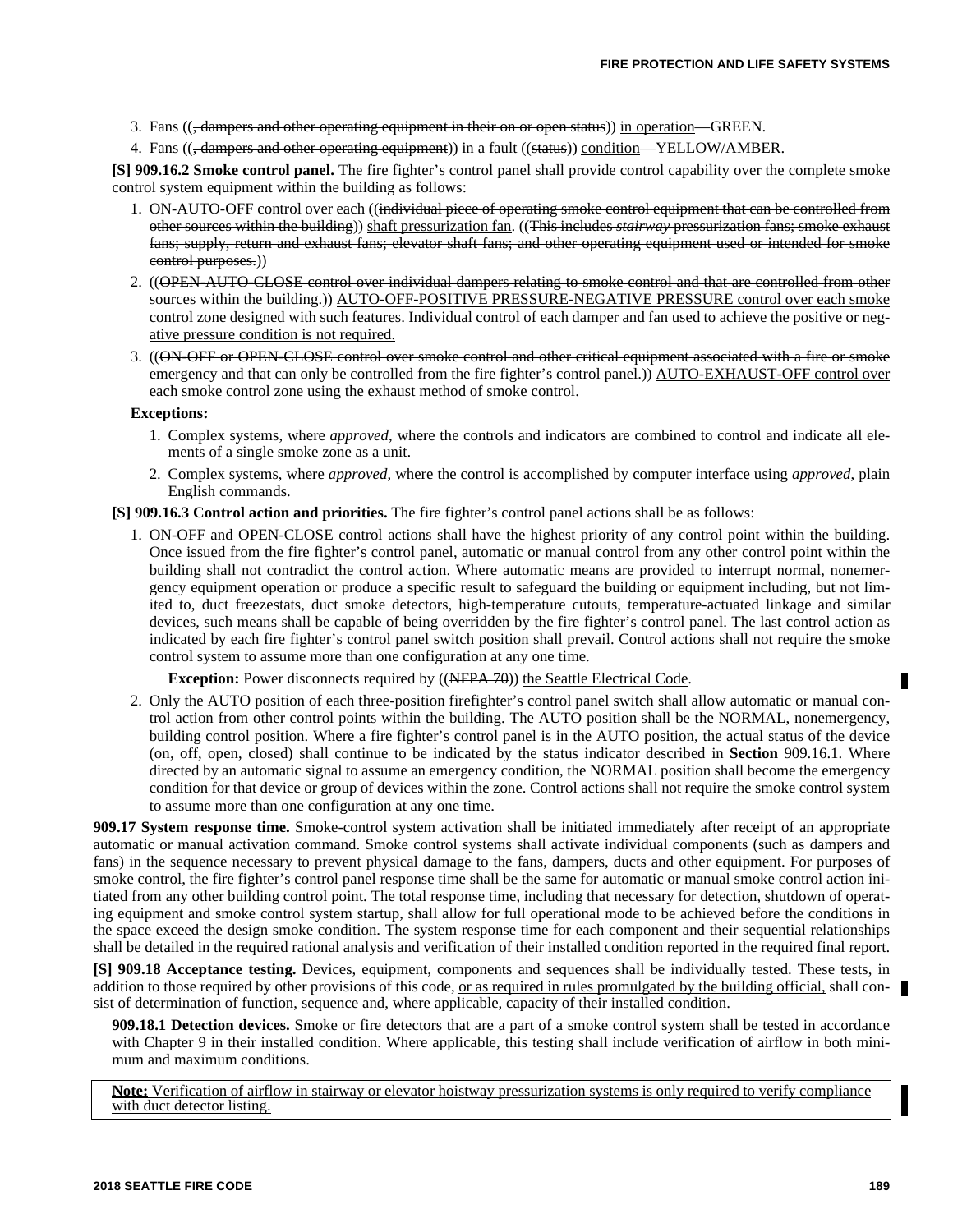3. Fans ((, dampers and other operating equipment in their on or open status)) in operation—GREEN.
4. Fans ((, dampers and other operating equipment)) in a fault ((status)) condition—YELLOW/AMBER.

**[S] 909.16.2 Smoke control panel.** The fire fighter's control panel shall provide control capability over the complete smoke control system equipment within the building as follows:

1. ON-AUTO-OFF control over each ((individual piece of operating smoke control equipment that can be controlled from other sources within the building)) shaft pressurization fan. ((This includes *stairway* pressurization fans; smoke exhaust fans; supply, return and exhaust fans; elevator shaft fans; and other operating equipment used or intended for smoke control purposes.))
2. ((OPEN-AUTO-CLOSE control over individual dampers relating to smoke control and that are controlled from other sources within the building.)) AUTO-OFF-POSITIVE PRESSURE-NEGATIVE PRESSURE control over each smoke control zone designed with such features. Individual control of each damper and fan used to achieve the positive or negative pressure condition is not required.
3. ((ON-OFF or OPEN-CLOSE control over smoke control and other critical equipment associated with a fire or smoke emergency and that can only be controlled from the fire fighter's control panel.)) AUTO-EXHAUST-OFF control over each smoke control zone using the exhaust method of smoke control.

**Exceptions:**

1. Complex systems, where *approved*, where the controls and indicators are combined to control and indicate all elements of a single smoke zone as a unit.
2. Complex systems, where *approved*, where the control is accomplished by computer interface using *approved*, plain English commands.

**[S] 909.16.3 Control action and priorities.** The fire fighter's control panel actions shall be as follows:

1. ON-OFF and OPEN-CLOSE control actions shall have the highest priority of any control point within the building. Once issued from the fire fighter's control panel, automatic or manual control from any other control point within the building shall not contradict the control action. Where automatic means are provided to interrupt normal, nonemergency equipment operation or produce a specific result to safeguard the building or equipment including, but not limited to, duct freezestats, duct smoke detectors, high-temperature cutouts, temperature-actuated linkage and similar devices, such means shall be capable of being overridden by the fire fighter's control panel. The last control action as indicated by each fire fighter's control panel switch position shall prevail. Control actions shall not require the smoke control system to assume more than one configuration at any one time.

   **Exception:** Power disconnects required by ((NFPA 70)) the Seattle Electrical Code.

2. Only the AUTO position of each three-position firefighter's control panel switch shall allow automatic or manual control action from other control points within the building. The AUTO position shall be the NORMAL, nonemergency, building control position. Where a fire fighter's control panel is in the AUTO position, the actual status of the device (on, off, open, closed) shall continue to be indicated by the status indicator described in **Section** 909.16.1. Where directed by an automatic signal to assume an emergency condition, the NORMAL position shall become the emergency condition for that device or group of devices within the zone. Control actions shall not require the smoke control system to assume more than one configuration at any one time.

**909.17 System response time.** Smoke-control system activation shall be initiated immediately after receipt of an appropriate automatic or manual activation command. Smoke control systems shall activate individual components (such as dampers and fans) in the sequence necessary to prevent physical damage to the fans, dampers, ducts and other equipment. For purposes of smoke control, the fire fighter's control panel response time shall be the same for automatic or manual smoke control action initiated from any other building control point. The total response time, including that necessary for detection, shutdown of operating equipment and smoke control system startup, shall allow for full operational mode to be achieved before the conditions in the space exceed the design smoke condition. The system response time for each component and their sequential relationships shall be detailed in the required rational analysis and verification of their installed condition reported in the required final report.

**[S] 909.18 Acceptance testing.** Devices, equipment, components and sequences shall be individually tested. These tests, in addition to those required by other provisions of this code, or as required in rules promulgated by the building official, shall consist of determination of function, sequence and, where applicable, capacity of their installed condition.

**909.18.1 Detection devices.** Smoke or fire detectors that are a part of a smoke control system shall be tested in accordance with Chapter 9 in their installed condition. Where applicable, this testing shall include verification of airflow in both minimum and maximum conditions.

**Note:** Verification of airflow in stairway or elevator hoistway pressurization systems is only required to verify compliance with duct detector listing.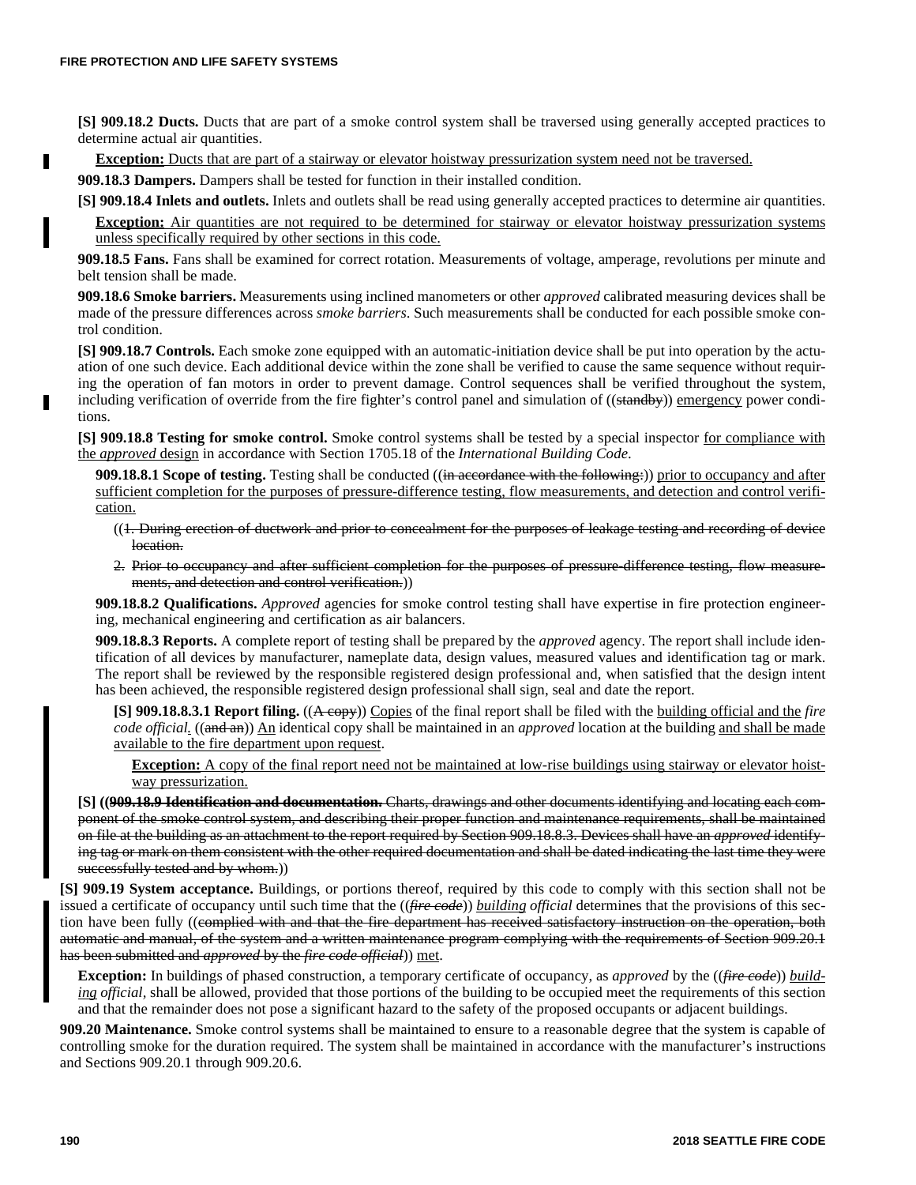**[S] 909.18.2 Ducts.** Ducts that are part of a smoke control system shall be traversed using generally accepted practices to determine actual air quantities.

**Exception:** Ducts that are part of a stairway or elevator hoistway pressurization system need not be traversed.

**909.18.3 Dampers.** Dampers shall be tested for function in their installed condition.

**[S] 909.18.4 Inlets and outlets.** Inlets and outlets shall be read using generally accepted practices to determine air quantities.

**Exception:** Air quantities are not required to be determined for stairway or elevator hoistway pressurization systems unless specifically required by other sections in this code.

**909.18.5 Fans.** Fans shall be examined for correct rotation. Measurements of voltage, amperage, revolutions per minute and belt tension shall be made.

**909.18.6 Smoke barriers.** Measurements using inclined manometers or other *approved* calibrated measuring devices shall be made of the pressure differences across *smoke barriers*. Such measurements shall be conducted for each possible smoke control condition.

**[S] 909.18.7 Controls.** Each smoke zone equipped with an automatic-initiation device shall be put into operation by the actuation of one such device. Each additional device within the zone shall be verified to cause the same sequence without requiring the operation of fan motors in order to prevent damage. Control sequences shall be verified throughout the system, including verification of override from the fire fighter's control panel and simulation of ((~~standby~~)) emergency power conditions.

**[S] 909.18.8 Testing for smoke control.** Smoke control systems shall be tested by a special inspector for compliance with the *approved* design in accordance with Section 1705.18 of the *International Building Code*.

**909.18.8.1 Scope of testing.** Testing shall be conducted ((~~in accordance with the following:~~)) prior to occupancy and after sufficient completion for the purposes of pressure-difference testing, flow measurements, and detection and control verification.

((~~1. During erection of ductwork and prior to concealment for the purposes of leakage testing and recording of device location.~~

~~2. Prior to occupancy and after sufficient completion for the purposes of pressure-difference testing, flow measurements, and detection and control verification.~~))

**909.18.8.2 Qualifications.** *Approved* agencies for smoke control testing shall have expertise in fire protection engineering, mechanical engineering and certification as air balancers.

**909.18.8.3 Reports.** A complete report of testing shall be prepared by the *approved* agency. The report shall include identification of all devices by manufacturer, nameplate data, design values, measured values and identification tag or mark. The report shall be reviewed by the responsible registered design professional and, when satisfied that the design intent has been achieved, the responsible registered design professional shall sign, seal and date the report.

**[S] 909.18.8.3.1 Report filing.** ((~~A copy~~)) Copies of the final report shall be filed with the building official and the *fire code official*. ((~~and an~~)) An identical copy shall be maintained in an *approved* location at the building and shall be made available to the fire department upon request.

**Exception:** A copy of the final report need not be maintained at low-rise buildings using stairway or elevator hoistway pressurization.

**[S] ((~~909.18.9 Identification and documentation.~~** ~~Charts, drawings and other documents identifying and locating each component of the smoke control system, and describing their proper function and maintenance requirements, shall be maintained on file at the building as an attachment to the report required by Section 909.18.8.3. Devices shall have an *approved* identifying tag or mark on them consistent with the other required documentation and shall be dated indicating the last time they were successfully tested and by whom.~~))

**[S] 909.19 System acceptance.** Buildings, or portions thereof, required by this code to comply with this section shall not be issued a certificate of occupancy until such time that the ((~~*fire code*~~)) *building official* determines that the provisions of this section have been fully ((~~complied with and that the fire department has received satisfactory instruction on the operation, both automatic and manual, of the system and a written maintenance program complying with the requirements of Section 909.20.1 has been submitted and *approved* by the *fire code official*~~)) met.

**Exception:** In buildings of phased construction, a temporary certificate of occupancy, as *approved* by the ((~~*fire code*~~)) *building official*, shall be allowed, provided that those portions of the building to be occupied meet the requirements of this section and that the remainder does not pose a significant hazard to the safety of the proposed occupants or adjacent buildings.

**909.20 Maintenance.** Smoke control systems shall be maintained to ensure to a reasonable degree that the system is capable of controlling smoke for the duration required. The system shall be maintained in accordance with the manufacturer's instructions and Sections 909.20.1 through 909.20.6.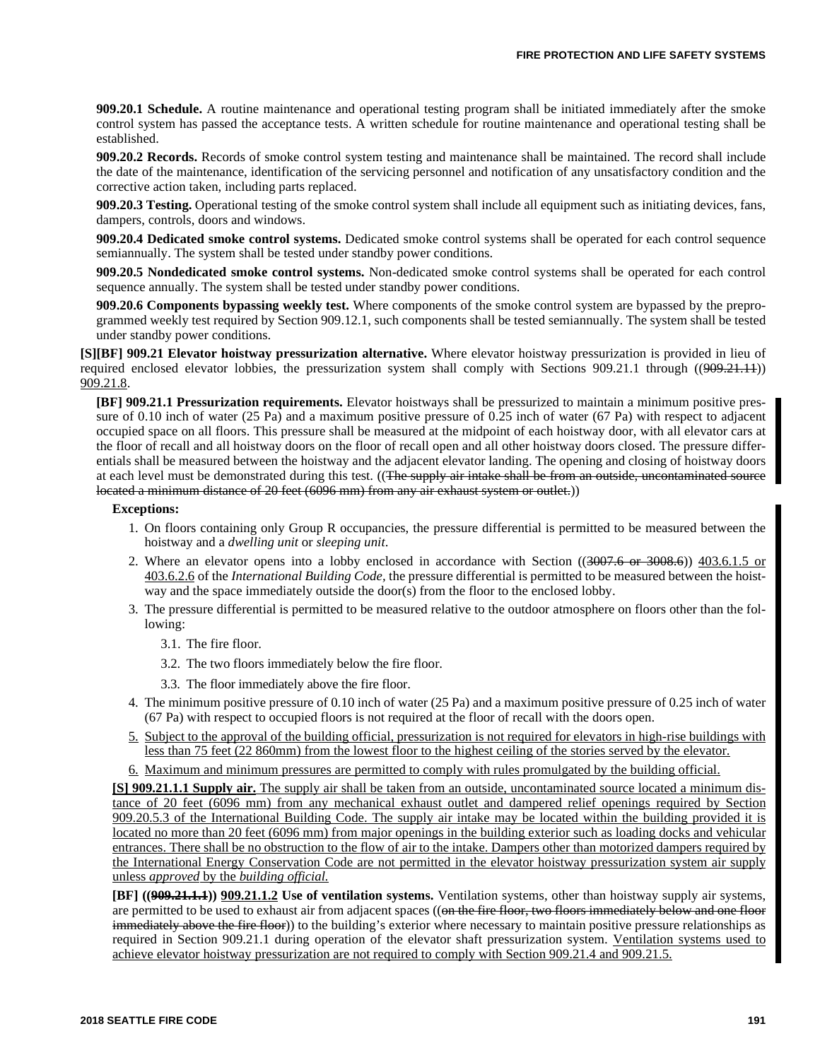**909.20.1 Schedule.** A routine maintenance and operational testing program shall be initiated immediately after the smoke control system has passed the acceptance tests. A written schedule for routine maintenance and operational testing shall be established.

**909.20.2 Records.** Records of smoke control system testing and maintenance shall be maintained. The record shall include the date of the maintenance, identification of the servicing personnel and notification of any unsatisfactory condition and the corrective action taken, including parts replaced.

**909.20.3 Testing.** Operational testing of the smoke control system shall include all equipment such as initiating devices, fans, dampers, controls, doors and windows.

**909.20.4 Dedicated smoke control systems.** Dedicated smoke control systems shall be operated for each control sequence semiannually. The system shall be tested under standby power conditions.

**909.20.5 Nondedicated smoke control systems.** Non-dedicated smoke control systems shall be operated for each control sequence annually. The system shall be tested under standby power conditions.

**909.20.6 Components bypassing weekly test.** Where components of the smoke control system are bypassed by the preprogrammed weekly test required by Section 909.12.1, such components shall be tested semiannually. The system shall be tested under standby power conditions.

**[S][BF] 909.21 Elevator hoistway pressurization alternative.** Where elevator hoistway pressurization is provided in lieu of required enclosed elevator lobbies, the pressurization system shall comply with Sections 909.21.1 through ((~~909.21.11~~)) <u>909.21.8</u>.

**[BF] 909.21.1 Pressurization requirements.** Elevator hoistways shall be pressurized to maintain a minimum positive pressure of 0.10 inch of water (25 Pa) and a maximum positive pressure of 0.25 inch of water (67 Pa) with respect to adjacent occupied space on all floors. This pressure shall be measured at the midpoint of each hoistway door, with all elevator cars at the floor of recall and all hoistway doors on the floor of recall open and all other hoistway doors closed. The pressure differentials shall be measured between the hoistway and the adjacent elevator landing. The opening and closing of hoistway doors at each level must be demonstrated during this test. ((~~The supply air intake shall be from an outside, uncontaminated source located a minimum distance of 20 feet (6096 mm) from any air exhaust system or outlet.~~))

**Exceptions:**

1. On floors containing only Group R occupancies, the pressure differential is permitted to be measured between the hoistway and a *dwelling unit* or *sleeping unit*.
2. Where an elevator opens into a lobby enclosed in accordance with Section ((~~3007.6 or 3008.6~~)) <u>403.6.1.5 or 403.6.2.6</u> of the *International Building Code*, the pressure differential is permitted to be measured between the hoistway and the space immediately outside the door(s) from the floor to the enclosed lobby.
3. The pressure differential is permitted to be measured relative to the outdoor atmosphere on floors other than the following:
   3.1. The fire floor.
   3.2. The two floors immediately below the fire floor.
   3.3. The floor immediately above the fire floor.
4. The minimum positive pressure of 0.10 inch of water (25 Pa) and a maximum positive pressure of 0.25 inch of water (67 Pa) with respect to occupied floors is not required at the floor of recall with the doors open.
5. <u>Subject to the approval of the building official, pressurization is not required for elevators in high-rise buildings with less than 75 feet (22 860mm) from the lowest floor to the highest ceiling of the stories served by the elevator.</u>
6. <u>Maximum and minimum pressures are permitted to comply with rules promulgated by the building official.</u>

<u>**[S] 909.21.1.1 Supply air.** The supply air shall be taken from an outside, uncontaminated source located a minimum distance of 20 feet (6096 mm) from any mechanical exhaust outlet and dampered relief openings required by Section 909.20.5.3 of the International Building Code. The supply air intake may be located within the building provided it is located no more than 20 feet (6096 mm) from major openings in the building exterior such as loading docks and vehicular entrances. There shall be no obstruction to the flow of air to the intake. Dampers other than motorized dampers required by the International Energy Conservation Code are not permitted in the elevator hoistway pressurization system air supply unless *approved* by the *building official.*</u>

**[BF] ((~~909.21.1.1~~)) <u>909.21.1.2</u> Use of ventilation systems.** Ventilation systems, other than hoistway supply air systems, are permitted to be used to exhaust air from adjacent spaces ((~~on the fire floor, two floors immediately below and one floor immediately above the fire floor~~)) to the building's exterior where necessary to maintain positive pressure relationships as required in Section 909.21.1 during operation of the elevator shaft pressurization system. <u>Ventilation systems used to achieve elevator hoistway pressurization are not required to comply with Section 909.21.4 and 909.21.5.</u>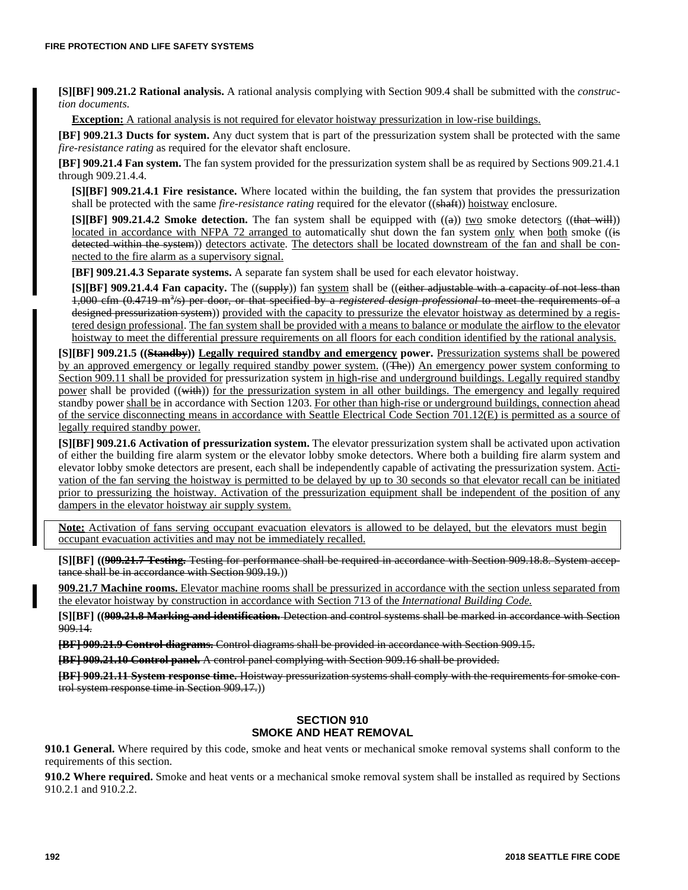**[S][BF] 909.21.2 Rational analysis.** A rational analysis complying with Section 909.4 shall be submitted with the *construction documents.*

**Exception:** A rational analysis is not required for elevator hoistway pressurization in low-rise buildings.

**[BF] 909.21.3 Ducts for system.** Any duct system that is part of the pressurization system shall be protected with the same *fire-resistance rating* as required for the elevator shaft enclosure.

**[BF] 909.21.4 Fan system.** The fan system provided for the pressurization system shall be as required by Sections 909.21.4.1 through 909.21.4.4.

**[S][BF] 909.21.4.1 Fire resistance.** Where located within the building, the fan system that provides the pressurization shall be protected with the same *fire-resistance rating* required for the elevator ((~~shaft~~)) hoistway enclosure.

**[S][BF] 909.21.4.2 Smoke detection.** The fan system shall be equipped with ((~~a~~)) two smoke detectors ((~~that will~~)) located in accordance with NFPA 72 arranged to automatically shut down the fan system only when both smoke ((~~is detected within the system~~)) detectors activate. The detectors shall be located downstream of the fan and shall be connected to the fire alarm as a supervisory signal.

**[BF] 909.21.4.3 Separate systems.** A separate fan system shall be used for each elevator hoistway.

**[S][BF] 909.21.4.4 Fan capacity.** The ((~~supply~~)) fan system shall be ((~~either adjustable with a capacity of not less than 1,000 cfm (0.4719 m³/s) per door, or that specified by a *registered design professional* to meet the requirements of a designed pressurization system~~)) provided with the capacity to pressurize the elevator hoistway as determined by a registered design professional. The fan system shall be provided with a means to balance or modulate the airflow to the elevator hoistway to meet the differential pressure requirements on all floors for each condition identified by the rational analysis.

**[S][BF] 909.21.5 ((~~Standby~~)) Legally required standby and emergency power.** Pressurization systems shall be powered by an approved emergency or legally required standby power system. ((~~The~~)) An emergency power system conforming to Section 909.11 shall be provided for pressurization system in high-rise and underground buildings. Legally required standby power shall be provided ((~~with~~)) for the pressurization system in all other buildings. The emergency and legally required standby power shall be in accordance with Section 1203. For other than high-rise or underground buildings, connection ahead of the service disconnecting means in accordance with Seattle Electrical Code Section 701.12(E) is permitted as a source of legally required standby power.

**[S][BF] 909.21.6 Activation of pressurization system.** The elevator pressurization system shall be activated upon activation of either the building fire alarm system or the elevator lobby smoke detectors. Where both a building fire alarm system and elevator lobby smoke detectors are present, each shall be independently capable of activating the pressurization system. Activation of the fan serving the hoistway is permitted to be delayed by up to 30 seconds so that elevator recall can be initiated prior to pressurizing the hoistway. Activation of the pressurization equipment shall be independent of the position of any dampers in the elevator hoistway air supply system.

**Note:** Activation of fans serving occupant evacuation elevators is allowed to be delayed, but the elevators must begin occupant evacuation activities and may not be immediately recalled.

**[S][BF] ((~~909.21.7 Testing.~~ ~~Testing for performance shall be required in accordance with Section 909.18.8. System acceptance shall be in accordance with Section 909.19.~~))

**909.21.7 Machine rooms.** Elevator machine rooms shall be pressurized in accordance with the section unless separated from the elevator hoistway by construction in accordance with Section 713 of the *International Building Code.*

**[S][BF] ((~~909.21.8 Marking and identification.~~ ~~Detection and control systems shall be marked in accordance with Section 909.14.~~

~~**[BF] 909.21.9 Control diagrams.** Control diagrams shall be provided in accordance with Section 909.15.~~

~~**[BF] 909.21.10 Control panel.** A control panel complying with Section 909.16 shall be provided.~~

~~**[BF] 909.21.11 System response time.** Hoistway pressurization systems shall comply with the requirements for smoke control system response time in Section 909.17.~~))

## SECTION 910
## SMOKE AND HEAT REMOVAL

**910.1 General.** Where required by this code, smoke and heat vents or mechanical smoke removal systems shall conform to the requirements of this section.

**910.2 Where required.** Smoke and heat vents or a mechanical smoke removal system shall be installed as required by Sections 910.2.1 and 910.2.2.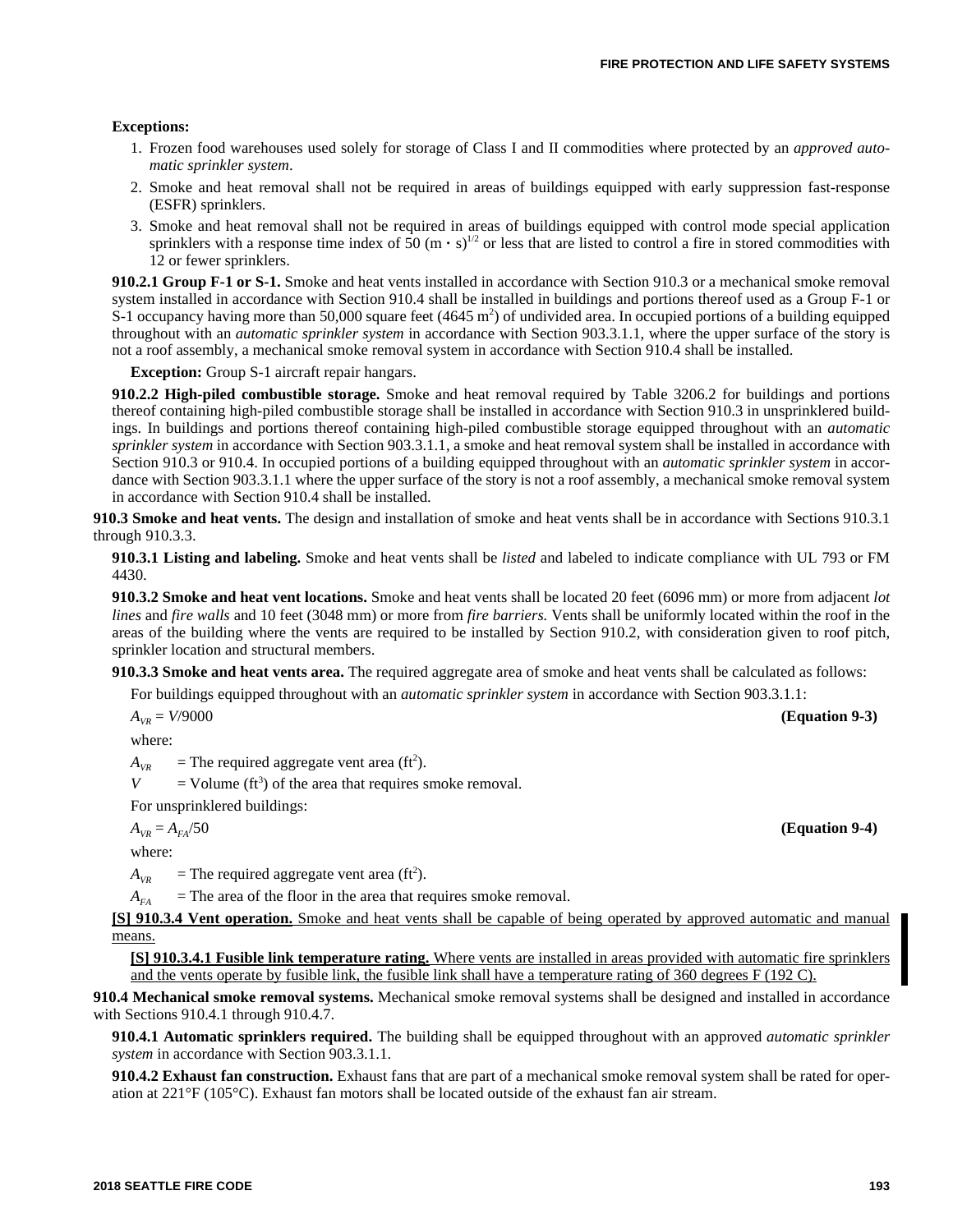**Exceptions:**

1. Frozen food warehouses used solely for storage of Class I and II commodities where protected by an *approved automatic sprinkler system*.
2. Smoke and heat removal shall not be required in areas of buildings equipped with early suppression fast-response (ESFR) sprinklers.
3. Smoke and heat removal shall not be required in areas of buildings equipped with control mode special application sprinklers with a response time index of 50 $(m \cdot s)^{1/2}$ or less that are listed to control a fire in stored commodities with 12 or fewer sprinklers.

**910.2.1 Group F-1 or S-1.** Smoke and heat vents installed in accordance with Section 910.3 or a mechanical smoke removal system installed in accordance with Section 910.4 shall be installed in buildings and portions thereof used as a Group F-1 or S-1 occupancy having more than 50,000 square feet (4645 $m^2$) of undivided area. In occupied portions of a building equipped throughout with an *automatic sprinkler system* in accordance with Section 903.3.1.1, where the upper surface of the story is not a roof assembly, a mechanical smoke removal system in accordance with Section 910.4 shall be installed.

**Exception:** Group S-1 aircraft repair hangars.

**910.2.2 High-piled combustible storage.** Smoke and heat removal required by Table 3206.2 for buildings and portions thereof containing high-piled combustible storage shall be installed in accordance with Section 910.3 in unsprinklered buildings. In buildings and portions thereof containing high-piled combustible storage equipped throughout with an *automatic sprinkler system* in accordance with Section 903.3.1.1, a smoke and heat removal system shall be installed in accordance with Section 910.3 or 910.4. In occupied portions of a building equipped throughout with an *automatic sprinkler system* in accordance with Section 903.3.1.1 where the upper surface of the story is not a roof assembly, a mechanical smoke removal system in accordance with Section 910.4 shall be installed.

**910.3 Smoke and heat vents.** The design and installation of smoke and heat vents shall be in accordance with Sections 910.3.1 through 910.3.3.

**910.3.1 Listing and labeling.** Smoke and heat vents shall be *listed* and labeled to indicate compliance with UL 793 or FM 4430.

**910.3.2 Smoke and heat vent locations.** Smoke and heat vents shall be located 20 feet (6096 mm) or more from adjacent *lot lines* and *fire walls* and 10 feet (3048 mm) or more from *fire barriers.* Vents shall be uniformly located within the roof in the areas of the building where the vents are required to be installed by Section 910.2, with consideration given to roof pitch, sprinkler location and structural members.

**910.3.3 Smoke and heat vents area.** The required aggregate area of smoke and heat vents shall be calculated as follows:

For buildings equipped throughout with an *automatic sprinkler system* in accordance with Section 903.3.1.1:

$$A_{VR} = V/9000 \quad \textbf{(Equation 9-3)}$$

where:

$A_{VR}$ = The required aggregate vent area ($ft^2$).

$V$ = Volume ($ft^3$) of the area that requires smoke removal.

For unsprinklered buildings:

$$A_{VR} = A_{FA}/50 \quad \textbf{(Equation 9-4)}$$

where:

$A_{VR}$ = The required aggregate vent area ($ft^2$).

$A_{FA}$ = The area of the floor in the area that requires smoke removal.

**[S] 910.3.4 Vent operation.** Smoke and heat vents shall be capable of being operated by approved automatic and manual means.

**[S] 910.3.4.1 Fusible link temperature rating.** Where vents are installed in areas provided with automatic fire sprinklers and the vents operate by fusible link, the fusible link shall have a temperature rating of 360 degrees F (192 C).

**910.4 Mechanical smoke removal systems.** Mechanical smoke removal systems shall be designed and installed in accordance with Sections 910.4.1 through 910.4.7.

**910.4.1 Automatic sprinklers required.** The building shall be equipped throughout with an approved *automatic sprinkler system* in accordance with Section 903.3.1.1.

**910.4.2 Exhaust fan construction.** Exhaust fans that are part of a mechanical smoke removal system shall be rated for operation at 221°F (105°C). Exhaust fan motors shall be located outside of the exhaust fan air stream.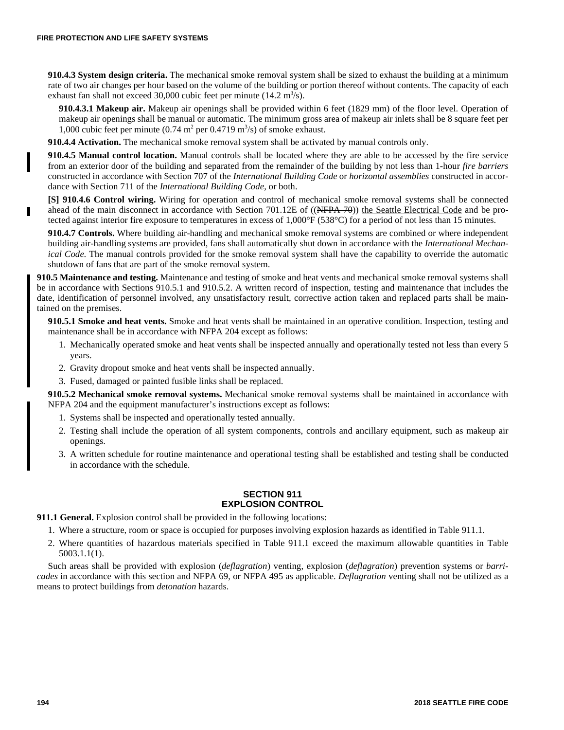**910.4.3 System design criteria.** The mechanical smoke removal system shall be sized to exhaust the building at a minimum rate of two air changes per hour based on the volume of the building or portion thereof without contents. The capacity of each exhaust fan shall not exceed 30,000 cubic feet per minute (14.2 $m^3$/s).

**910.4.3.1 Makeup air.** Makeup air openings shall be provided within 6 feet (1829 mm) of the floor level. Operation of makeup air openings shall be manual or automatic. The minimum gross area of makeup air inlets shall be 8 square feet per 1,000 cubic feet per minute (0.74 $m^2$ per 0.4719 $m^3$/s) of smoke exhaust.

**910.4.4 Activation.** The mechanical smoke removal system shall be activated by manual controls only.

**910.4.5 Manual control location.** Manual controls shall be located where they are able to be accessed by the fire service from an exterior door of the building and separated from the remainder of the building by not less than 1-hour *fire barriers* constructed in accordance with Section 707 of the *International Building Code* or *horizontal assemblies* constructed in accordance with Section 711 of the *International Building Code*, or both.

**[S] 910.4.6 Control wiring.** Wiring for operation and control of mechanical smoke removal systems shall be connected ahead of the main disconnect in accordance with Section 701.12E of ((~~NFPA 70~~)) <u>the Seattle Electrical Code</u> and be protected against interior fire exposure to temperatures in excess of 1,000°F (538°C) for a period of not less than 15 minutes.

**910.4.7 Controls.** Where building air-handling and mechanical smoke removal systems are combined or where independent building air-handling systems are provided, fans shall automatically shut down in accordance with the *International Mechanical Code*. The manual controls provided for the smoke removal system shall have the capability to override the automatic shutdown of fans that are part of the smoke removal system.

**910.5 Maintenance and testing.** Maintenance and testing of smoke and heat vents and mechanical smoke removal systems shall be in accordance with Sections 910.5.1 and 910.5.2. A written record of inspection, testing and maintenance that includes the date, identification of personnel involved, any unsatisfactory result, corrective action taken and replaced parts shall be maintained on the premises.

**910.5.1 Smoke and heat vents.** Smoke and heat vents shall be maintained in an operative condition. Inspection, testing and maintenance shall be in accordance with NFPA 204 except as follows:

1. Mechanically operated smoke and heat vents shall be inspected annually and operationally tested not less than every 5 years.
2. Gravity dropout smoke and heat vents shall be inspected annually.
3. Fused, damaged or painted fusible links shall be replaced.

**910.5.2 Mechanical smoke removal systems.** Mechanical smoke removal systems shall be maintained in accordance with NFPA 204 and the equipment manufacturer's instructions except as follows:

1. Systems shall be inspected and operationally tested annually.
2. Testing shall include the operation of all system components, controls and ancillary equipment, such as makeup air openings.
3. A written schedule for routine maintenance and operational testing shall be established and testing shall be conducted in accordance with the schedule.

## SECTION 911
## EXPLOSION CONTROL

**911.1 General.** Explosion control shall be provided in the following locations:

1. Where a structure, room or space is occupied for purposes involving explosion hazards as identified in Table 911.1.
2. Where quantities of hazardous materials specified in Table 911.1 exceed the maximum allowable quantities in Table 5003.1.1(1).

Such areas shall be provided with explosion (*deflagration*) venting, explosion (*deflagration*) prevention systems or *barricades* in accordance with this section and NFPA 69, or NFPA 495 as applicable. *Deflagration* venting shall not be utilized as a means to protect buildings from *detonation* hazards.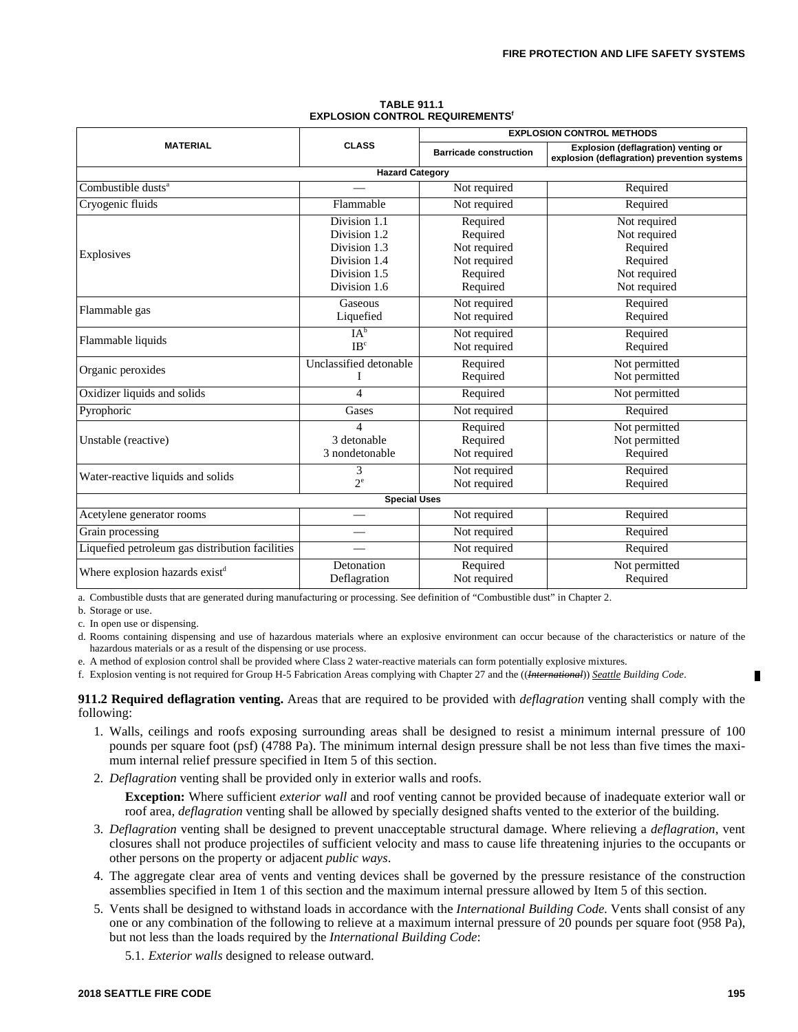**TABLE 911.1**
**EXPLOSION CONTROL REQUIREMENTS**[f]

| MATERIAL | CLASS | EXPLOSION CONTROL METHODS | |
|---|---|---|---|
| | | Barricade construction | Explosion (deflagration) venting or explosion (deflagration) prevention systems |
| **Hazard Category** | | | |
| Combustible dusts[a] | — | Not required | Required |
| Cryogenic fluids | Flammable | Not required | Required |
| Explosives | Division 1.1<br>Division 1.2<br>Division 1.3<br>Division 1.4<br>Division 1.5<br>Division 1.6 | Required<br>Required<br>Not required<br>Not required<br>Required<br>Required | Not required<br>Not required<br>Required<br>Required<br>Not required<br>Not required |
| Flammable gas | Gaseous<br>Liquefied | Not required<br>Not required | Required<br>Required |
| Flammable liquids | IA[b]<br>IB[c] | Not required<br>Not required | Required<br>Required |
| Organic peroxides | Unclassified detonable<br>I | Required<br>Required | Not permitted<br>Not permitted |
| Oxidizer liquids and solids | 4 | Required | Not permitted |
| Pyrophoric | Gases | Not required | Required |
| Unstable (reactive) | 4<br>3 detonable<br>3 nondetonable | Required<br>Required<br>Not required | Not permitted<br>Not permitted<br>Required |
| Water-reactive liquids and solids | 3<br>2[e] | Not required<br>Not required | Required<br>Required |
| **Special Uses** | | | |
| Acetylene generator rooms | — | Not required | Required |
| Grain processing | — | Not required | Required |
| Liquefied petroleum gas distribution facilities | — | Not required | Required |
| Where explosion hazards exist[d] | Detonation<br>Deflagration | Required<br>Not required | Not permitted<br>Required |

a. Combustible dusts that are generated during manufacturing or processing. See definition of "Combustible dust" in Chapter 2.

b. Storage or use.

c. In open use or dispensing.

d. Rooms containing dispensing and use of hazardous materials where an explosive environment can occur because of the characteristics or nature of the hazardous materials or as a result of the dispensing or use process.

e. A method of explosion control shall be provided where Class 2 water-reactive materials can form potentially explosive mixtures.

f. Explosion venting is not required for Group H-5 Fabrication Areas complying with Chapter 27 and the ((~~International~~)) Seattle *Building Code*.

**911.2 Required deflagration venting.** Areas that are required to be provided with *deflagration* venting shall comply with the following:

1. Walls, ceilings and roofs exposing surrounding areas shall be designed to resist a minimum internal pressure of 100 pounds per square foot (psf) (4788 Pa). The minimum internal design pressure shall be not less than five times the maximum internal relief pressure specified in Item 5 of this section.
2. *Deflagration* venting shall be provided only in exterior walls and roofs.

   **Exception:** Where sufficient *exterior wall* and roof venting cannot be provided because of inadequate exterior wall or roof area, *deflagration* venting shall be allowed by specially designed shafts vented to the exterior of the building.
3. *Deflagration* venting shall be designed to prevent unacceptable structural damage. Where relieving a *deflagration*, vent closures shall not produce projectiles of sufficient velocity and mass to cause life threatening injuries to the occupants or other persons on the property or adjacent *public ways*.
4. The aggregate clear area of vents and venting devices shall be governed by the pressure resistance of the construction assemblies specified in Item 1 of this section and the maximum internal pressure allowed by Item 5 of this section.
5. Vents shall be designed to withstand loads in accordance with the *International Building Code*. Vents shall consist of any one or any combination of the following to relieve at a maximum internal pressure of 20 pounds per square foot (958 Pa), but not less than the loads required by the *International Building Code*:

   5.1. *Exterior walls* designed to release outward.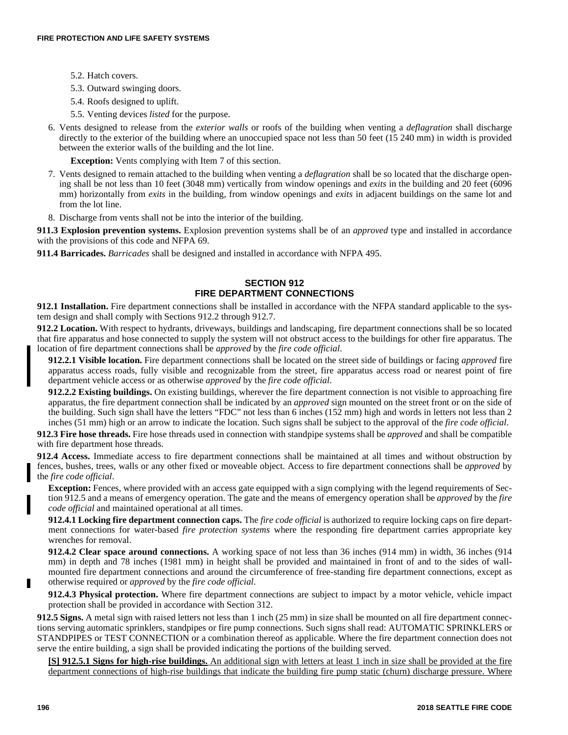5.2. Hatch covers.

5.3. Outward swinging doors.

5.4. Roofs designed to uplift.

5.5. Venting devices *listed* for the purpose.

6. Vents designed to release from the *exterior walls* or roofs of the building when venting a *deflagration* shall discharge directly to the exterior of the building where an unoccupied space not less than 50 feet (15 240 mm) in width is provided between the exterior walls of the building and the lot line.

   **Exception:** Vents complying with Item 7 of this section.

7. Vents designed to remain attached to the building when venting a *deflagration* shall be so located that the discharge opening shall be not less than 10 feet (3048 mm) vertically from window openings and *exits* in the building and 20 feet (6096 mm) horizontally from *exits* in the building, from window openings and *exits* in adjacent buildings on the same lot and from the lot line.

8. Discharge from vents shall not be into the interior of the building.

**911.3 Explosion prevention systems.** Explosion prevention systems shall be of an *approved* type and installed in accordance with the provisions of this code and NFPA 69.

**911.4 Barricades.** *Barricades* shall be designed and installed in accordance with NFPA 495.

## SECTION 912
## FIRE DEPARTMENT CONNECTIONS

**912.1 Installation.** Fire department connections shall be installed in accordance with the NFPA standard applicable to the system design and shall comply with Sections 912.2 through 912.7.

**912.2 Location.** With respect to hydrants, driveways, buildings and landscaping, fire department connections shall be so located that fire apparatus and hose connected to supply the system will not obstruct access to the buildings for other fire apparatus. The location of fire department connections shall be *approved* by the *fire code official*.

**912.2.1 Visible location.** Fire department connections shall be located on the street side of buildings or facing *approved* fire apparatus access roads, fully visible and recognizable from the street, fire apparatus access road or nearest point of fire department vehicle access or as otherwise *approved* by the *fire code official*.

**912.2.2 Existing buildings.** On existing buildings, wherever the fire department connection is not visible to approaching fire apparatus, the fire department connection shall be indicated by an *approved* sign mounted on the street front or on the side of the building. Such sign shall have the letters "FDC" not less than 6 inches (152 mm) high and words in letters not less than 2 inches (51 mm) high or an arrow to indicate the location. Such signs shall be subject to the approval of the *fire code official*.

**912.3 Fire hose threads.** Fire hose threads used in connection with standpipe systems shall be *approved* and shall be compatible with fire department hose threads.

**912.4 Access.** Immediate access to fire department connections shall be maintained at all times and without obstruction by fences, bushes, trees, walls or any other fixed or moveable object. Access to fire department connections shall be *approved* by the *fire code official*.

**Exception:** Fences, where provided with an access gate equipped with a sign complying with the legend requirements of Section 912.5 and a means of emergency operation. The gate and the means of emergency operation shall be *approved* by the *fire code official* and maintained operational at all times.

**912.4.1 Locking fire department connection caps.** The *fire code official* is authorized to require locking caps on fire department connections for water-based *fire protection systems* where the responding fire department carries appropriate key wrenches for removal.

**912.4.2 Clear space around connections.** A working space of not less than 36 inches (914 mm) in width, 36 inches (914 mm) in depth and 78 inches (1981 mm) in height shall be provided and maintained in front of and to the sides of wall-mounted fire department connections and around the circumference of free-standing fire department connections, except as otherwise required or *approved* by the *fire code official*.

**912.4.3 Physical protection.** Where fire department connections are subject to impact by a motor vehicle, vehicle impact protection shall be provided in accordance with Section 312.

**912.5 Signs.** A metal sign with raised letters not less than 1 inch (25 mm) in size shall be mounted on all fire department connections serving automatic sprinklers, standpipes or fire pump connections. Such signs shall read: AUTOMATIC SPRINKLERS or STANDPIPES or TEST CONNECTION or a combination thereof as applicable. Where the fire department connection does not serve the entire building, a sign shall be provided indicating the portions of the building served.

**[S] 912.5.1 Signs for high-rise buildings.** An additional sign with letters at least 1 inch in size shall be provided at the fire department connections of high-rise buildings that indicate the building fire pump static (churn) discharge pressure. Where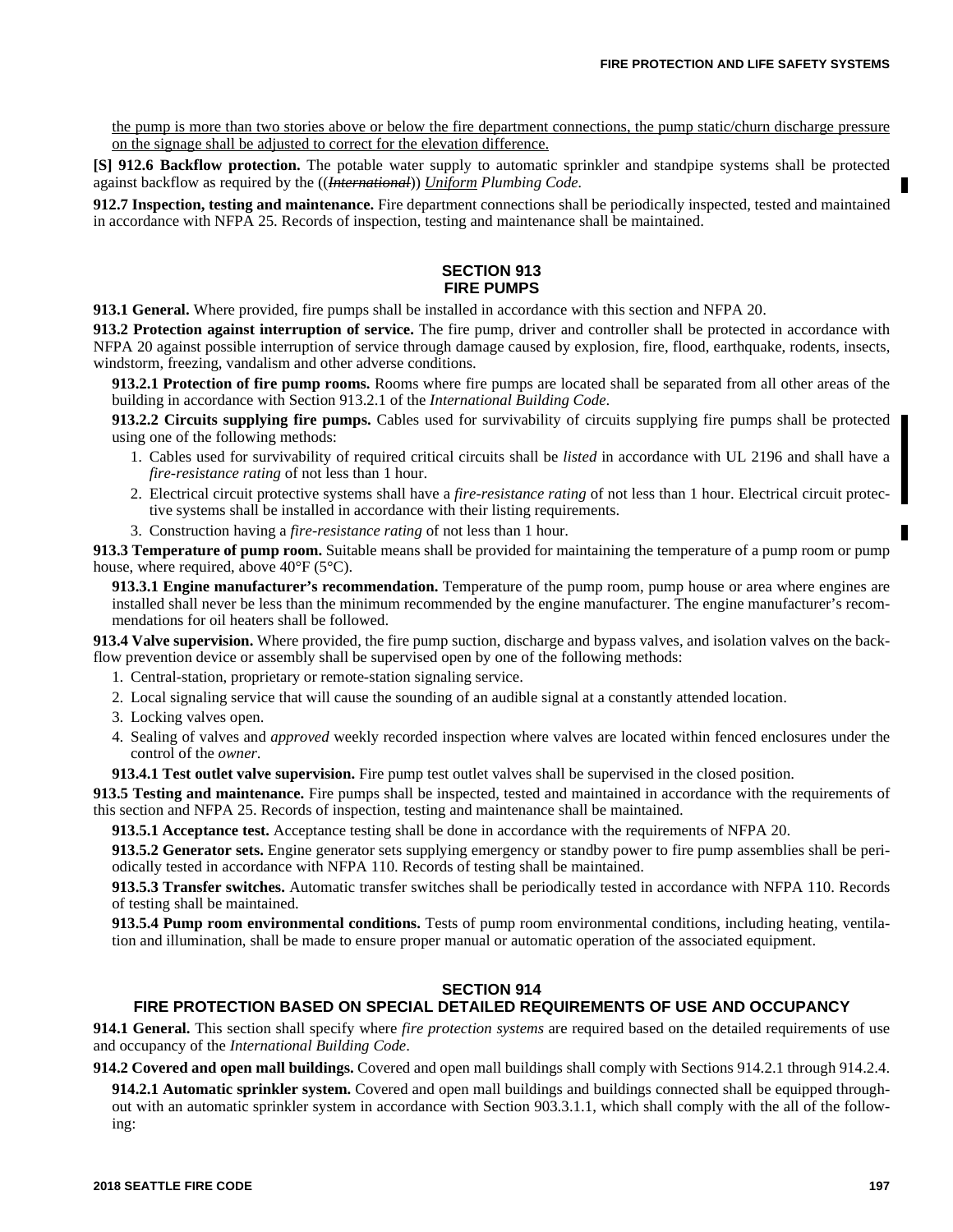the pump is more than two stories above or below the fire department connections, the pump static/churn discharge pressure on the signage shall be adjusted to correct for the elevation difference.

**[S] 912.6 Backflow protection.** The potable water supply to automatic sprinkler and standpipe systems shall be protected against backflow as required by the ((~~*International*~~)) *Uniform Plumbing Code.*

**912.7 Inspection, testing and maintenance.** Fire department connections shall be periodically inspected, tested and maintained in accordance with NFPA 25. Records of inspection, testing and maintenance shall be maintained.

## SECTION 913 FIRE PUMPS

**913.1 General.** Where provided, fire pumps shall be installed in accordance with this section and NFPA 20.

**913.2 Protection against interruption of service.** The fire pump, driver and controller shall be protected in accordance with NFPA 20 against possible interruption of service through damage caused by explosion, fire, flood, earthquake, rodents, insects, windstorm, freezing, vandalism and other adverse conditions.

**913.2.1 Protection of fire pump rooms.** Rooms where fire pumps are located shall be separated from all other areas of the building in accordance with Section 913.2.1 of the *International Building Code*.

**913.2.2 Circuits supplying fire pumps.** Cables used for survivability of circuits supplying fire pumps shall be protected using one of the following methods:

1. Cables used for survivability of required critical circuits shall be *listed* in accordance with UL 2196 and shall have a *fire-resistance rating* of not less than 1 hour.
2. Electrical circuit protective systems shall have a *fire-resistance rating* of not less than 1 hour. Electrical circuit protective systems shall be installed in accordance with their listing requirements.
3. Construction having a *fire-resistance rating* of not less than 1 hour.

**913.3 Temperature of pump room.** Suitable means shall be provided for maintaining the temperature of a pump room or pump house, where required, above 40°F (5°C).

**913.3.1 Engine manufacturer's recommendation.** Temperature of the pump room, pump house or area where engines are installed shall never be less than the minimum recommended by the engine manufacturer. The engine manufacturer's recommendations for oil heaters shall be followed.

**913.4 Valve supervision.** Where provided, the fire pump suction, discharge and bypass valves, and isolation valves on the backflow prevention device or assembly shall be supervised open by one of the following methods:

1. Central-station, proprietary or remote-station signaling service.
2. Local signaling service that will cause the sounding of an audible signal at a constantly attended location.
3. Locking valves open.
4. Sealing of valves and *approved* weekly recorded inspection where valves are located within fenced enclosures under the control of the *owner*.

**913.4.1 Test outlet valve supervision.** Fire pump test outlet valves shall be supervised in the closed position.

**913.5 Testing and maintenance.** Fire pumps shall be inspected, tested and maintained in accordance with the requirements of this section and NFPA 25. Records of inspection, testing and maintenance shall be maintained.

**913.5.1 Acceptance test.** Acceptance testing shall be done in accordance with the requirements of NFPA 20.

**913.5.2 Generator sets.** Engine generator sets supplying emergency or standby power to fire pump assemblies shall be periodically tested in accordance with NFPA 110. Records of testing shall be maintained.

**913.5.3 Transfer switches.** Automatic transfer switches shall be periodically tested in accordance with NFPA 110. Records of testing shall be maintained.

**913.5.4 Pump room environmental conditions.** Tests of pump room environmental conditions, including heating, ventilation and illumination, shall be made to ensure proper manual or automatic operation of the associated equipment.

## SECTION 914 FIRE PROTECTION BASED ON SPECIAL DETAILED REQUIREMENTS OF USE AND OCCUPANCY

**914.1 General.** This section shall specify where *fire protection systems* are required based on the detailed requirements of use and occupancy of the *International Building Code*.

**914.2 Covered and open mall buildings.** Covered and open mall buildings shall comply with Sections 914.2.1 through 914.2.4.

**914.2.1 Automatic sprinkler system.** Covered and open mall buildings and buildings connected shall be equipped throughout with an automatic sprinkler system in accordance with Section 903.3.1.1, which shall comply with the all of the following: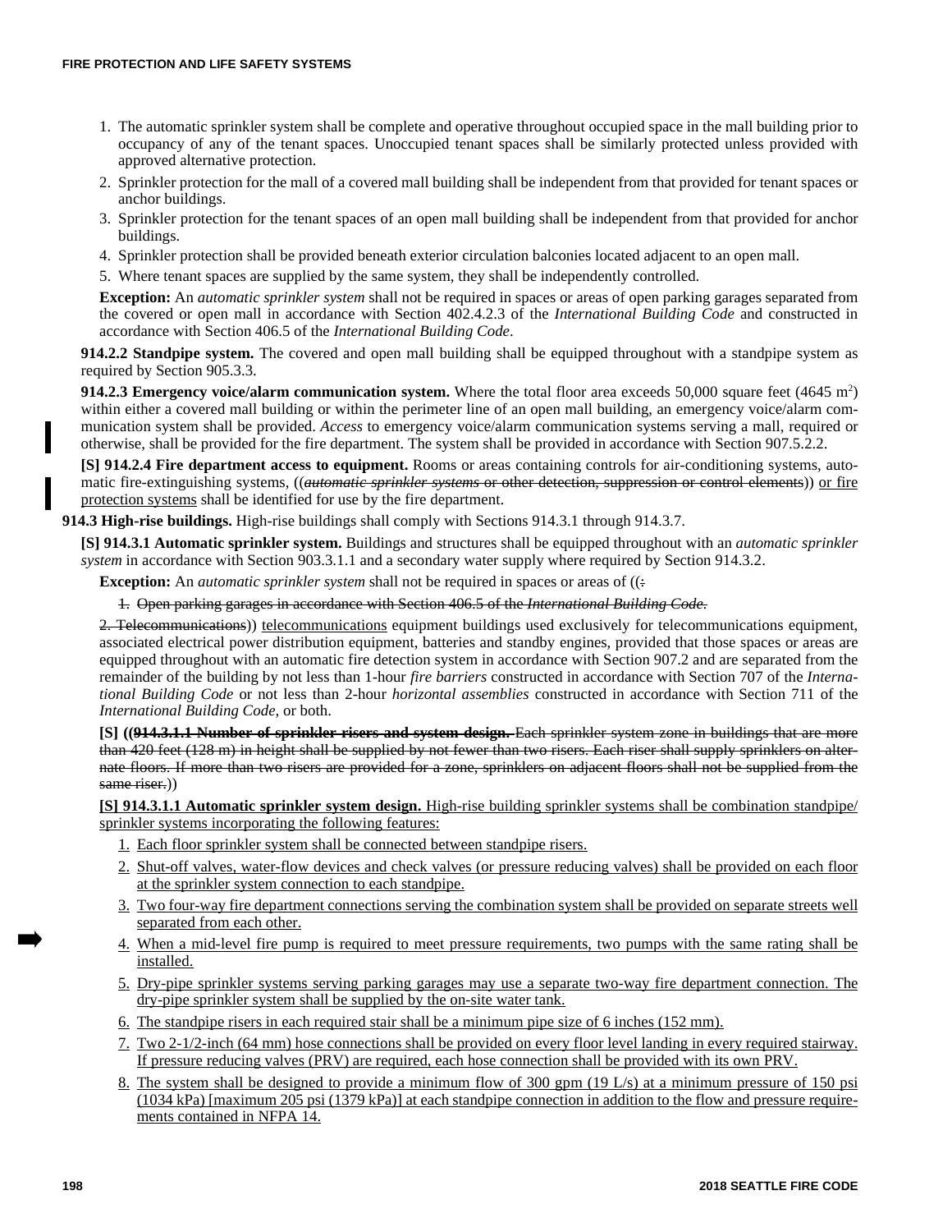1. The automatic sprinkler system shall be complete and operative throughout occupied space in the mall building prior to occupancy of any of the tenant spaces. Unoccupied tenant spaces shall be similarly protected unless provided with approved alternative protection.
2. Sprinkler protection for the mall of a covered mall building shall be independent from that provided for tenant spaces or anchor buildings.
3. Sprinkler protection for the tenant spaces of an open mall building shall be independent from that provided for anchor buildings.
4. Sprinkler protection shall be provided beneath exterior circulation balconies located adjacent to an open mall.
5. Where tenant spaces are supplied by the same system, they shall be independently controlled.

**Exception:** An *automatic sprinkler system* shall not be required in spaces or areas of open parking garages separated from the covered or open mall in accordance with Section 402.4.2.3 of the *International Building Code* and constructed in accordance with Section 406.5 of the *International Building Code*.

**914.2.2 Standpipe system.** The covered and open mall building shall be equipped throughout with a standpipe system as required by Section 905.3.3.

**914.2.3 Emergency voice/alarm communication system.** Where the total floor area exceeds 50,000 square feet (4645 $m^2$) within either a covered mall building or within the perimeter line of an open mall building, an emergency voice/alarm communication system shall be provided. *Access* to emergency voice/alarm communication systems serving a mall, required or otherwise, shall be provided for the fire department. The system shall be provided in accordance with Section 907.5.2.2.

**[S] 914.2.4 Fire department access to equipment.** Rooms or areas containing controls for air-conditioning systems, automatic fire-extinguishing systems, ((~~*automatic sprinkler systems* or other detection, suppression or control elements~~)) <u>or fire protection systems</u> shall be identified for use by the fire department.

**914.3 High-rise buildings.** High-rise buildings shall comply with Sections 914.3.1 through 914.3.7.

**[S] 914.3.1 Automatic sprinkler system.** Buildings and structures shall be equipped throughout with an *automatic sprinkler system* in accordance with Section 903.3.1.1 and a secondary water supply where required by Section 914.3.2.

**Exception:** An *automatic sprinkler system* shall not be required in spaces or areas of ((~~:~~

~~1. Open parking garages in accordance with Section 406.5 of the *International Building Code*.~~

~~2. Telecommunications~~)) <u>telecommunications</u> equipment buildings used exclusively for telecommunications equipment, associated electrical power distribution equipment, batteries and standby engines, provided that those spaces or areas are equipped throughout with an automatic fire detection system in accordance with Section 907.2 and are separated from the remainder of the building by not less than 1-hour *fire barriers* constructed in accordance with Section 707 of the *International Building Code* or not less than 2-hour *horizontal assemblies* constructed in accordance with Section 711 of the *International Building Code*, or both.

**[S]** ((~~**914.3.1.1 Number of sprinkler risers and system design.** Each sprinkler system zone in buildings that are more than 420 feet (128 m) in height shall be supplied by not fewer than two risers. Each riser shall supply sprinklers on alternate floors. If more than two risers are provided for a zone, sprinklers on adjacent floors shall not be supplied from the same riser.~~))

**[S] 914.3.1.1 Automatic sprinkler system design.** <u>High-rise building sprinkler systems shall be combination standpipe/sprinkler systems incorporating the following features:</u>

1. <u>Each floor sprinkler system shall be connected between standpipe risers.</u>
2. <u>Shut-off valves, water-flow devices and check valves (or pressure reducing valves) shall be provided on each floor at the sprinkler system connection to each standpipe.</u>
3. <u>Two four-way fire department connections serving the combination system shall be provided on separate streets well separated from each other.</u>
4. <u>When a mid-level fire pump is required to meet pressure requirements, two pumps with the same rating shall be installed.</u>
5. <u>Dry-pipe sprinkler systems serving parking garages may use a separate two-way fire department connection. The dry-pipe sprinkler system shall be supplied by the on-site water tank.</u>
6. <u>The standpipe risers in each required stair shall be a minimum pipe size of 6 inches (152 mm).</u>
7. <u>Two 2-1/2-inch (64 mm) hose connections shall be provided on every floor level landing in every required stairway. If pressure reducing valves (PRV) are required, each hose connection shall be provided with its own PRV.</u>
8. <u>The system shall be designed to provide a minimum flow of 300 gpm (19 L/s) at a minimum pressure of 150 psi (1034 kPa) [maximum 205 psi (1379 kPa)] at each standpipe connection in addition to the flow and pressure requirements contained in NFPA 14.</u>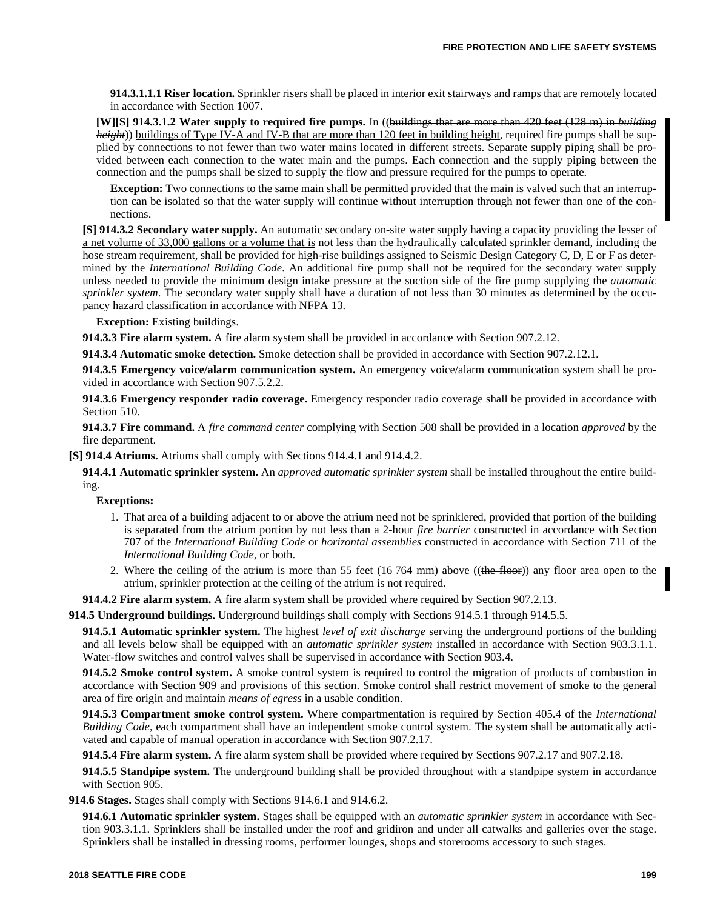**914.3.1.1.1 Riser location.** Sprinkler risers shall be placed in interior exit stairways and ramps that are remotely located in accordance with Section 1007.

**[W][S] 914.3.1.2 Water supply to required fire pumps.** In ((~~buildings that are more than 420 feet (128 m) in *building height*~~)) buildings of Type IV-A and IV-B that are more than 120 feet in building height, required fire pumps shall be supplied by connections to not fewer than two water mains located in different streets. Separate supply piping shall be provided between each connection to the water main and the pumps. Each connection and the supply piping between the connection and the pumps shall be sized to supply the flow and pressure required for the pumps to operate.

**Exception:** Two connections to the same main shall be permitted provided that the main is valved such that an interruption can be isolated so that the water supply will continue without interruption through not fewer than one of the connections.

**[S] 914.3.2 Secondary water supply.** An automatic secondary on-site water supply having a capacity providing the lesser of a net volume of 33,000 gallons or a volume that is not less than the hydraulically calculated sprinkler demand, including the hose stream requirement, shall be provided for high-rise buildings assigned to Seismic Design Category C, D, E or F as determined by the *International Building Code.* An additional fire pump shall not be required for the secondary water supply unless needed to provide the minimum design intake pressure at the suction side of the fire pump supplying the *automatic sprinkler system*. The secondary water supply shall have a duration of not less than 30 minutes as determined by the occupancy hazard classification in accordance with NFPA 13.

**Exception:** Existing buildings.

**914.3.3 Fire alarm system.** A fire alarm system shall be provided in accordance with Section 907.2.12.

**914.3.4 Automatic smoke detection.** Smoke detection shall be provided in accordance with Section 907.2.12.1.

**914.3.5 Emergency voice/alarm communication system.** An emergency voice/alarm communication system shall be provided in accordance with Section 907.5.2.2.

**914.3.6 Emergency responder radio coverage.** Emergency responder radio coverage shall be provided in accordance with Section 510.

**914.3.7 Fire command.** A *fire command center* complying with Section 508 shall be provided in a location *approved* by the fire department.

**[S] 914.4 Atriums.** Atriums shall comply with Sections 914.4.1 and 914.4.2.

**914.4.1 Automatic sprinkler system.** An *approved automatic sprinkler system* shall be installed throughout the entire building.

**Exceptions:**

1. That area of a building adjacent to or above the atrium need not be sprinklered, provided that portion of the building is separated from the atrium portion by not less than a 2-hour *fire barrier* constructed in accordance with Section 707 of the *International Building Code* or *horizontal assemblies* constructed in accordance with Section 711 of the *International Building Code*, or both.
2. Where the ceiling of the atrium is more than 55 feet (16 764 mm) above ((~~the floor~~)) any floor area open to the atrium, sprinkler protection at the ceiling of the atrium is not required.

**914.4.2 Fire alarm system.** A fire alarm system shall be provided where required by Section 907.2.13.

**914.5 Underground buildings.** Underground buildings shall comply with Sections 914.5.1 through 914.5.5.

**914.5.1 Automatic sprinkler system.** The highest *level of exit discharge* serving the underground portions of the building and all levels below shall be equipped with an *automatic sprinkler system* installed in accordance with Section 903.3.1.1. Water-flow switches and control valves shall be supervised in accordance with Section 903.4.

**914.5.2 Smoke control system.** A smoke control system is required to control the migration of products of combustion in accordance with Section 909 and provisions of this section. Smoke control shall restrict movement of smoke to the general area of fire origin and maintain *means of egress* in a usable condition.

**914.5.3 Compartment smoke control system.** Where compartmentation is required by Section 405.4 of the *International Building Code*, each compartment shall have an independent smoke control system. The system shall be automatically activated and capable of manual operation in accordance with Section 907.2.17.

**914.5.4 Fire alarm system.** A fire alarm system shall be provided where required by Sections 907.2.17 and 907.2.18.

**914.5.5 Standpipe system.** The underground building shall be provided throughout with a standpipe system in accordance with Section 905.

**914.6 Stages.** Stages shall comply with Sections 914.6.1 and 914.6.2.

**914.6.1 Automatic sprinkler system.** Stages shall be equipped with an *automatic sprinkler system* in accordance with Section 903.3.1.1. Sprinklers shall be installed under the roof and gridiron and under all catwalks and galleries over the stage. Sprinklers shall be installed in dressing rooms, performer lounges, shops and storerooms accessory to such stages.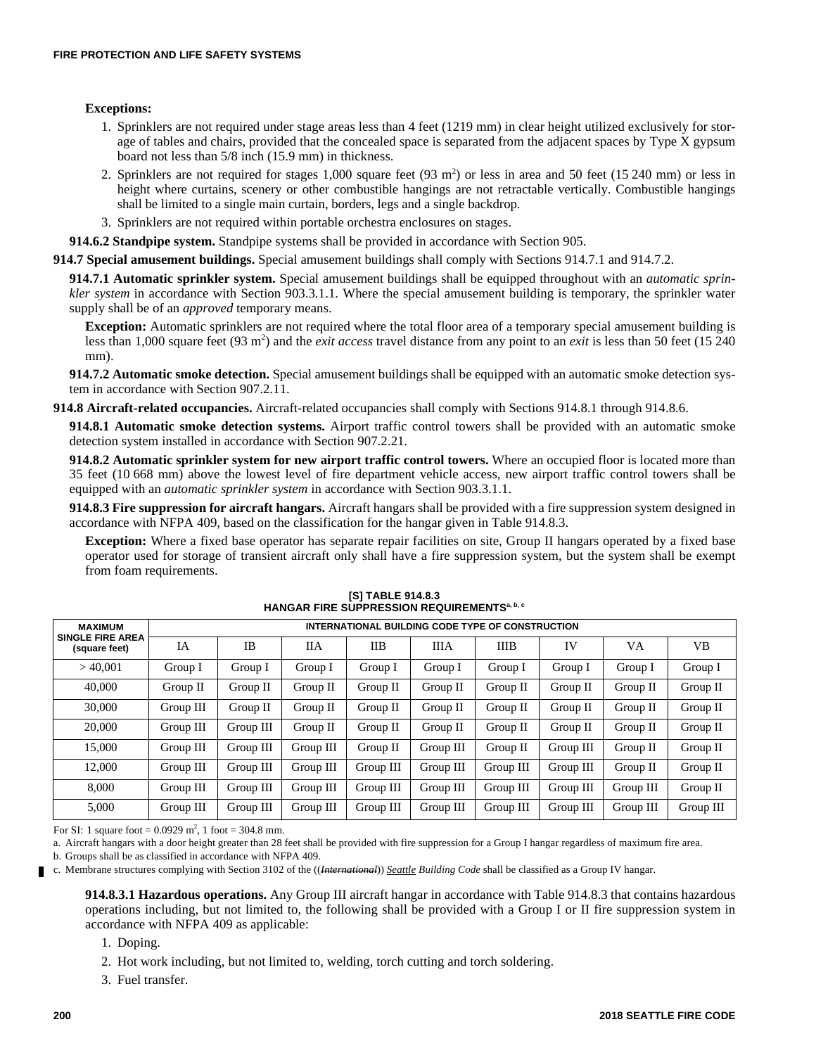**Exceptions:**

1. Sprinklers are not required under stage areas less than 4 feet (1219 mm) in clear height utilized exclusively for storage of tables and chairs, provided that the concealed space is separated from the adjacent spaces by Type X gypsum board not less than 5/8 inch (15.9 mm) in thickness.
2. Sprinklers are not required for stages 1,000 square feet (93 $m^2$) or less in area and 50 feet (15 240 mm) or less in height where curtains, scenery or other combustible hangings are not retractable vertically. Combustible hangings shall be limited to a single main curtain, borders, legs and a single backdrop.
3. Sprinklers are not required within portable orchestra enclosures on stages.

**914.6.2 Standpipe system.** Standpipe systems shall be provided in accordance with Section 905.

**914.7 Special amusement buildings.** Special amusement buildings shall comply with Sections 914.7.1 and 914.7.2.

**914.7.1 Automatic sprinkler system.** Special amusement buildings shall be equipped throughout with an *automatic sprinkler system* in accordance with Section 903.3.1.1. Where the special amusement building is temporary, the sprinkler water supply shall be of an *approved* temporary means.

**Exception:** Automatic sprinklers are not required where the total floor area of a temporary special amusement building is less than 1,000 square feet (93 $m^2$) and the *exit access* travel distance from any point to an *exit* is less than 50 feet (15 240 mm).

**914.7.2 Automatic smoke detection.** Special amusement buildings shall be equipped with an automatic smoke detection system in accordance with Section 907.2.11.

**914.8 Aircraft-related occupancies.** Aircraft-related occupancies shall comply with Sections 914.8.1 through 914.8.6.

**914.8.1 Automatic smoke detection systems.** Airport traffic control towers shall be provided with an automatic smoke detection system installed in accordance with Section 907.2.21.

**914.8.2 Automatic sprinkler system for new airport traffic control towers.** Where an occupied floor is located more than 35 feet (10 668 mm) above the lowest level of fire department vehicle access, new airport traffic control towers shall be equipped with an *automatic sprinkler system* in accordance with Section 903.3.1.1.

**914.8.3 Fire suppression for aircraft hangars.** Aircraft hangars shall be provided with a fire suppression system designed in accordance with NFPA 409, based on the classification for the hangar given in Table 914.8.3.

**Exception:** Where a fixed base operator has separate repair facilities on site, Group II hangars operated by a fixed base operator used for storage of transient aircraft only shall have a fire suppression system, but the system shall be exempt from foam requirements.

**[S] TABLE 914.8.3**
**HANGAR FIRE SUPPRESSION REQUIREMENTS[a, b, c]**

| MAXIMUM SINGLE FIRE AREA (square feet) | INTERNATIONAL BUILDING CODE TYPE OF CONSTRUCTION | | | | | | | | |
|---|---|---|---|---|---|---|---|---|---|
| | IA | IB | IIA | IIB | IIIA | IIIB | IV | VA | VB |
| > 40,001 | Group I | Group I | Group I | Group I | Group I | Group I | Group I | Group I | Group I |
| 40,000 | Group II | Group II | Group II | Group II | Group II | Group II | Group II | Group II | Group II |
| 30,000 | Group III | Group II | Group II | Group II | Group II | Group II | Group II | Group II | Group II |
| 20,000 | Group III | Group III | Group II | Group II | Group II | Group II | Group II | Group II | Group II |
| 15,000 | Group III | Group III | Group III | Group II | Group III | Group II | Group III | Group II | Group II |
| 12,000 | Group III | Group III | Group III | Group III | Group III | Group III | Group III | Group II | Group II |
| 8,000 | Group III | Group III | Group III | Group III | Group III | Group III | Group III | Group III | Group II |
| 5,000 | Group III | Group III | Group III | Group III | Group III | Group III | Group III | Group III | Group III |

For SI: 1 square foot = 0.0929 $m^2$, 1 foot = 304.8 mm.

a. Aircraft hangars with a door height greater than 28 feet shall be provided with fire suppression for a Group I hangar regardless of maximum fire area.

b. Groups shall be as classified in accordance with NFPA 409.

c. Membrane structures complying with Section 3102 of the ((~~*International*~~)) <u>*Seattle*</u> *Building Code* shall be classified as a Group IV hangar.

**914.8.3.1 Hazardous operations.** Any Group III aircraft hangar in accordance with Table 914.8.3 that contains hazardous operations including, but not limited to, the following shall be provided with a Group I or II fire suppression system in accordance with NFPA 409 as applicable:

1. Doping.
2. Hot work including, but not limited to, welding, torch cutting and torch soldering.
3. Fuel transfer.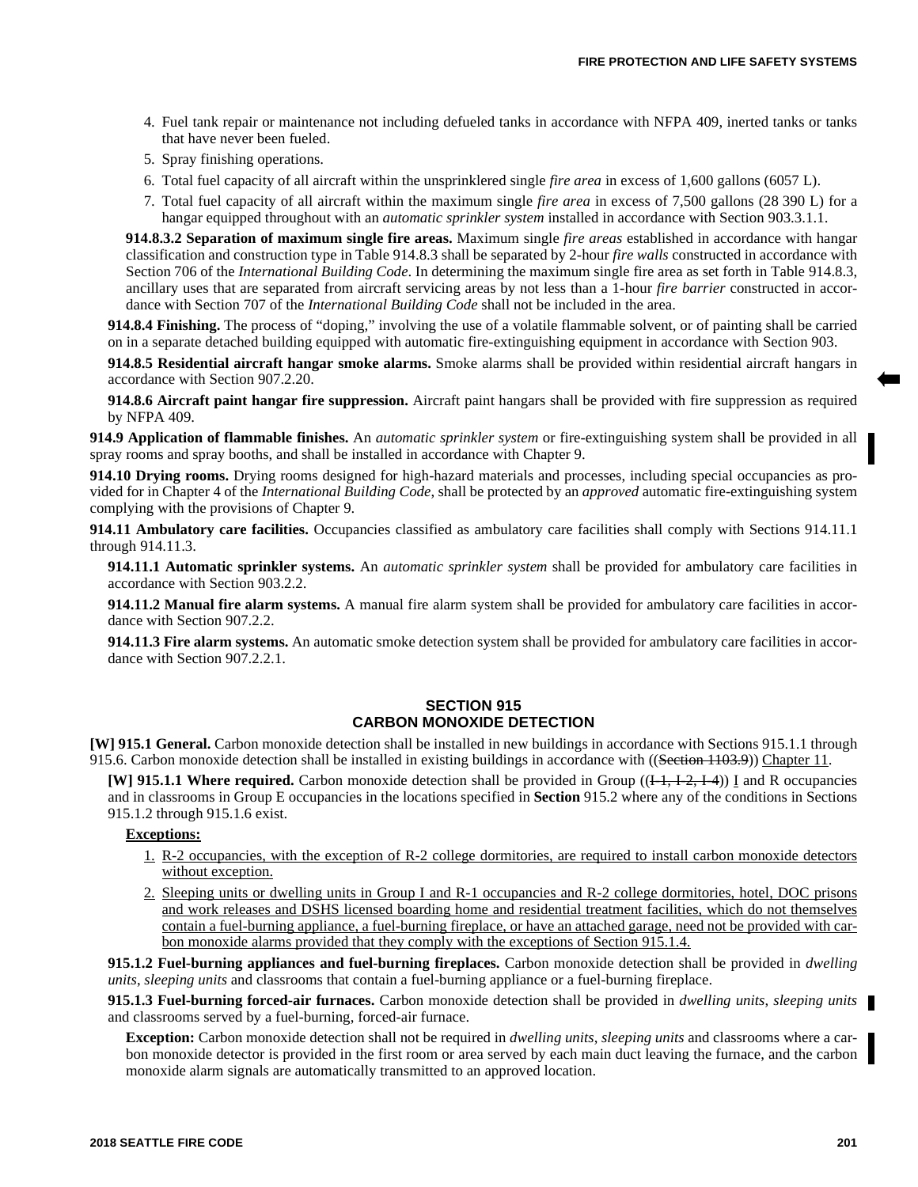4. Fuel tank repair or maintenance not including defueled tanks in accordance with NFPA 409, inerted tanks or tanks that have never been fueled.
5. Spray finishing operations.
6. Total fuel capacity of all aircraft within the unsprinklered single *fire area* in excess of 1,600 gallons (6057 L).
7. Total fuel capacity of all aircraft within the maximum single *fire area* in excess of 7,500 gallons (28 390 L) for a hangar equipped throughout with an *automatic sprinkler system* installed in accordance with Section 903.3.1.1.

**914.8.3.2 Separation of maximum single fire areas.** Maximum single *fire areas* established in accordance with hangar classification and construction type in Table 914.8.3 shall be separated by 2-hour *fire walls* constructed in accordance with Section 706 of the *International Building Code*. In determining the maximum single fire area as set forth in Table 914.8.3, ancillary uses that are separated from aircraft servicing areas by not less than a 1-hour *fire barrier* constructed in accordance with Section 707 of the *International Building Code* shall not be included in the area.

**914.8.4 Finishing.** The process of "doping," involving the use of a volatile flammable solvent, or of painting shall be carried on in a separate detached building equipped with automatic fire-extinguishing equipment in accordance with Section 903.

**914.8.5 Residential aircraft hangar smoke alarms.** Smoke alarms shall be provided within residential aircraft hangars in accordance with Section 907.2.20.

**914.8.6 Aircraft paint hangar fire suppression.** Aircraft paint hangars shall be provided with fire suppression as required by NFPA 409.

**914.9 Application of flammable finishes.** An *automatic sprinkler system* or fire-extinguishing system shall be provided in all spray rooms and spray booths, and shall be installed in accordance with Chapter 9.

**914.10 Drying rooms.** Drying rooms designed for high-hazard materials and processes, including special occupancies as provided for in Chapter 4 of the *International Building Code*, shall be protected by an *approved* automatic fire-extinguishing system complying with the provisions of Chapter 9.

**914.11 Ambulatory care facilities.** Occupancies classified as ambulatory care facilities shall comply with Sections 914.11.1 through 914.11.3.

**914.11.1 Automatic sprinkler systems.** An *automatic sprinkler system* shall be provided for ambulatory care facilities in accordance with Section 903.2.2.

**914.11.2 Manual fire alarm systems.** A manual fire alarm system shall be provided for ambulatory care facilities in accordance with Section 907.2.2.

**914.11.3 Fire alarm systems.** An automatic smoke detection system shall be provided for ambulatory care facilities in accordance with Section 907.2.2.1.

## SECTION 915
## CARBON MONOXIDE DETECTION

**[W] 915.1 General.** Carbon monoxide detection shall be installed in new buildings in accordance with Sections 915.1.1 through 915.6. Carbon monoxide detection shall be installed in existing buildings in accordance with ((~~Section 1103.9~~)) Chapter 11.

**[W] 915.1.1 Where required.** Carbon monoxide detection shall be provided in Group ((~~I-1, I-2, I-4~~)) I and R occupancies and in classrooms in Group E occupancies in the locations specified in **Section** 915.2 where any of the conditions in Sections 915.1.2 through 915.1.6 exist.

**Exceptions:**

1. R-2 occupancies, with the exception of R-2 college dormitories, are required to install carbon monoxide detectors without exception.
2. Sleeping units or dwelling units in Group I and R-1 occupancies and R-2 college dormitories, hotel, DOC prisons and work releases and DSHS licensed boarding home and residential treatment facilities, which do not themselves contain a fuel-burning appliance, a fuel-burning fireplace, or have an attached garage, need not be provided with carbon monoxide alarms provided that they comply with the exceptions of Section 915.1.4.

**915.1.2 Fuel-burning appliances and fuel-burning fireplaces.** Carbon monoxide detection shall be provided in *dwelling units*, *sleeping units* and classrooms that contain a fuel-burning appliance or a fuel-burning fireplace.

**915.1.3 Fuel-burning forced-air furnaces.** Carbon monoxide detection shall be provided in *dwelling units*, *sleeping units* and classrooms served by a fuel-burning, forced-air furnace.

**Exception:** Carbon monoxide detection shall not be required in *dwelling units*, *sleeping units* and classrooms where a carbon monoxide detector is provided in the first room or area served by each main duct leaving the furnace, and the carbon monoxide alarm signals are automatically transmitted to an approved location.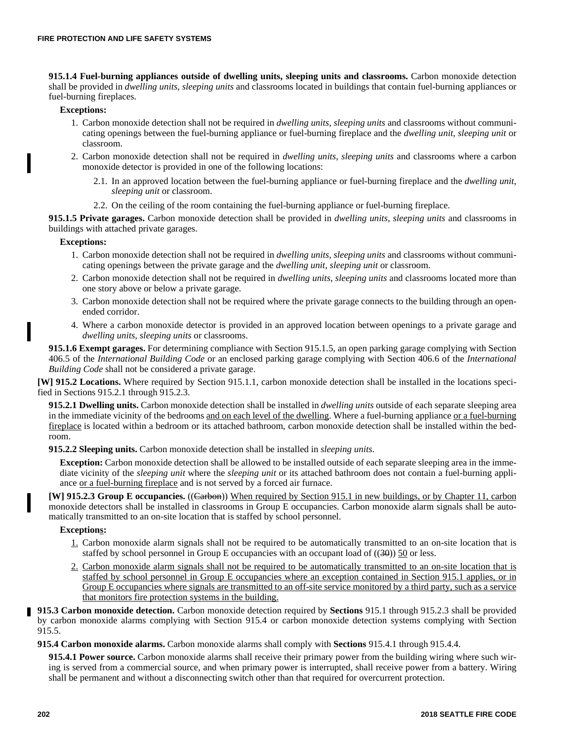**915.1.4 Fuel-burning appliances outside of dwelling units, sleeping units and classrooms.** Carbon monoxide detection shall be provided in *dwelling units*, *sleeping units* and classrooms located in buildings that contain fuel-burning appliances or fuel-burning fireplaces.

**Exceptions:**

1. Carbon monoxide detection shall not be required in *dwelling units*, *sleeping units* and classrooms without communicating openings between the fuel-burning appliance or fuel-burning fireplace and the *dwelling unit*, *sleeping unit* or classroom.
2. Carbon monoxide detection shall not be required in *dwelling units*, *sleeping units* and classrooms where a carbon monoxide detector is provided in one of the following locations:
   - 2.1. In an approved location between the fuel-burning appliance or fuel-burning fireplace and the *dwelling unit*, *sleeping unit* or classroom.
   - 2.2. On the ceiling of the room containing the fuel-burning appliance or fuel-burning fireplace.

**915.1.5 Private garages.** Carbon monoxide detection shall be provided in *dwelling units*, *sleeping units* and classrooms in buildings with attached private garages.

**Exceptions:**

1. Carbon monoxide detection shall not be required in *dwelling units*, *sleeping units* and classrooms without communicating openings between the private garage and the *dwelling unit*, *sleeping unit* or classroom.
2. Carbon monoxide detection shall not be required in *dwelling units*, *sleeping units* and classrooms located more than one story above or below a private garage.
3. Carbon monoxide detection shall not be required where the private garage connects to the building through an open-ended corridor.
4. Where a carbon monoxide detector is provided in an approved location between openings to a private garage and *dwelling units*, *sleeping units* or classrooms.

**915.1.6 Exempt garages.** For determining compliance with Section 915.1.5, an open parking garage complying with Section 406.5 of the *International Building Code* or an enclosed parking garage complying with Section 406.6 of the *International Building Code* shall not be considered a private garage.

**[W] 915.2 Locations.** Where required by Section 915.1.1, carbon monoxide detection shall be installed in the locations specified in Sections 915.2.1 through 915.2.3.

**915.2.1 Dwelling units.** Carbon monoxide detection shall be installed in *dwelling units* outside of each separate sleeping area in the immediate vicinity of the bedrooms <u>and on each level of the dwelling</u>. Where a fuel-burning appliance <u>or a fuel-burning fireplace</u> is located within a bedroom or its attached bathroom, carbon monoxide detection shall be installed within the bedroom.

**915.2.2 Sleeping units.** Carbon monoxide detection shall be installed in *sleeping units*.

**Exception:** Carbon monoxide detection shall be allowed to be installed outside of each separate sleeping area in the immediate vicinity of the *sleeping unit* where the *sleeping unit* or its attached bathroom does not contain a fuel-burning appliance <u>or a fuel-burning fireplace</u> and is not served by a forced air furnace.

**[W] 915.2.3 Group E occupancies.** ((~~Carbon~~)) <u>When required by Section 915.1 in new buildings, or by Chapter 11, carbon</u> monoxide detectors shall be installed in classrooms in Group E occupancies. Carbon monoxide alarm signals shall be automatically transmitted to an on-site location that is staffed by school personnel.

**Exception<u>s</u>:**

<u>1.</u> Carbon monoxide alarm signals shall not be required to be automatically transmitted to an on-site location that is staffed by school personnel in Group E occupancies with an occupant load of ((~~30~~)) <u>50</u> or less.

<u>2. Carbon monoxide alarm signals shall not be required to be automatically transmitted to an on-site location that is staffed by school personnel in Group E occupancies where an exception contained in Section 915.1 applies, or in Group E occupancies where signals are transmitted to an off-site service monitored by a third party, such as a service that monitors fire protection systems in the building.</u>

**915.3 Carbon monoxide detection.** Carbon monoxide detection required by **Sections** 915.1 through 915.2.3 shall be provided by carbon monoxide alarms complying with Section 915.4 or carbon monoxide detection systems complying with Section 915.5.

**915.4 Carbon monoxide alarms.** Carbon monoxide alarms shall comply with **Sections** 915.4.1 through 915.4.4.

**915.4.1 Power source.** Carbon monoxide alarms shall receive their primary power from the building wiring where such wiring is served from a commercial source, and when primary power is interrupted, shall receive power from a battery. Wiring shall be permanent and without a disconnecting switch other than that required for overcurrent protection.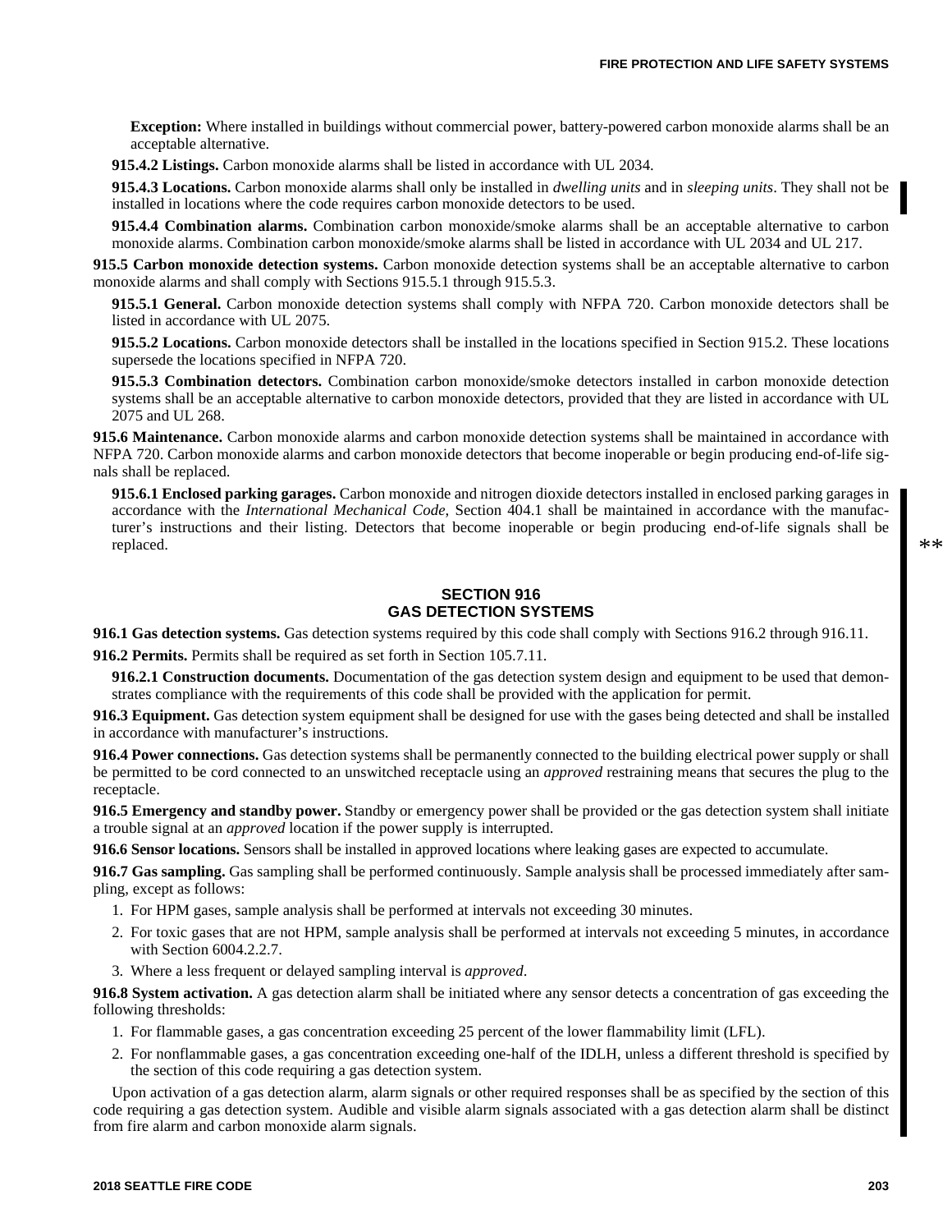**Exception:** Where installed in buildings without commercial power, battery-powered carbon monoxide alarms shall be an acceptable alternative.

**915.4.2 Listings.** Carbon monoxide alarms shall be listed in accordance with UL 2034.

**915.4.3 Locations.** Carbon monoxide alarms shall only be installed in *dwelling units* and in *sleeping units*. They shall not be installed in locations where the code requires carbon monoxide detectors to be used.

**915.4.4 Combination alarms.** Combination carbon monoxide/smoke alarms shall be an acceptable alternative to carbon monoxide alarms. Combination carbon monoxide/smoke alarms shall be listed in accordance with UL 2034 and UL 217.

**915.5 Carbon monoxide detection systems.** Carbon monoxide detection systems shall be an acceptable alternative to carbon monoxide alarms and shall comply with Sections 915.5.1 through 915.5.3.

**915.5.1 General.** Carbon monoxide detection systems shall comply with NFPA 720. Carbon monoxide detectors shall be listed in accordance with UL 2075.

**915.5.2 Locations.** Carbon monoxide detectors shall be installed in the locations specified in Section 915.2. These locations supersede the locations specified in NFPA 720.

**915.5.3 Combination detectors.** Combination carbon monoxide/smoke detectors installed in carbon monoxide detection systems shall be an acceptable alternative to carbon monoxide detectors, provided that they are listed in accordance with UL 2075 and UL 268.

**915.6 Maintenance.** Carbon monoxide alarms and carbon monoxide detection systems shall be maintained in accordance with NFPA 720. Carbon monoxide alarms and carbon monoxide detectors that become inoperable or begin producing end-of-life signals shall be replaced.

**915.6.1 Enclosed parking garages.** Carbon monoxide and nitrogen dioxide detectors installed in enclosed parking garages in accordance with the *International Mechanical Code*, Section 404.1 shall be maintained in accordance with the manufacturer's instructions and their listing. Detectors that become inoperable or begin producing end-of-life signals shall be replaced.

## SECTION 916
## GAS DETECTION SYSTEMS

**916.1 Gas detection systems.** Gas detection systems required by this code shall comply with Sections 916.2 through 916.11.

**916.2 Permits.** Permits shall be required as set forth in Section 105.7.11.

**916.2.1 Construction documents.** Documentation of the gas detection system design and equipment to be used that demonstrates compliance with the requirements of this code shall be provided with the application for permit.

**916.3 Equipment.** Gas detection system equipment shall be designed for use with the gases being detected and shall be installed in accordance with manufacturer's instructions.

**916.4 Power connections.** Gas detection systems shall be permanently connected to the building electrical power supply or shall be permitted to be cord connected to an unswitched receptacle using an *approved* restraining means that secures the plug to the receptacle.

**916.5 Emergency and standby power.** Standby or emergency power shall be provided or the gas detection system shall initiate a trouble signal at an *approved* location if the power supply is interrupted.

**916.6 Sensor locations.** Sensors shall be installed in approved locations where leaking gases are expected to accumulate.

**916.7 Gas sampling.** Gas sampling shall be performed continuously. Sample analysis shall be processed immediately after sampling, except as follows:

1. For HPM gases, sample analysis shall be performed at intervals not exceeding 30 minutes.
2. For toxic gases that are not HPM, sample analysis shall be performed at intervals not exceeding 5 minutes, in accordance with Section 6004.2.2.7.
3. Where a less frequent or delayed sampling interval is *approved*.

**916.8 System activation.** A gas detection alarm shall be initiated where any sensor detects a concentration of gas exceeding the following thresholds:

1. For flammable gases, a gas concentration exceeding 25 percent of the lower flammability limit (LFL).
2. For nonflammable gases, a gas concentration exceeding one-half of the IDLH, unless a different threshold is specified by the section of this code requiring a gas detection system.

Upon activation of a gas detection alarm, alarm signals or other required responses shall be as specified by the section of this code requiring a gas detection system. Audible and visible alarm signals associated with a gas detection alarm shall be distinct from fire alarm and carbon monoxide alarm signals.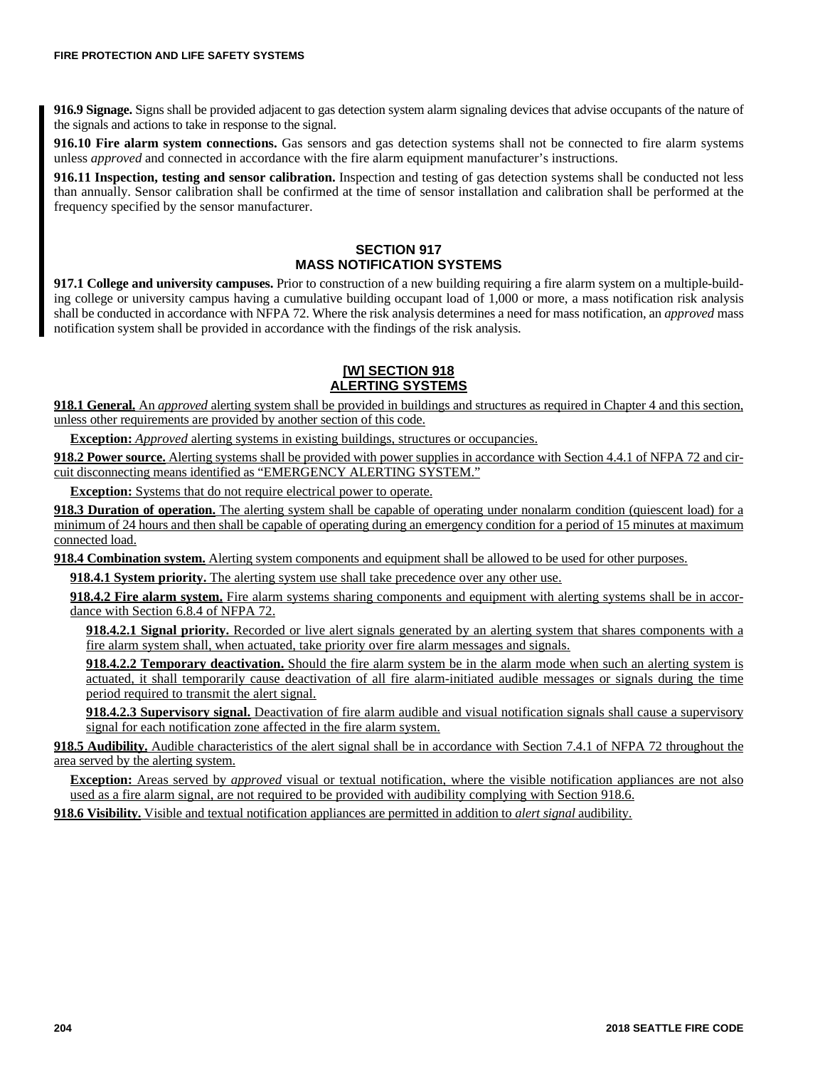**916.9 Signage.** Signs shall be provided adjacent to gas detection system alarm signaling devices that advise occupants of the nature of the signals and actions to take in response to the signal.

**916.10 Fire alarm system connections.** Gas sensors and gas detection systems shall not be connected to fire alarm systems unless *approved* and connected in accordance with the fire alarm equipment manufacturer's instructions.

**916.11 Inspection, testing and sensor calibration.** Inspection and testing of gas detection systems shall be conducted not less than annually. Sensor calibration shall be confirmed at the time of sensor installation and calibration shall be performed at the frequency specified by the sensor manufacturer.

## SECTION 917
## MASS NOTIFICATION SYSTEMS

**917.1 College and university campuses.** Prior to construction of a new building requiring a fire alarm system on a multiple-building college or university campus having a cumulative building occupant load of 1,000 or more, a mass notification risk analysis shall be conducted in accordance with NFPA 72. Where the risk analysis determines a need for mass notification, an *approved* mass notification system shall be provided in accordance with the findings of the risk analysis.

## [W] SECTION 918
## ALERTING SYSTEMS

**918.1 General.** An *approved* alerting system shall be provided in buildings and structures as required in Chapter 4 and this section, unless other requirements are provided by another section of this code.

**Exception:** *Approved* alerting systems in existing buildings, structures or occupancies.

**918.2 Power source.** Alerting systems shall be provided with power supplies in accordance with Section 4.4.1 of NFPA 72 and circuit disconnecting means identified as "EMERGENCY ALERTING SYSTEM."

**Exception:** Systems that do not require electrical power to operate.

**918.3 Duration of operation.** The alerting system shall be capable of operating under nonalarm condition (quiescent load) for a minimum of 24 hours and then shall be capable of operating during an emergency condition for a period of 15 minutes at maximum connected load.

**918.4 Combination system.** Alerting system components and equipment shall be allowed to be used for other purposes.

**918.4.1 System priority.** The alerting system use shall take precedence over any other use.

**918.4.2 Fire alarm system.** Fire alarm systems sharing components and equipment with alerting systems shall be in accordance with Section 6.8.4 of NFPA 72.

**918.4.2.1 Signal priority.** Recorded or live alert signals generated by an alerting system that shares components with a fire alarm system shall, when actuated, take priority over fire alarm messages and signals.

**918.4.2.2 Temporary deactivation.** Should the fire alarm system be in the alarm mode when such an alerting system is actuated, it shall temporarily cause deactivation of all fire alarm-initiated audible messages or signals during the time period required to transmit the alert signal.

**918.4.2.3 Supervisory signal.** Deactivation of fire alarm audible and visual notification signals shall cause a supervisory signal for each notification zone affected in the fire alarm system.

**918.5 Audibility.** Audible characteristics of the alert signal shall be in accordance with Section 7.4.1 of NFPA 72 throughout the area served by the alerting system.

**Exception:** Areas served by *approved* visual or textual notification, where the visible notification appliances are not also used as a fire alarm signal, are not required to be provided with audibility complying with Section 918.6.

**918.6 Visibility.** Visible and textual notification appliances are permitted in addition to *alert signal* audibility.